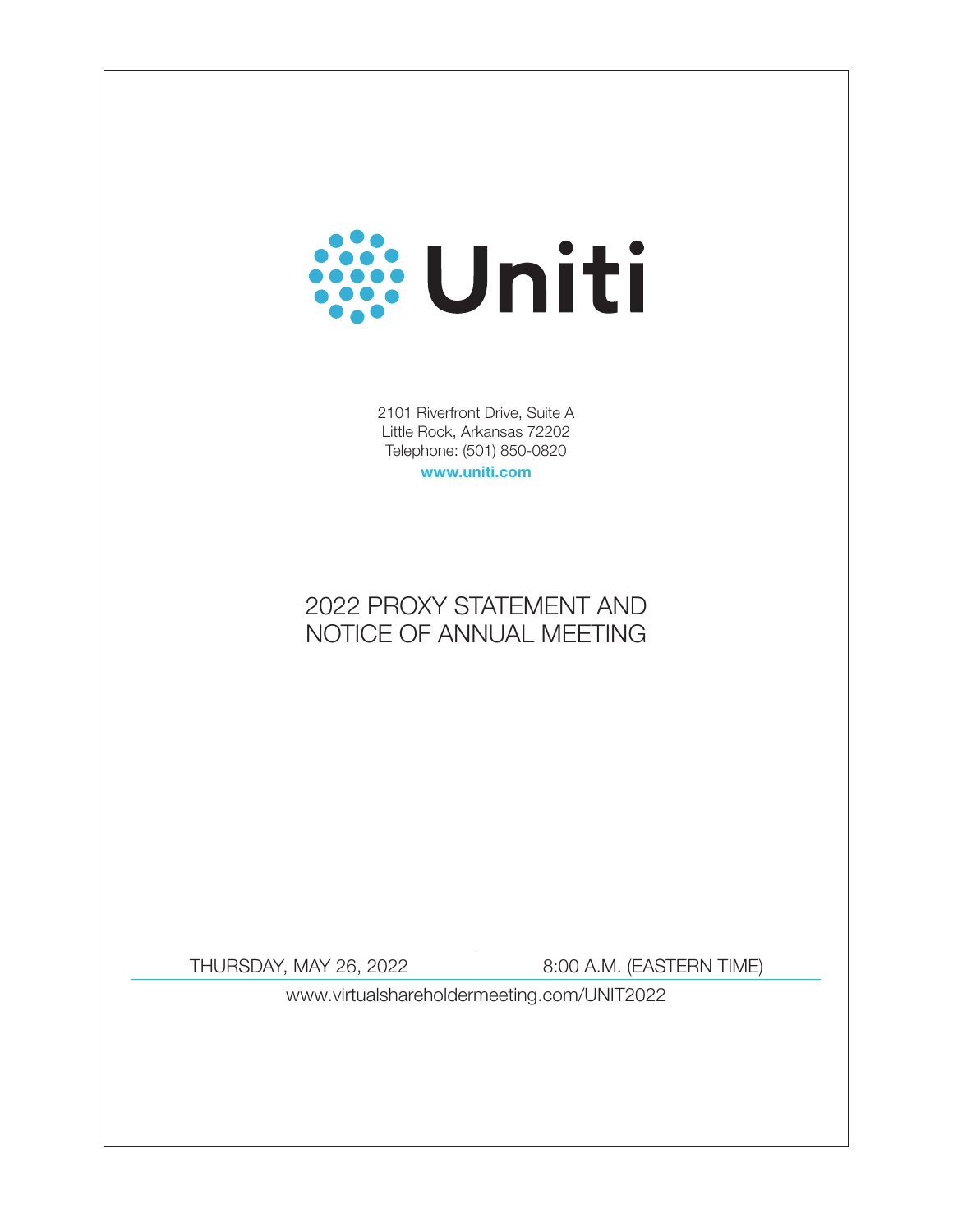# Uniti

2101 Riverfront Drive, Suite A
Little Rock, Arkansas 72202
Telephone: (501) 850-0820
**www.uniti.com**

## 2022 PROXY STATEMENT AND NOTICE OF ANNUAL MEETING

THURSDAY, MAY 26, 2022 | 8:00 A.M. (EASTERN TIME)

www.virtualshareholdermeeting.com/UNIT2022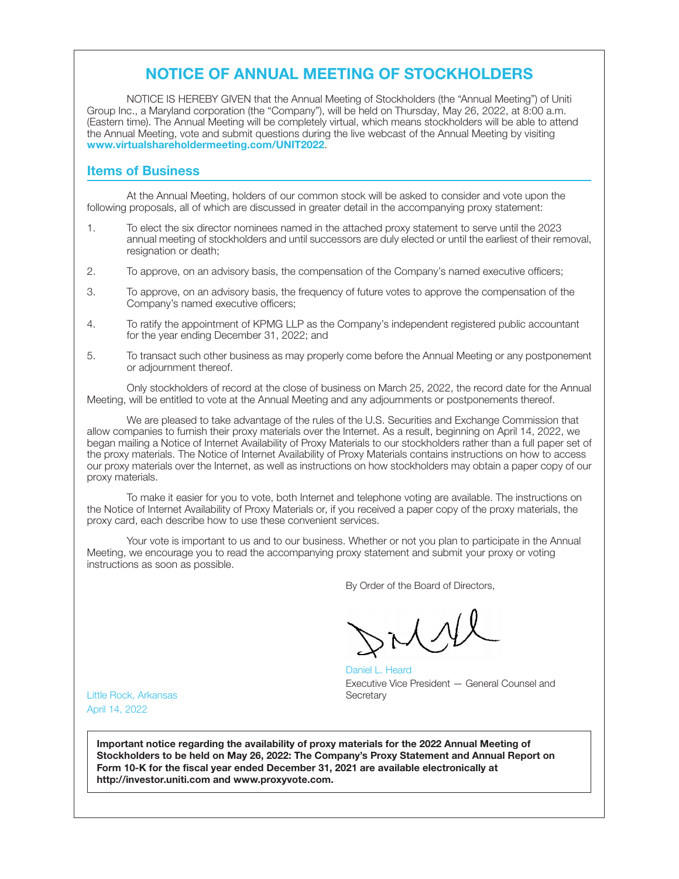# NOTICE OF ANNUAL MEETING OF STOCKHOLDERS

NOTICE IS HEREBY GIVEN that the Annual Meeting of Stockholders (the "Annual Meeting") of Uniti Group Inc., a Maryland corporation (the "Company"), will be held on Thursday, May 26, 2022, at 8:00 a.m. (Eastern time). The Annual Meeting will be completely virtual, which means stockholders will be able to attend the Annual Meeting, vote and submit questions during the live webcast of the Annual Meeting by visiting **www.virtualshareholdermeeting.com/UNIT2022**.

## Items of Business

At the Annual Meeting, holders of our common stock will be asked to consider and vote upon the following proposals, all of which are discussed in greater detail in the accompanying proxy statement:

1. To elect the six director nominees named in the attached proxy statement to serve until the 2023 annual meeting of stockholders and until successors are duly elected or until the earliest of their removal, resignation or death;
2. To approve, on an advisory basis, the compensation of the Company's named executive officers;
3. To approve, on an advisory basis, the frequency of future votes to approve the compensation of the Company's named executive officers;
4. To ratify the appointment of KPMG LLP as the Company's independent registered public accountant for the year ending December 31, 2022; and
5. To transact such other business as may properly come before the Annual Meeting or any postponement or adjournment thereof.

Only stockholders of record at the close of business on March 25, 2022, the record date for the Annual Meeting, will be entitled to vote at the Annual Meeting and any adjournments or postponements thereof.

We are pleased to take advantage of the rules of the U.S. Securities and Exchange Commission that allow companies to furnish their proxy materials over the Internet. As a result, beginning on April 14, 2022, we began mailing a Notice of Internet Availability of Proxy Materials to our stockholders rather than a full paper set of the proxy materials. The Notice of Internet Availability of Proxy Materials contains instructions on how to access our proxy materials over the Internet, as well as instructions on how stockholders may obtain a paper copy of our proxy materials.

To make it easier for you to vote, both Internet and telephone voting are available. The instructions on the Notice of Internet Availability of Proxy Materials or, if you received a paper copy of the proxy materials, the proxy card, each describe how to use these convenient services.

Your vote is important to us and to our business. Whether or not you plan to participate in the Annual Meeting, we encourage you to read the accompanying proxy statement and submit your proxy or voting instructions as soon as possible.

By Order of the Board of Directors,

Daniel L. Heard
Executive Vice President — General Counsel and Secretary

Little Rock, Arkansas
April 14, 2022

**Important notice regarding the availability of proxy materials for the 2022 Annual Meeting of Stockholders to be held on May 26, 2022: The Company's Proxy Statement and Annual Report on Form 10-K for the fiscal year ended December 31, 2021 are available electronically at http://investor.uniti.com and www.proxyvote.com.**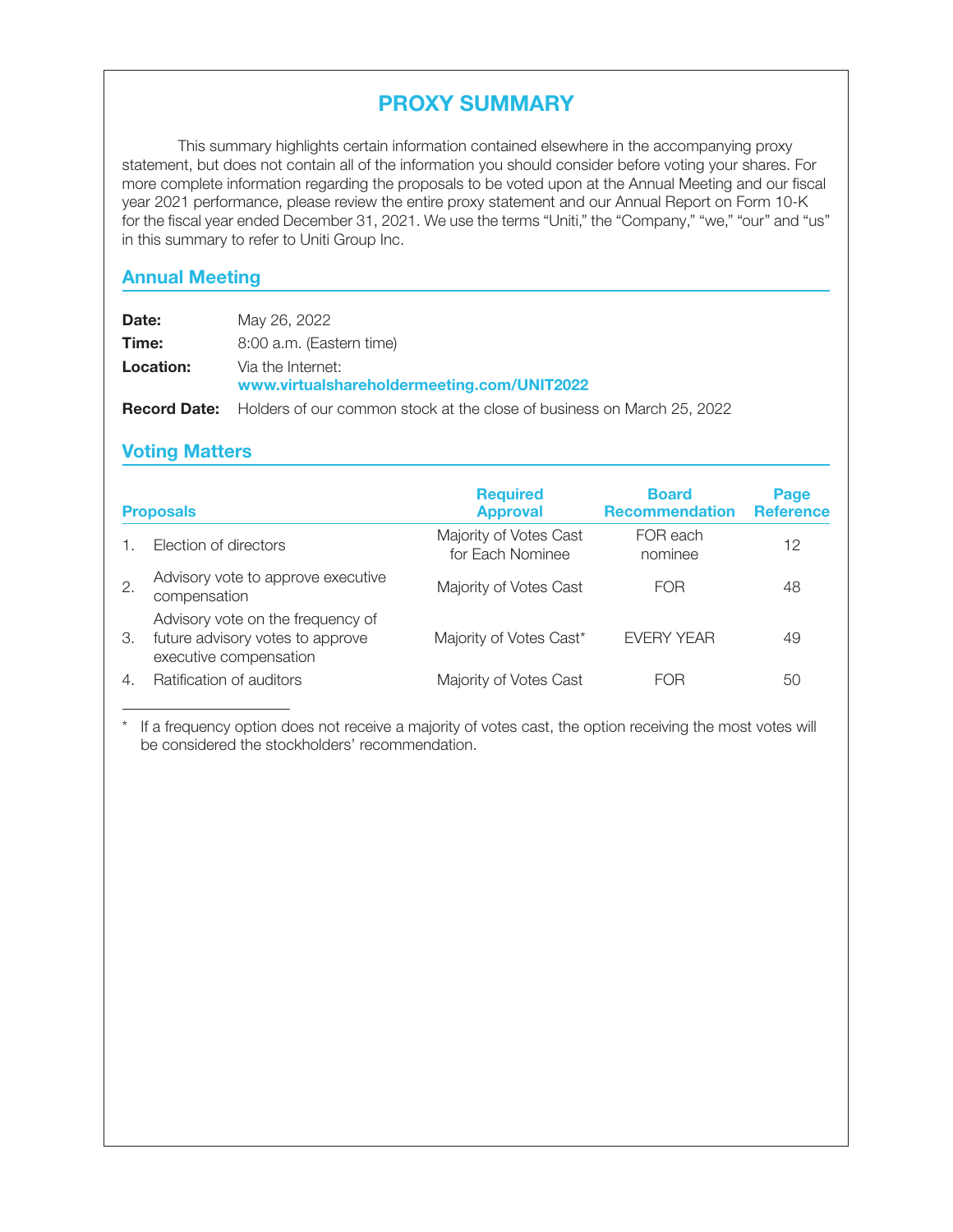# PROXY SUMMARY

This summary highlights certain information contained elsewhere in the accompanying proxy statement, but does not contain all of the information you should consider before voting your shares. For more complete information regarding the proposals to be voted upon at the Annual Meeting and our fiscal year 2021 performance, please review the entire proxy statement and our Annual Report on Form 10-K for the fiscal year ended December 31, 2021. We use the terms "Uniti," the "Company," "we," "our" and "us" in this summary to refer to Uniti Group Inc.

## Annual Meeting

| | |
|---|---|
| **Date:** | May 26, 2022 |
| **Time:** | 8:00 a.m. (Eastern time) |
| **Location:** | Via the Internet: **www.virtualshareholdermeeting.com/UNIT2022** |
| **Record Date:** | Holders of our common stock at the close of business on March 25, 2022 |

## Voting Matters

| Proposals | Required Approval | Board Recommendation | Page Reference |
|---|---|---|---|
| 1. Election of directors | Majority of Votes Cast for Each Nominee | FOR each nominee | 12 |
| 2. Advisory vote to approve executive compensation | Majority of Votes Cast | FOR | 48 |
| 3. Advisory vote on the frequency of future advisory votes to approve executive compensation | Majority of Votes Cast* | EVERY YEAR | 49 |
| 4. Ratification of auditors | Majority of Votes Cast | FOR | 50 |

\* If a frequency option does not receive a majority of votes cast, the option receiving the most votes will be considered the stockholders' recommendation.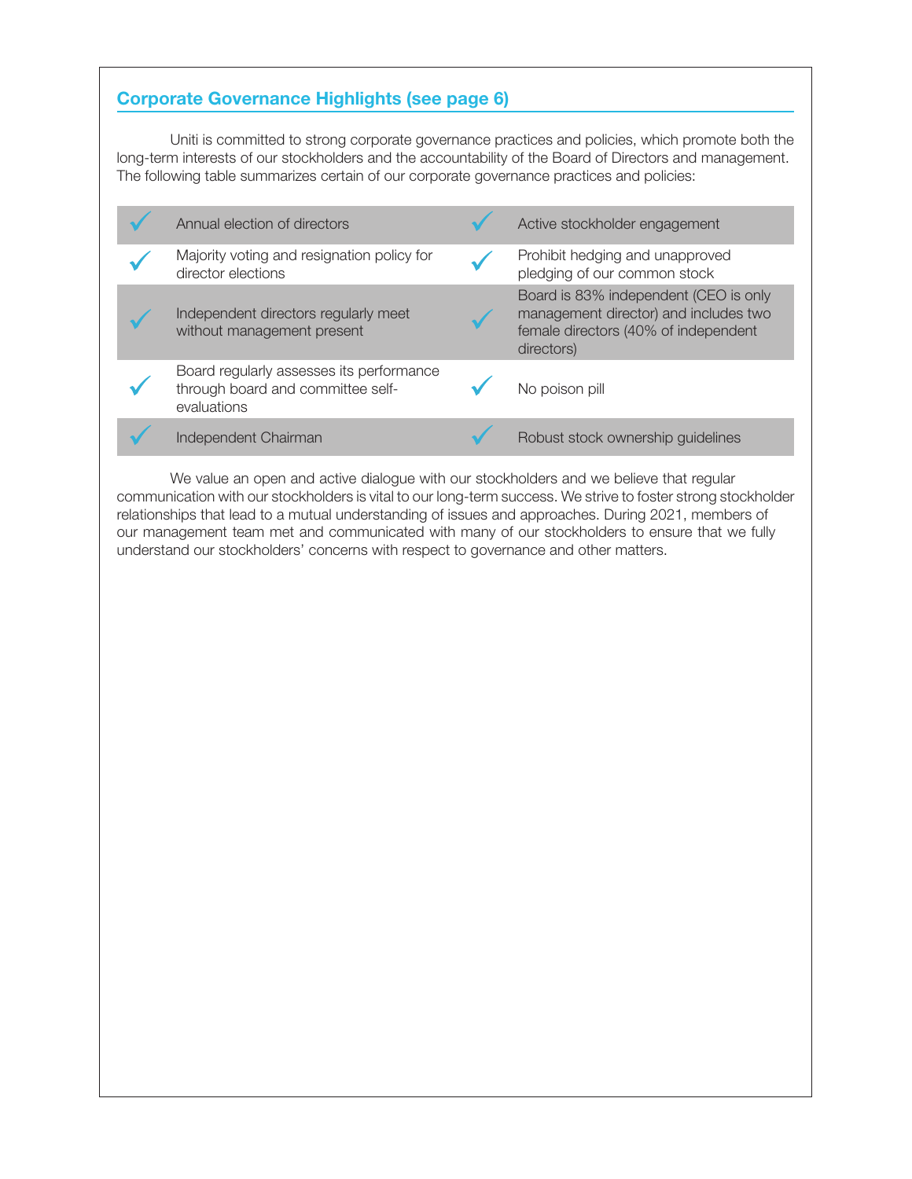## Corporate Governance Highlights (see page 6)

Uniti is committed to strong corporate governance practices and policies, which promote both the long-term interests of our stockholders and the accountability of the Board of Directors and management. The following table summarizes certain of our corporate governance practices and policies:

| | | | |
|---|---|---|---|
| ✓ | Annual election of directors | ✓ | Active stockholder engagement |
| ✓ | Majority voting and resignation policy for director elections | ✓ | Prohibit hedging and unapproved pledging of our common stock |
| ✓ | Independent directors regularly meet without management present | ✓ | Board is 83% independent (CEO is only management director) and includes two female directors (40% of independent directors) |
| ✓ | Board regularly assesses its performance through board and committee self-evaluations | ✓ | No poison pill |
| ✓ | Independent Chairman | ✓ | Robust stock ownership guidelines |

We value an open and active dialogue with our stockholders and we believe that regular communication with our stockholders is vital to our long-term success. We strive to foster strong stockholder relationships that lead to a mutual understanding of issues and approaches. During 2021, members of our management team met and communicated with many of our stockholders to ensure that we fully understand our stockholders' concerns with respect to governance and other matters.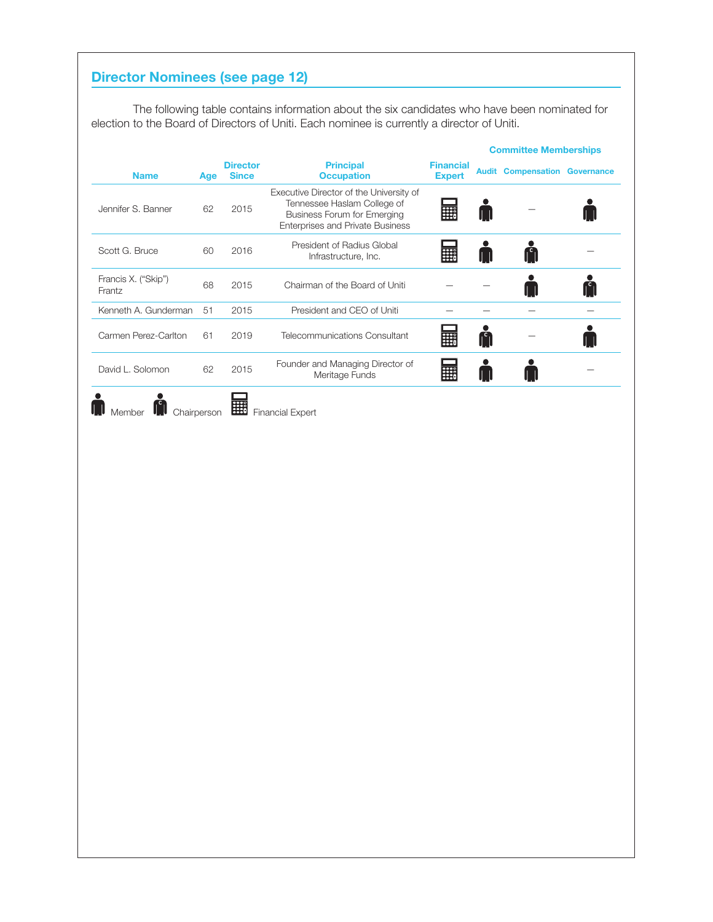## Director Nominees (see page 12)

The following table contains information about the six candidates who have been nominated for election to the Board of Directors of Uniti. Each nominee is currently a director of Uniti.

| Name | Age | Director Since | Principal Occupation | Financial Expert | Committee Memberships: Audit | Committee Memberships: Compensation | Committee Memberships: Governance |
|---|---|---|---|---|---|---|---|
| Jennifer S. Banner | 62 | 2015 | Executive Director of the University of Tennessee Haslam College of Business Forum for Emerging Enterprises and Private Business | Financial Expert | Member | — | Member |
| Scott G. Bruce | 60 | 2016 | President of Radius Global Infrastructure, Inc. | Financial Expert | Member | Chairperson | — |
| Francis X. ("Skip") Frantz | 68 | 2015 | Chairman of the Board of Uniti | — | — | Member | Chairperson |
| Kenneth A. Gunderman | 51 | 2015 | President and CEO of Uniti | — | — | — | — |
| Carmen Perez-Carlton | 61 | 2019 | Telecommunications Consultant | Financial Expert | Chairperson | — | Member |
| David L. Solomon | 62 | 2015 | Founder and Managing Director of Meritage Funds | Financial Expert | Member | Member | — |

Member   Chairperson   Financial Expert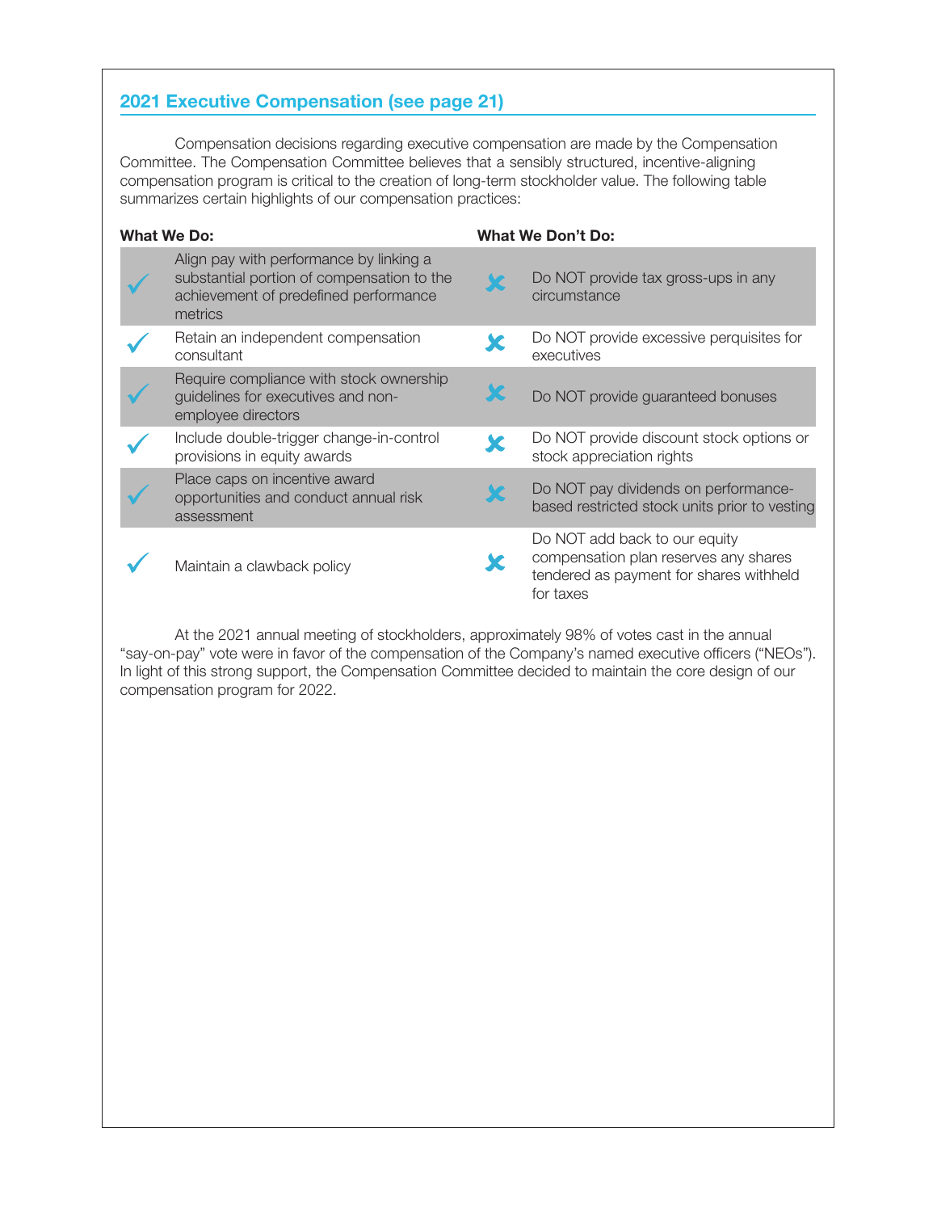## 2021 Executive Compensation (see page 21)

Compensation decisions regarding executive compensation are made by the Compensation Committee. The Compensation Committee believes that a sensibly structured, incentive-aligning compensation program is critical to the creation of long-term stockholder value. The following table summarizes certain highlights of our compensation practices:

| What We Do: | | What We Don't Do: | |
|---|---|---|---|
| ✓ | Align pay with performance by linking a substantial portion of compensation to the achievement of predefined performance metrics | ✗ | Do NOT provide tax gross-ups in any circumstance |
| ✓ | Retain an independent compensation consultant | ✗ | Do NOT provide excessive perquisites for executives |
| ✓ | Require compliance with stock ownership guidelines for executives and non-employee directors | ✗ | Do NOT provide guaranteed bonuses |
| ✓ | Include double-trigger change-in-control provisions in equity awards | ✗ | Do NOT provide discount stock options or stock appreciation rights |
| ✓ | Place caps on incentive award opportunities and conduct annual risk assessment | ✗ | Do NOT pay dividends on performance-based restricted stock units prior to vesting |
| ✓ | Maintain a clawback policy | ✗ | Do NOT add back to our equity compensation plan reserves any shares tendered as payment for shares withheld for taxes |

At the 2021 annual meeting of stockholders, approximately 98% of votes cast in the annual "say-on-pay" vote were in favor of the compensation of the Company's named executive officers ("NEOs"). In light of this strong support, the Compensation Committee decided to maintain the core design of our compensation program for 2022.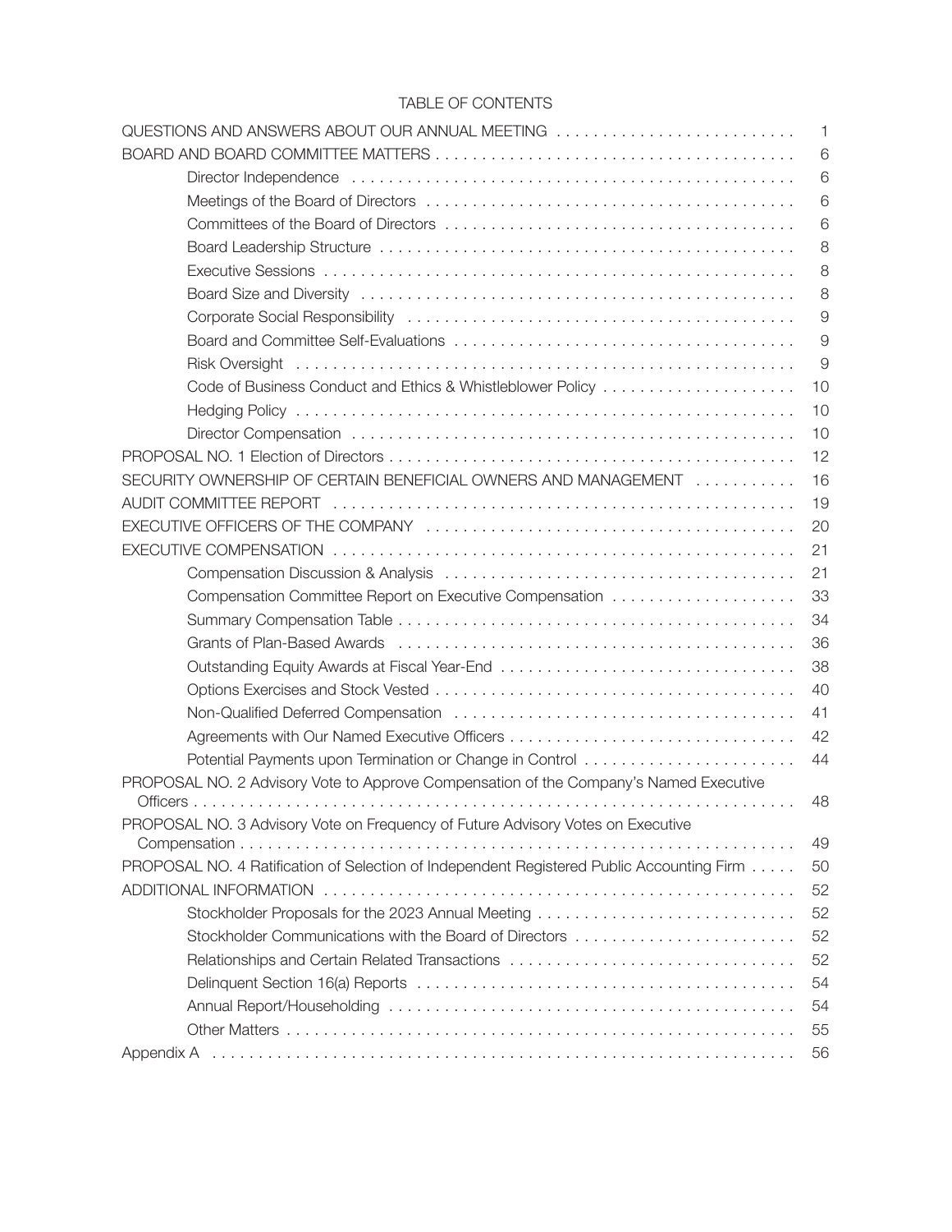# TABLE OF CONTENTS

| | |
|---|---|
| QUESTIONS AND ANSWERS ABOUT OUR ANNUAL MEETING | 1 |
| BOARD AND BOARD COMMITTEE MATTERS | 6 |
| Director Independence | 6 |
| Meetings of the Board of Directors | 6 |
| Committees of the Board of Directors | 6 |
| Board Leadership Structure | 8 |
| Executive Sessions | 8 |
| Board Size and Diversity | 8 |
| Corporate Social Responsibility | 9 |
| Board and Committee Self-Evaluations | 9 |
| Risk Oversight | 9 |
| Code of Business Conduct and Ethics & Whistleblower Policy | 10 |
| Hedging Policy | 10 |
| Director Compensation | 10 |
| PROPOSAL NO. 1 Election of Directors | 12 |
| SECURITY OWNERSHIP OF CERTAIN BENEFICIAL OWNERS AND MANAGEMENT | 16 |
| AUDIT COMMITTEE REPORT | 19 |
| EXECUTIVE OFFICERS OF THE COMPANY | 20 |
| EXECUTIVE COMPENSATION | 21 |
| Compensation Discussion & Analysis | 21 |
| Compensation Committee Report on Executive Compensation | 33 |
| Summary Compensation Table | 34 |
| Grants of Plan-Based Awards | 36 |
| Outstanding Equity Awards at Fiscal Year-End | 38 |
| Options Exercises and Stock Vested | 40 |
| Non-Qualified Deferred Compensation | 41 |
| Agreements with Our Named Executive Officers | 42 |
| Potential Payments upon Termination or Change in Control | 44 |
| PROPOSAL NO. 2 Advisory Vote to Approve Compensation of the Company's Named Executive Officers | 48 |
| PROPOSAL NO. 3 Advisory Vote on Frequency of Future Advisory Votes on Executive Compensation | 49 |
| PROPOSAL NO. 4 Ratification of Selection of Independent Registered Public Accounting Firm | 50 |
| ADDITIONAL INFORMATION | 52 |
| Stockholder Proposals for the 2023 Annual Meeting | 52 |
| Stockholder Communications with the Board of Directors | 52 |
| Relationships and Certain Related Transactions | 52 |
| Delinquent Section 16(a) Reports | 54 |
| Annual Report/Householding | 54 |
| Other Matters | 55 |
| Appendix A | 56 |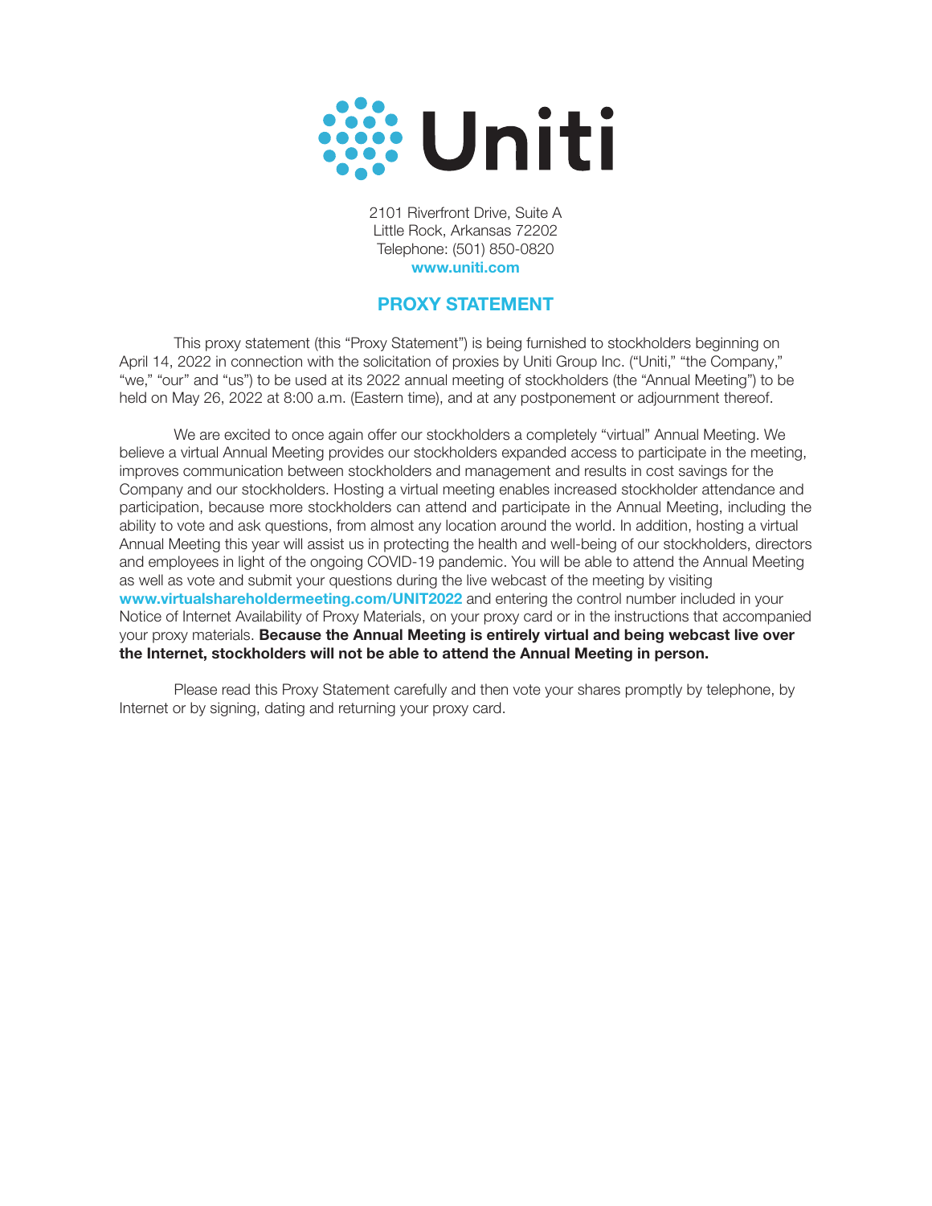# Uniti

2101 Riverfront Drive, Suite A
Little Rock, Arkansas 72202
Telephone: (501) 850-0820
**www.uniti.com**

## PROXY STATEMENT

This proxy statement (this "Proxy Statement") is being furnished to stockholders beginning on April 14, 2022 in connection with the solicitation of proxies by Uniti Group Inc. ("Uniti," "the Company," "we," "our" and "us") to be used at its 2022 annual meeting of stockholders (the "Annual Meeting") to be held on May 26, 2022 at 8:00 a.m. (Eastern time), and at any postponement or adjournment thereof.

We are excited to once again offer our stockholders a completely "virtual" Annual Meeting. We believe a virtual Annual Meeting provides our stockholders expanded access to participate in the meeting, improves communication between stockholders and management and results in cost savings for the Company and our stockholders. Hosting a virtual meeting enables increased stockholder attendance and participation, because more stockholders can attend and participate in the Annual Meeting, including the ability to vote and ask questions, from almost any location around the world. In addition, hosting a virtual Annual Meeting this year will assist us in protecting the health and well-being of our stockholders, directors and employees in light of the ongoing COVID-19 pandemic. You will be able to attend the Annual Meeting as well as vote and submit your questions during the live webcast of the meeting by visiting **www.virtualshareholdermeeting.com/UNIT2022** and entering the control number included in your Notice of Internet Availability of Proxy Materials, on your proxy card or in the instructions that accompanied your proxy materials. **Because the Annual Meeting is entirely virtual and being webcast live over the Internet, stockholders will not be able to attend the Annual Meeting in person.**

Please read this Proxy Statement carefully and then vote your shares promptly by telephone, by Internet or by signing, dating and returning your proxy card.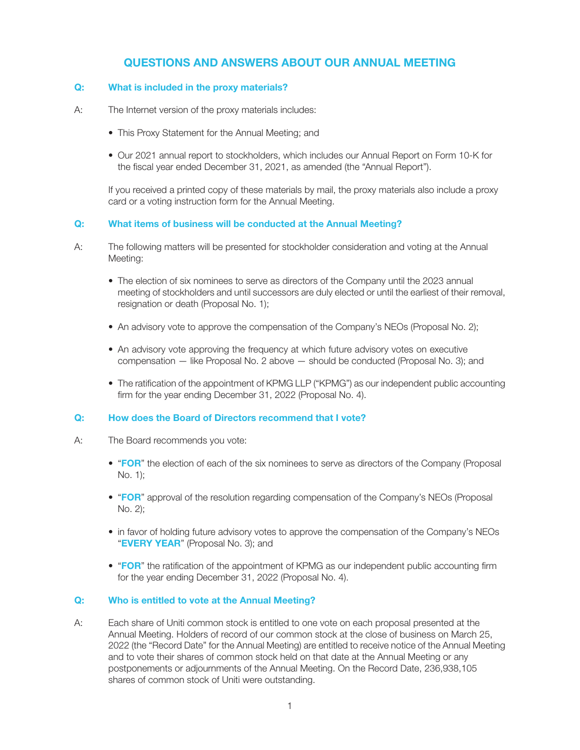# QUESTIONS AND ANSWERS ABOUT OUR ANNUAL MEETING

**Q: What is included in the proxy materials?**

A: The Internet version of the proxy materials includes:

- This Proxy Statement for the Annual Meeting; and
- Our 2021 annual report to stockholders, which includes our Annual Report on Form 10-K for the fiscal year ended December 31, 2021, as amended (the "Annual Report").

If you received a printed copy of these materials by mail, the proxy materials also include a proxy card or a voting instruction form for the Annual Meeting.

**Q: What items of business will be conducted at the Annual Meeting?**

A: The following matters will be presented for stockholder consideration and voting at the Annual Meeting:

- The election of six nominees to serve as directors of the Company until the 2023 annual meeting of stockholders and until successors are duly elected or until the earliest of their removal, resignation or death (Proposal No. 1);
- An advisory vote to approve the compensation of the Company's NEOs (Proposal No. 2);
- An advisory vote approving the frequency at which future advisory votes on executive compensation — like Proposal No. 2 above — should be conducted (Proposal No. 3); and
- The ratification of the appointment of KPMG LLP ("KPMG") as our independent public accounting firm for the year ending December 31, 2022 (Proposal No. 4).

**Q: How does the Board of Directors recommend that I vote?**

A: The Board recommends you vote:

- "**FOR**" the election of each of the six nominees to serve as directors of the Company (Proposal No. 1);
- "**FOR**" approval of the resolution regarding compensation of the Company's NEOs (Proposal No. 2);
- in favor of holding future advisory votes to approve the compensation of the Company's NEOs "**EVERY YEAR**" (Proposal No. 3); and
- "**FOR**" the ratification of the appointment of KPMG as our independent public accounting firm for the year ending December 31, 2022 (Proposal No. 4).

**Q: Who is entitled to vote at the Annual Meeting?**

A: Each share of Uniti common stock is entitled to one vote on each proposal presented at the Annual Meeting. Holders of record of our common stock at the close of business on March 25, 2022 (the "Record Date" for the Annual Meeting) are entitled to receive notice of the Annual Meeting and to vote their shares of common stock held on that date at the Annual Meeting or any postponements or adjournments of the Annual Meeting. On the Record Date, 236,938,105 shares of common stock of Uniti were outstanding.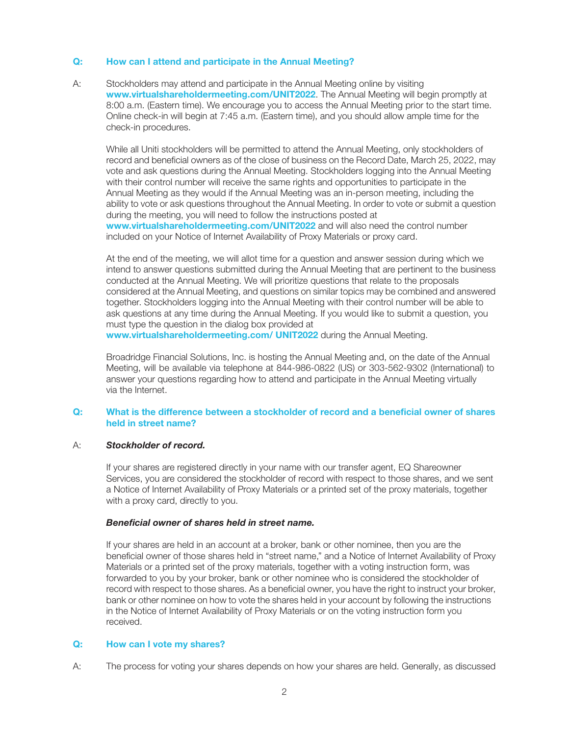**Q: How can I attend and participate in the Annual Meeting?**

A: Stockholders may attend and participate in the Annual Meeting online by visiting **www.virtualshareholdermeeting.com/UNIT2022**. The Annual Meeting will begin promptly at 8:00 a.m. (Eastern time). We encourage you to access the Annual Meeting prior to the start time. Online check-in will begin at 7:45 a.m. (Eastern time), and you should allow ample time for the check-in procedures.

While all Uniti stockholders will be permitted to attend the Annual Meeting, only stockholders of record and beneficial owners as of the close of business on the Record Date, March 25, 2022, may vote and ask questions during the Annual Meeting. Stockholders logging into the Annual Meeting with their control number will receive the same rights and opportunities to participate in the Annual Meeting as they would if the Annual Meeting was an in-person meeting, including the ability to vote or ask questions throughout the Annual Meeting. In order to vote or submit a question during the meeting, you will need to follow the instructions posted at **www.virtualshareholdermeeting.com/UNIT2022** and will also need the control number included on your Notice of Internet Availability of Proxy Materials or proxy card.

At the end of the meeting, we will allot time for a question and answer session during which we intend to answer questions submitted during the Annual Meeting that are pertinent to the business conducted at the Annual Meeting. We will prioritize questions that relate to the proposals considered at the Annual Meeting, and questions on similar topics may be combined and answered together. Stockholders logging into the Annual Meeting with their control number will be able to ask questions at any time during the Annual Meeting. If you would like to submit a question, you must type the question in the dialog box provided at **www.virtualshareholdermeeting.com/ UNIT2022** during the Annual Meeting.

Broadridge Financial Solutions, Inc. is hosting the Annual Meeting and, on the date of the Annual Meeting, will be available via telephone at 844-986-0822 (US) or 303-562-9302 (International) to answer your questions regarding how to attend and participate in the Annual Meeting virtually via the Internet.

**Q: What is the difference between a stockholder of record and a beneficial owner of shares held in street name?**

A: ***Stockholder of record.***

If your shares are registered directly in your name with our transfer agent, EQ Shareowner Services, you are considered the stockholder of record with respect to those shares, and we sent a Notice of Internet Availability of Proxy Materials or a printed set of the proxy materials, together with a proxy card, directly to you.

***Beneficial owner of shares held in street name.***

If your shares are held in an account at a broker, bank or other nominee, then you are the beneficial owner of those shares held in "street name," and a Notice of Internet Availability of Proxy Materials or a printed set of the proxy materials, together with a voting instruction form, was forwarded to you by your broker, bank or other nominee who is considered the stockholder of record with respect to those shares. As a beneficial owner, you have the right to instruct your broker, bank or other nominee on how to vote the shares held in your account by following the instructions in the Notice of Internet Availability of Proxy Materials or on the voting instruction form you received.

**Q: How can I vote my shares?**

A: The process for voting your shares depends on how your shares are held. Generally, as discussed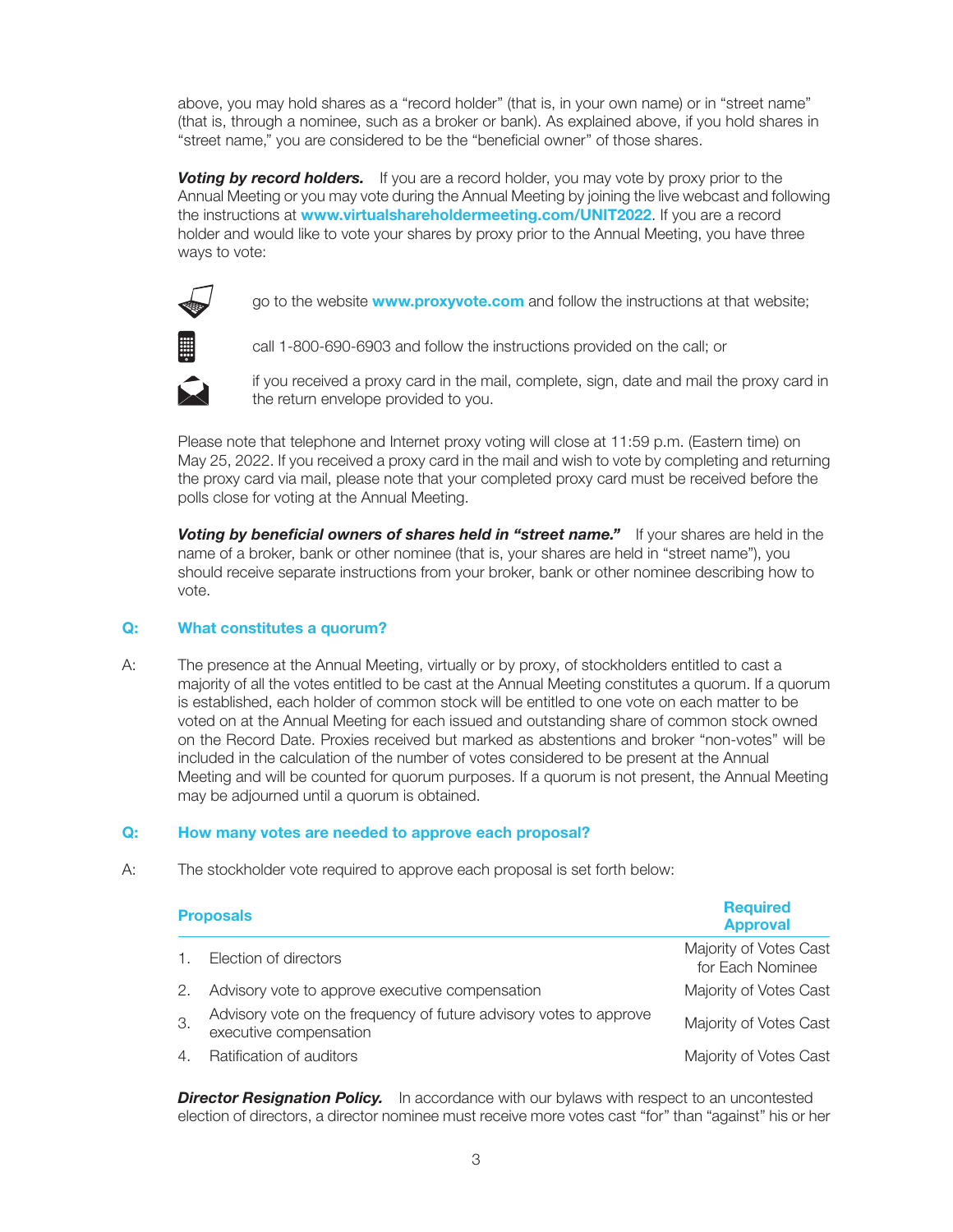above, you may hold shares as a "record holder" (that is, in your own name) or in "street name" (that is, through a nominee, such as a broker or bank). As explained above, if you hold shares in "street name," you are considered to be the "beneficial owner" of those shares.

***Voting by record holders.*** If you are a record holder, you may vote by proxy prior to the Annual Meeting or you may vote during the Annual Meeting by joining the live webcast and following the instructions at **www.virtualshareholdermeeting.com/UNIT2022**. If you are a record holder and would like to vote your shares by proxy prior to the Annual Meeting, you have three ways to vote:

- go to the website **www.proxyvote.com** and follow the instructions at that website;
- call 1-800-690-6903 and follow the instructions provided on the call; or
- if you received a proxy card in the mail, complete, sign, date and mail the proxy card in the return envelope provided to you.

Please note that telephone and Internet proxy voting will close at 11:59 p.m. (Eastern time) on May 25, 2022. If you received a proxy card in the mail and wish to vote by completing and returning the proxy card via mail, please note that your completed proxy card must be received before the polls close for voting at the Annual Meeting.

***Voting by beneficial owners of shares held in "street name."*** If your shares are held in the name of a broker, bank or other nominee (that is, your shares are held in "street name"), you should receive separate instructions from your broker, bank or other nominee describing how to vote.

### Q: What constitutes a quorum?

A: The presence at the Annual Meeting, virtually or by proxy, of stockholders entitled to cast a majority of all the votes entitled to be cast at the Annual Meeting constitutes a quorum. If a quorum is established, each holder of common stock will be entitled to one vote on each matter to be voted on at the Annual Meeting for each issued and outstanding share of common stock owned on the Record Date. Proxies received but marked as abstentions and broker "non-votes" will be included in the calculation of the number of votes considered to be present at the Annual Meeting and will be counted for quorum purposes. If a quorum is not present, the Annual Meeting may be adjourned until a quorum is obtained.

### Q: How many votes are needed to approve each proposal?

A: The stockholder vote required to approve each proposal is set forth below:

| Proposals | Required Approval |
|---|---|
| 1. Election of directors | Majority of Votes Cast for Each Nominee |
| 2. Advisory vote to approve executive compensation | Majority of Votes Cast |
| 3. Advisory vote on the frequency of future advisory votes to approve executive compensation | Majority of Votes Cast |
| 4. Ratification of auditors | Majority of Votes Cast |

***Director Resignation Policy.*** In accordance with our bylaws with respect to an uncontested election of directors, a director nominee must receive more votes cast "for" than "against" his or her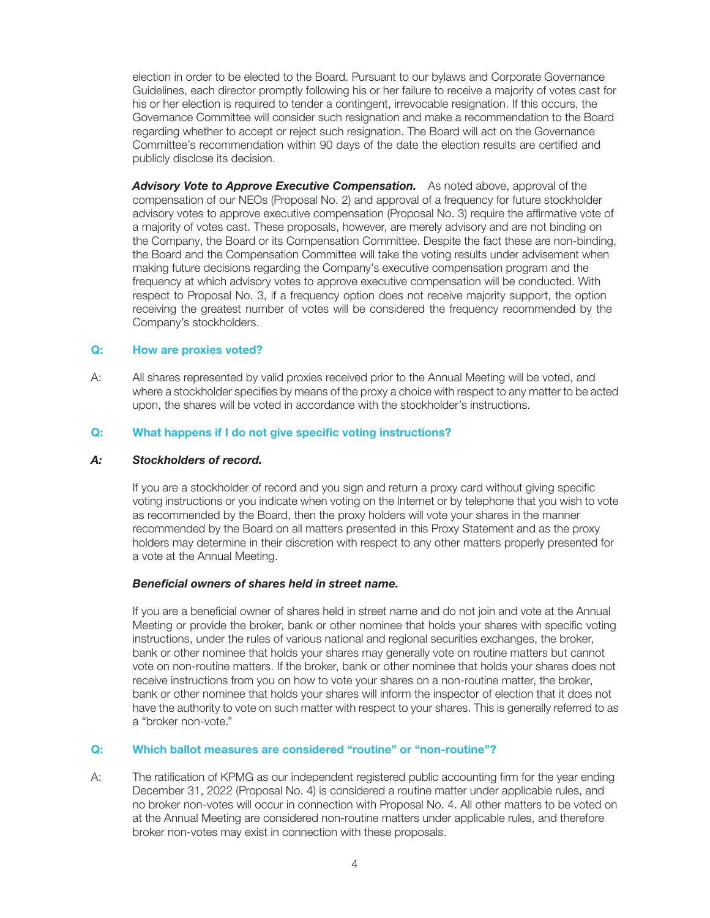election in order to be elected to the Board. Pursuant to our bylaws and Corporate Governance Guidelines, each director promptly following his or her failure to receive a majority of votes cast for his or her election is required to tender a contingent, irrevocable resignation. If this occurs, the Governance Committee will consider such resignation and make a recommendation to the Board regarding whether to accept or reject such resignation. The Board will act on the Governance Committee's recommendation within 90 days of the date the election results are certified and publicly disclose its decision.

***Advisory Vote to Approve Executive Compensation.*** As noted above, approval of the compensation of our NEOs (Proposal No. 2) and approval of a frequency for future stockholder advisory votes to approve executive compensation (Proposal No. 3) require the affirmative vote of a majority of votes cast. These proposals, however, are merely advisory and are not binding on the Company, the Board or its Compensation Committee. Despite the fact these are non-binding, the Board and the Compensation Committee will take the voting results under advisement when making future decisions regarding the Company's executive compensation program and the frequency at which advisory votes to approve executive compensation will be conducted. With respect to Proposal No. 3, if a frequency option does not receive majority support, the option receiving the greatest number of votes will be considered the frequency recommended by the Company's stockholders.

**Q: How are proxies voted?**

A: All shares represented by valid proxies received prior to the Annual Meeting will be voted, and where a stockholder specifies by means of the proxy a choice with respect to any matter to be acted upon, the shares will be voted in accordance with the stockholder's instructions.

**Q: What happens if I do not give specific voting instructions?**

***A: Stockholders of record.***

If you are a stockholder of record and you sign and return a proxy card without giving specific voting instructions or you indicate when voting on the Internet or by telephone that you wish to vote as recommended by the Board, then the proxy holders will vote your shares in the manner recommended by the Board on all matters presented in this Proxy Statement and as the proxy holders may determine in their discretion with respect to any other matters properly presented for a vote at the Annual Meeting.

***Beneficial owners of shares held in street name.***

If you are a beneficial owner of shares held in street name and do not join and vote at the Annual Meeting or provide the broker, bank or other nominee that holds your shares with specific voting instructions, under the rules of various national and regional securities exchanges, the broker, bank or other nominee that holds your shares may generally vote on routine matters but cannot vote on non-routine matters. If the broker, bank or other nominee that holds your shares does not receive instructions from you on how to vote your shares on a non-routine matter, the broker, bank or other nominee that holds your shares will inform the inspector of election that it does not have the authority to vote on such matter with respect to your shares. This is generally referred to as a "broker non-vote."

**Q: Which ballot measures are considered "routine" or "non-routine"?**

A: The ratification of KPMG as our independent registered public accounting firm for the year ending December 31, 2022 (Proposal No. 4) is considered a routine matter under applicable rules, and no broker non-votes will occur in connection with Proposal No. 4. All other matters to be voted on at the Annual Meeting are considered non-routine matters under applicable rules, and therefore broker non-votes may exist in connection with these proposals.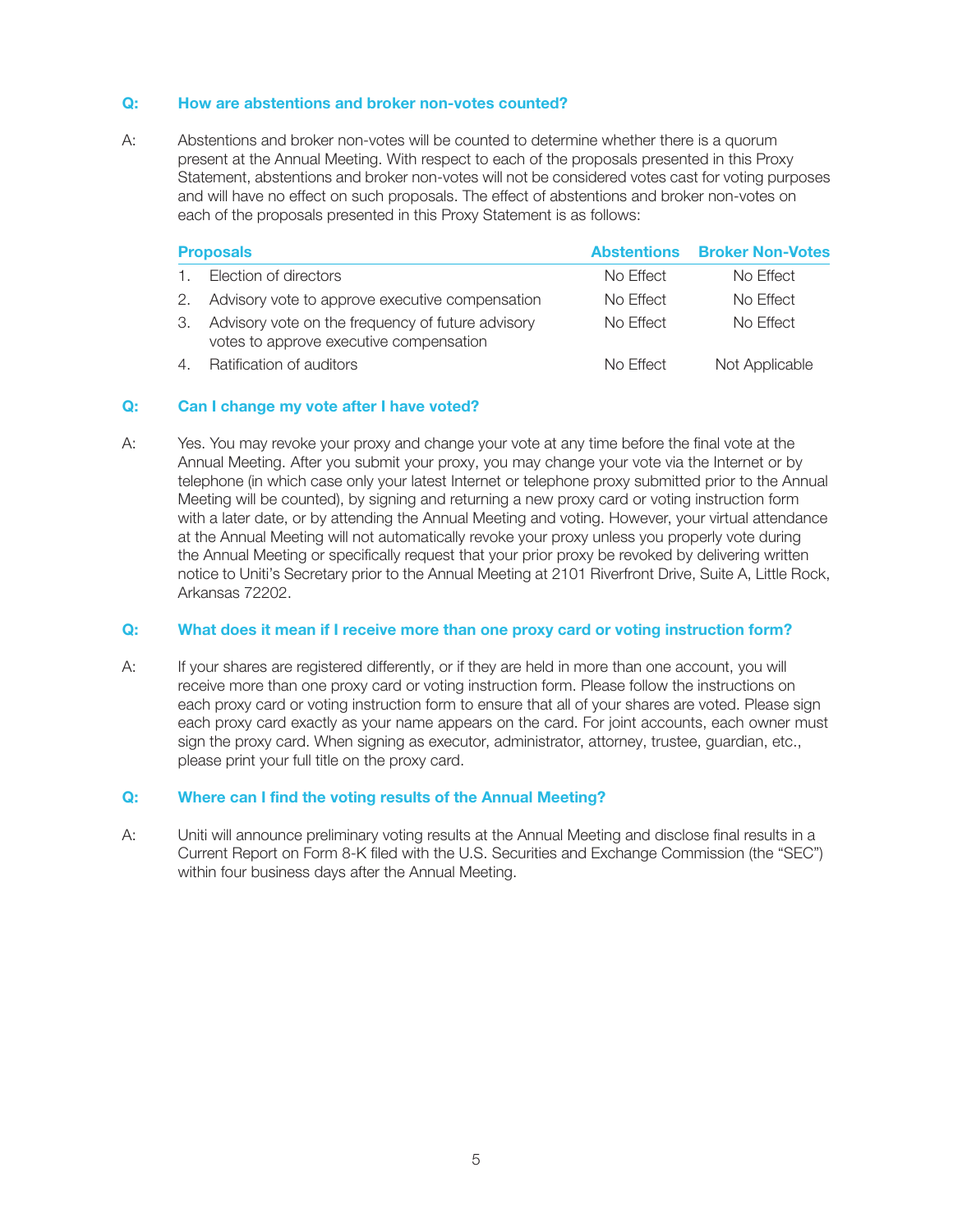**Q: How are abstentions and broker non-votes counted?**

A: Abstentions and broker non-votes will be counted to determine whether there is a quorum present at the Annual Meeting. With respect to each of the proposals presented in this Proxy Statement, abstentions and broker non-votes will not be considered votes cast for voting purposes and will have no effect on such proposals. The effect of abstentions and broker non-votes on each of the proposals presented in this Proxy Statement is as follows:

| Proposals | Abstentions | Broker Non-Votes |
|---|---|---|
| 1. Election of directors | No Effect | No Effect |
| 2. Advisory vote to approve executive compensation | No Effect | No Effect |
| 3. Advisory vote on the frequency of future advisory votes to approve executive compensation | No Effect | No Effect |
| 4. Ratification of auditors | No Effect | Not Applicable |

**Q: Can I change my vote after I have voted?**

A: Yes. You may revoke your proxy and change your vote at any time before the final vote at the Annual Meeting. After you submit your proxy, you may change your vote via the Internet or by telephone (in which case only your latest Internet or telephone proxy submitted prior to the Annual Meeting will be counted), by signing and returning a new proxy card or voting instruction form with a later date, or by attending the Annual Meeting and voting. However, your virtual attendance at the Annual Meeting will not automatically revoke your proxy unless you properly vote during the Annual Meeting or specifically request that your prior proxy be revoked by delivering written notice to Uniti's Secretary prior to the Annual Meeting at 2101 Riverfront Drive, Suite A, Little Rock, Arkansas 72202.

**Q: What does it mean if I receive more than one proxy card or voting instruction form?**

A: If your shares are registered differently, or if they are held in more than one account, you will receive more than one proxy card or voting instruction form. Please follow the instructions on each proxy card or voting instruction form to ensure that all of your shares are voted. Please sign each proxy card exactly as your name appears on the card. For joint accounts, each owner must sign the proxy card. When signing as executor, administrator, attorney, trustee, guardian, etc., please print your full title on the proxy card.

**Q: Where can I find the voting results of the Annual Meeting?**

A: Uniti will announce preliminary voting results at the Annual Meeting and disclose final results in a Current Report on Form 8-K filed with the U.S. Securities and Exchange Commission (the "SEC") within four business days after the Annual Meeting.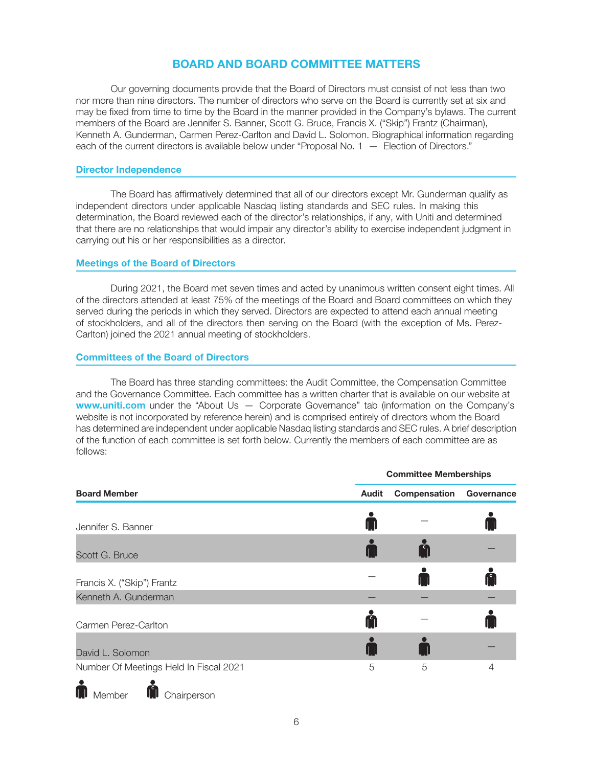# BOARD AND BOARD COMMITTEE MATTERS

Our governing documents provide that the Board of Directors must consist of not less than two nor more than nine directors. The number of directors who serve on the Board is currently set at six and may be fixed from time to time by the Board in the manner provided in the Company's bylaws. The current members of the Board are Jennifer S. Banner, Scott G. Bruce, Francis X. ("Skip") Frantz (Chairman), Kenneth A. Gunderman, Carmen Perez-Carlton and David L. Solomon. Biographical information regarding each of the current directors is available below under "Proposal No. 1 — Election of Directors."

## Director Independence

The Board has affirmatively determined that all of our directors except Mr. Gunderman qualify as independent directors under applicable Nasdaq listing standards and SEC rules. In making this determination, the Board reviewed each of the director's relationships, if any, with Uniti and determined that there are no relationships that would impair any director's ability to exercise independent judgment in carrying out his or her responsibilities as a director.

## Meetings of the Board of Directors

During 2021, the Board met seven times and acted by unanimous written consent eight times. All of the directors attended at least 75% of the meetings of the Board and Board committees on which they served during the periods in which they served. Directors are expected to attend each annual meeting of stockholders, and all of the directors then serving on the Board (with the exception of Ms. Perez-Carlton) joined the 2021 annual meeting of stockholders.

## Committees of the Board of Directors

The Board has three standing committees: the Audit Committee, the Compensation Committee and the Governance Committee. Each committee has a written charter that is available on our website at **www.uniti.com** under the "About Us — Corporate Governance" tab (information on the Company's website is not incorporated by reference herein) and is comprised entirely of directors whom the Board has determined are independent under applicable Nasdaq listing standards and SEC rules. A brief description of the function of each committee is set forth below. Currently the members of each committee are as follows:

| | Committee Memberships | | |
|---|---|---|---|
| **Board Member** | **Audit** | **Compensation** | **Governance** |
| Jennifer S. Banner | Member | — | Member |
| Scott G. Bruce | Member | Chairperson | — |
| Francis X. ("Skip") Frantz | — | Member | Chairperson |
| Kenneth A. Gunderman | — | — | — |
| Carmen Perez-Carlton | Chairperson | — | Member |
| David L. Solomon | Member | Member | — |
| Number Of Meetings Held In Fiscal 2021 | 5 | 5 | 4 |

Member    Chairperson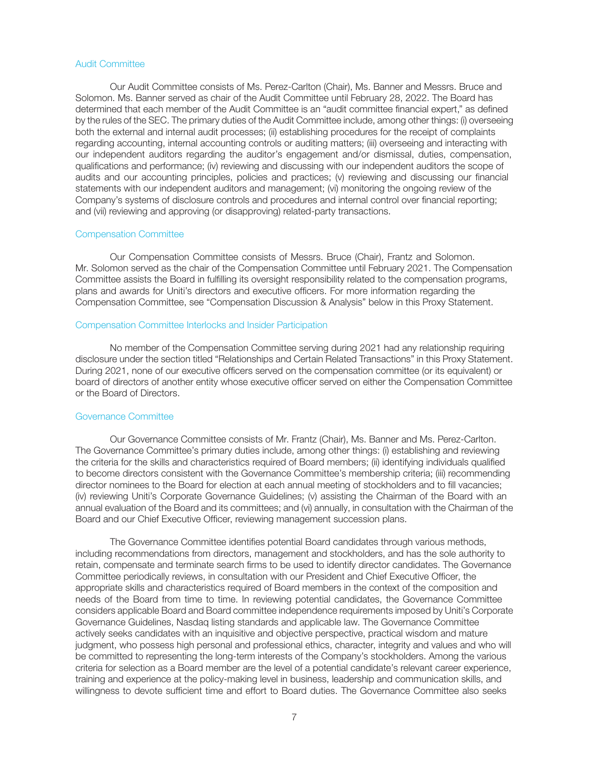### Audit Committee

Our Audit Committee consists of Ms. Perez-Carlton (Chair), Ms. Banner and Messrs. Bruce and Solomon. Ms. Banner served as chair of the Audit Committee until February 28, 2022. The Board has determined that each member of the Audit Committee is an "audit committee financial expert," as defined by the rules of the SEC. The primary duties of the Audit Committee include, among other things: (i) overseeing both the external and internal audit processes; (ii) establishing procedures for the receipt of complaints regarding accounting, internal accounting controls or auditing matters; (iii) overseeing and interacting with our independent auditors regarding the auditor's engagement and/or dismissal, duties, compensation, qualifications and performance; (iv) reviewing and discussing with our independent auditors the scope of audits and our accounting principles, policies and practices; (v) reviewing and discussing our financial statements with our independent auditors and management; (vi) monitoring the ongoing review of the Company's systems of disclosure controls and procedures and internal control over financial reporting; and (vii) reviewing and approving (or disapproving) related-party transactions.

### Compensation Committee

Our Compensation Committee consists of Messrs. Bruce (Chair), Frantz and Solomon. Mr. Solomon served as the chair of the Compensation Committee until February 2021. The Compensation Committee assists the Board in fulfilling its oversight responsibility related to the compensation programs, plans and awards for Uniti's directors and executive officers. For more information regarding the Compensation Committee, see "Compensation Discussion & Analysis" below in this Proxy Statement.

### Compensation Committee Interlocks and Insider Participation

No member of the Compensation Committee serving during 2021 had any relationship requiring disclosure under the section titled "Relationships and Certain Related Transactions" in this Proxy Statement. During 2021, none of our executive officers served on the compensation committee (or its equivalent) or board of directors of another entity whose executive officer served on either the Compensation Committee or the Board of Directors.

### Governance Committee

Our Governance Committee consists of Mr. Frantz (Chair), Ms. Banner and Ms. Perez-Carlton. The Governance Committee's primary duties include, among other things: (i) establishing and reviewing the criteria for the skills and characteristics required of Board members; (ii) identifying individuals qualified to become directors consistent with the Governance Committee's membership criteria; (iii) recommending director nominees to the Board for election at each annual meeting of stockholders and to fill vacancies; (iv) reviewing Uniti's Corporate Governance Guidelines; (v) assisting the Chairman of the Board with an annual evaluation of the Board and its committees; and (vi) annually, in consultation with the Chairman of the Board and our Chief Executive Officer, reviewing management succession plans.

The Governance Committee identifies potential Board candidates through various methods, including recommendations from directors, management and stockholders, and has the sole authority to retain, compensate and terminate search firms to be used to identify director candidates. The Governance Committee periodically reviews, in consultation with our President and Chief Executive Officer, the appropriate skills and characteristics required of Board members in the context of the composition and needs of the Board from time to time. In reviewing potential candidates, the Governance Committee considers applicable Board and Board committee independence requirements imposed by Uniti's Corporate Governance Guidelines, Nasdaq listing standards and applicable law. The Governance Committee actively seeks candidates with an inquisitive and objective perspective, practical wisdom and mature judgment, who possess high personal and professional ethics, character, integrity and values and who will be committed to representing the long-term interests of the Company's stockholders. Among the various criteria for selection as a Board member are the level of a potential candidate's relevant career experience, training and experience at the policy-making level in business, leadership and communication skills, and willingness to devote sufficient time and effort to Board duties. The Governance Committee also seeks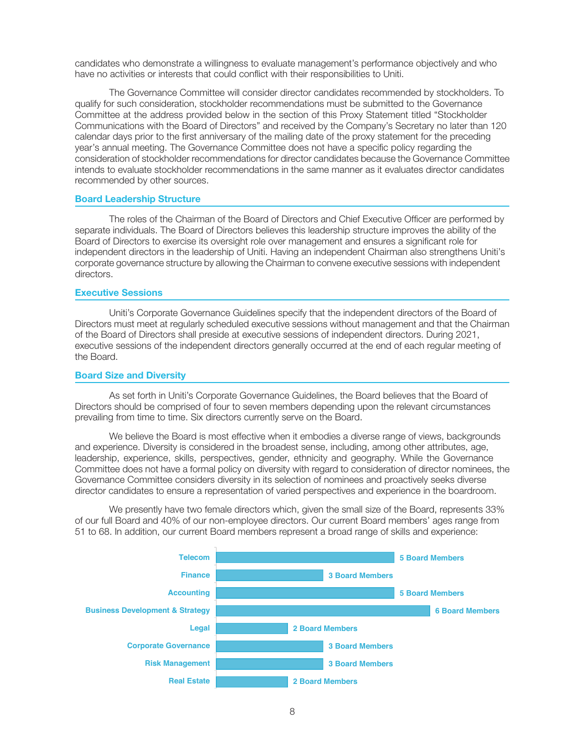candidates who demonstrate a willingness to evaluate management's performance objectively and who have no activities or interests that could conflict with their responsibilities to Uniti.

The Governance Committee will consider director candidates recommended by stockholders. To qualify for such consideration, stockholder recommendations must be submitted to the Governance Committee at the address provided below in the section of this Proxy Statement titled "Stockholder Communications with the Board of Directors" and received by the Company's Secretary no later than 120 calendar days prior to the first anniversary of the mailing date of the proxy statement for the preceding year's annual meeting. The Governance Committee does not have a specific policy regarding the consideration of stockholder recommendations for director candidates because the Governance Committee intends to evaluate stockholder recommendations in the same manner as it evaluates director candidates recommended by other sources.

## Board Leadership Structure

The roles of the Chairman of the Board of Directors and Chief Executive Officer are performed by separate individuals. The Board of Directors believes this leadership structure improves the ability of the Board of Directors to exercise its oversight role over management and ensures a significant role for independent directors in the leadership of Uniti. Having an independent Chairman also strengthens Uniti's corporate governance structure by allowing the Chairman to convene executive sessions with independent directors.

## Executive Sessions

Uniti's Corporate Governance Guidelines specify that the independent directors of the Board of Directors must meet at regularly scheduled executive sessions without management and that the Chairman of the Board of Directors shall preside at executive sessions of independent directors. During 2021, executive sessions of the independent directors generally occurred at the end of each regular meeting of the Board.

## Board Size and Diversity

As set forth in Uniti's Corporate Governance Guidelines, the Board believes that the Board of Directors should be comprised of four to seven members depending upon the relevant circumstances prevailing from time to time. Six directors currently serve on the Board.

We believe the Board is most effective when it embodies a diverse range of views, backgrounds and experience. Diversity is considered in the broadest sense, including, among other attributes, age, leadership, experience, skills, perspectives, gender, ethnicity and geography. While the Governance Committee does not have a formal policy on diversity with regard to consideration of director nominees, the Governance Committee considers diversity in its selection of nominees and proactively seeks diverse director candidates to ensure a representation of varied perspectives and experience in the boardroom.

We presently have two female directors which, given the small size of the Board, represents 33% of our full Board and 40% of our non-employee directors. Our current Board members' ages range from 51 to 68. In addition, our current Board members represent a broad range of skills and experience:

| Skill / Experience | Board Members |
|---|---|
| Telecom | 5 Board Members |
| Finance | 3 Board Members |
| Accounting | 5 Board Members |
| Business Development & Strategy | 6 Board Members |
| Legal | 2 Board Members |
| Corporate Governance | 3 Board Members |
| Risk Management | 3 Board Members |
| Real Estate | 2 Board Members |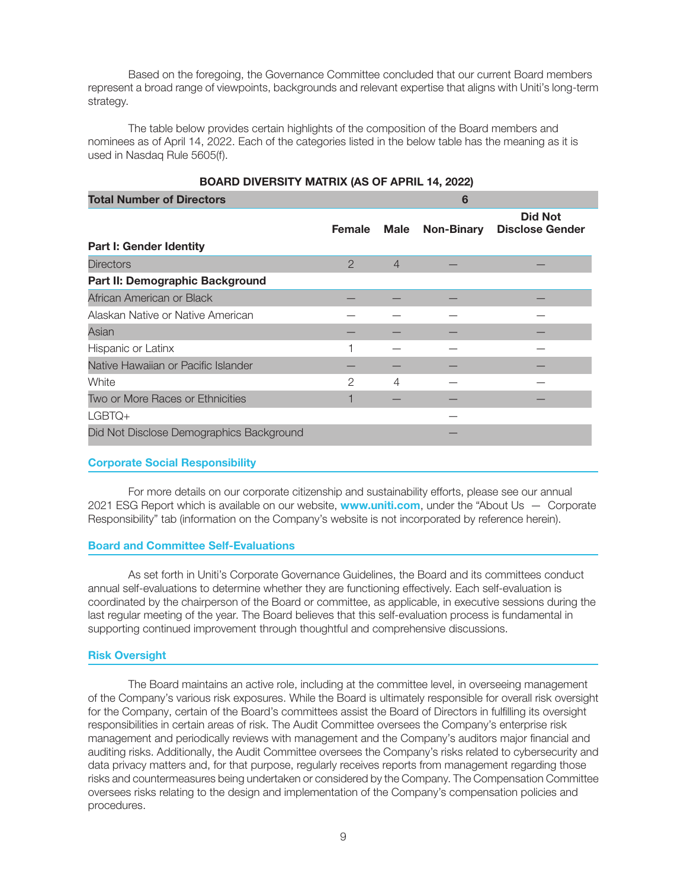Based on the foregoing, the Governance Committee concluded that our current Board members represent a broad range of viewpoints, backgrounds and relevant expertise that aligns with Uniti's long-term strategy.

The table below provides certain highlights of the composition of the Board members and nominees as of April 14, 2022. Each of the categories listed in the below table has the meaning as it is used in Nasdaq Rule 5605(f).

**BOARD DIVERSITY MATRIX (AS OF APRIL 14, 2022)**

| **Total Number of Directors** | **6** | | | |
|---|---|---|---|---|
| | **Female** | **Male** | **Non-Binary** | **Did Not Disclose Gender** |
| **Part I: Gender Identity** | | | | |
| Directors | 2 | 4 | — | — |
| **Part II: Demographic Background** | | | | |
| African American or Black | — | — | — | — |
| Alaskan Native or Native American | — | — | — | — |
| Asian | — | — | — | — |
| Hispanic or Latinx | 1 | — | — | — |
| Native Hawaiian or Pacific Islander | — | — | — | — |
| White | 2 | 4 | — | — |
| Two or More Races or Ethnicities | 1 | — | — | — |
| LGBTQ+ | | | — | |
| Did Not Disclose Demographics Background | | | — | |

## Corporate Social Responsibility

For more details on our corporate citizenship and sustainability efforts, please see our annual 2021 ESG Report which is available on our website, **www.uniti.com**, under the "About Us — Corporate Responsibility" tab (information on the Company's website is not incorporated by reference herein).

## Board and Committee Self-Evaluations

As set forth in Uniti's Corporate Governance Guidelines, the Board and its committees conduct annual self-evaluations to determine whether they are functioning effectively. Each self-evaluation is coordinated by the chairperson of the Board or committee, as applicable, in executive sessions during the last regular meeting of the year. The Board believes that this self-evaluation process is fundamental in supporting continued improvement through thoughtful and comprehensive discussions.

## Risk Oversight

The Board maintains an active role, including at the committee level, in overseeing management of the Company's various risk exposures. While the Board is ultimately responsible for overall risk oversight for the Company, certain of the Board's committees assist the Board of Directors in fulfilling its oversight responsibilities in certain areas of risk. The Audit Committee oversees the Company's enterprise risk management and periodically reviews with management and the Company's auditors major financial and auditing risks. Additionally, the Audit Committee oversees the Company's risks related to cybersecurity and data privacy matters and, for that purpose, regularly receives reports from management regarding those risks and countermeasures being undertaken or considered by the Company. The Compensation Committee oversees risks relating to the design and implementation of the Company's compensation policies and procedures.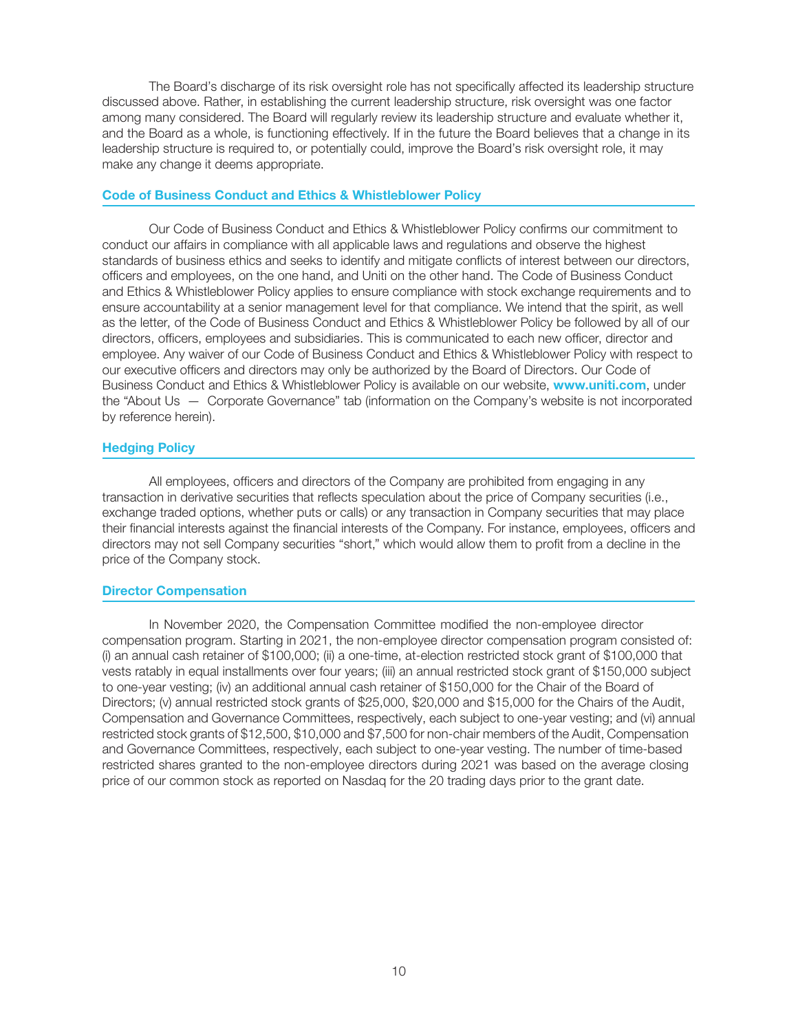The Board's discharge of its risk oversight role has not specifically affected its leadership structure discussed above. Rather, in establishing the current leadership structure, risk oversight was one factor among many considered. The Board will regularly review its leadership structure and evaluate whether it, and the Board as a whole, is functioning effectively. If in the future the Board believes that a change in its leadership structure is required to, or potentially could, improve the Board's risk oversight role, it may make any change it deems appropriate.

## Code of Business Conduct and Ethics & Whistleblower Policy

Our Code of Business Conduct and Ethics & Whistleblower Policy confirms our commitment to conduct our affairs in compliance with all applicable laws and regulations and observe the highest standards of business ethics and seeks to identify and mitigate conflicts of interest between our directors, officers and employees, on the one hand, and Uniti on the other hand. The Code of Business Conduct and Ethics & Whistleblower Policy applies to ensure compliance with stock exchange requirements and to ensure accountability at a senior management level for that compliance. We intend that the spirit, as well as the letter, of the Code of Business Conduct and Ethics & Whistleblower Policy be followed by all of our directors, officers, employees and subsidiaries. This is communicated to each new officer, director and employee. Any waiver of our Code of Business Conduct and Ethics & Whistleblower Policy with respect to our executive officers and directors may only be authorized by the Board of Directors. Our Code of Business Conduct and Ethics & Whistleblower Policy is available on our website, **www.uniti.com**, under the "About Us — Corporate Governance" tab (information on the Company's website is not incorporated by reference herein).

## Hedging Policy

All employees, officers and directors of the Company are prohibited from engaging in any transaction in derivative securities that reflects speculation about the price of Company securities (i.e., exchange traded options, whether puts or calls) or any transaction in Company securities that may place their financial interests against the financial interests of the Company. For instance, employees, officers and directors may not sell Company securities "short," which would allow them to profit from a decline in the price of the Company stock.

## Director Compensation

In November 2020, the Compensation Committee modified the non-employee director compensation program. Starting in 2021, the non-employee director compensation program consisted of: (i) an annual cash retainer of $100,000; (ii) a one-time, at-election restricted stock grant of $100,000 that vests ratably in equal installments over four years; (iii) an annual restricted stock grant of $150,000 subject to one-year vesting; (iv) an additional annual cash retainer of $150,000 for the Chair of the Board of Directors; (v) annual restricted stock grants of $25,000, $20,000 and $15,000 for the Chairs of the Audit, Compensation and Governance Committees, respectively, each subject to one-year vesting; and (vi) annual restricted stock grants of $12,500, $10,000 and $7,500 for non-chair members of the Audit, Compensation and Governance Committees, respectively, each subject to one-year vesting. The number of time-based restricted shares granted to the non-employee directors during 2021 was based on the average closing price of our common stock as reported on Nasdaq for the 20 trading days prior to the grant date.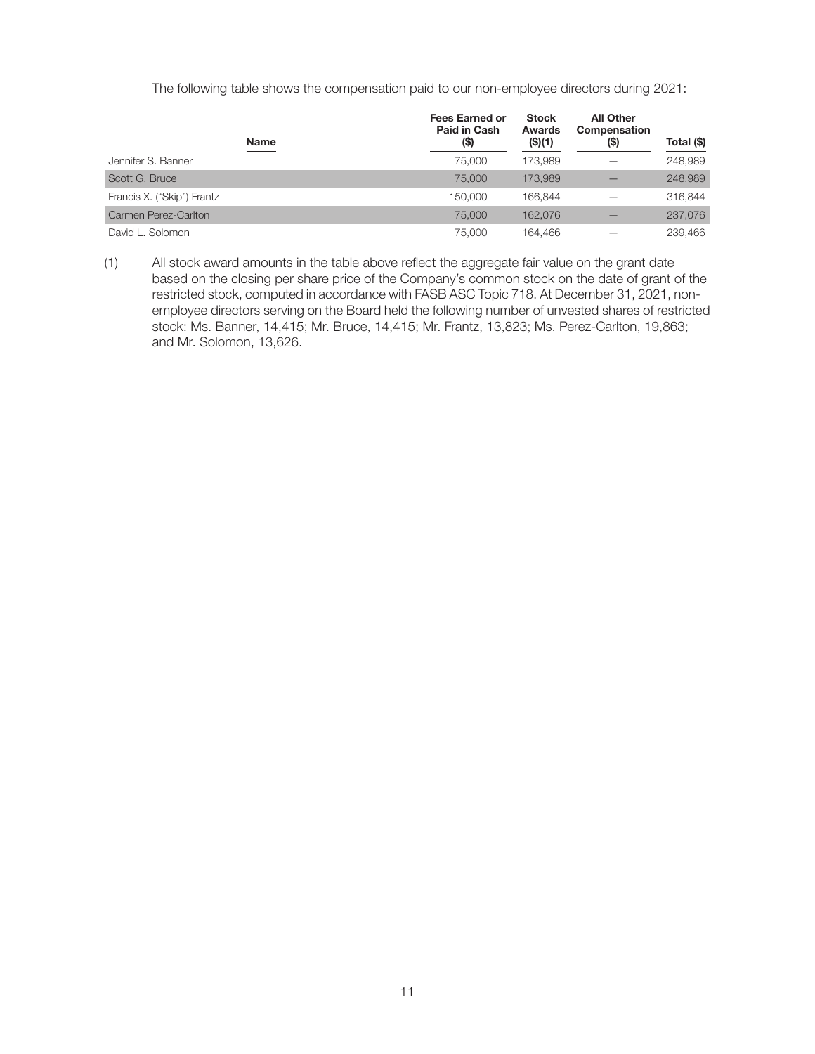The following table shows the compensation paid to our non-employee directors during 2021:

| Name | Fees Earned or Paid in Cash ($) | Stock Awards ($)(1) | All Other Compensation ($) | Total ($) |
| --- | --- | --- | --- | --- |
| Jennifer S. Banner | 75,000 | 173,989 | — | 248,989 |
| Scott G. Bruce | 75,000 | 173,989 | — | 248,989 |
| Francis X. ("Skip") Frantz | 150,000 | 166,844 | — | 316,844 |
| Carmen Perez-Carlton | 75,000 | 162,076 | — | 237,076 |
| David L. Solomon | 75,000 | 164,466 | — | 239,466 |

(1) All stock award amounts in the table above reflect the aggregate fair value on the grant date based on the closing per share price of the Company's common stock on the date of grant of the restricted stock, computed in accordance with FASB ASC Topic 718. At December 31, 2021, non-employee directors serving on the Board held the following number of unvested shares of restricted stock: Ms. Banner, 14,415; Mr. Bruce, 14,415; Mr. Frantz, 13,823; Ms. Perez-Carlton, 19,863; and Mr. Solomon, 13,626.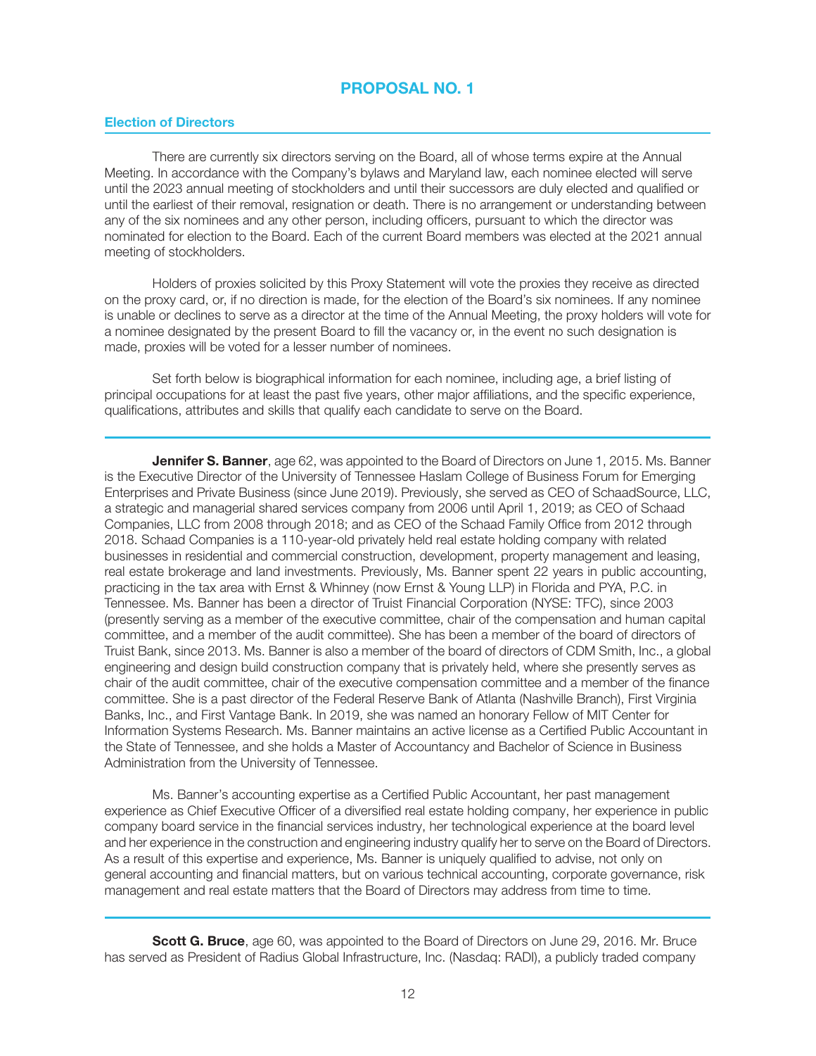# PROPOSAL NO. 1

## Election of Directors

There are currently six directors serving on the Board, all of whose terms expire at the Annual Meeting. In accordance with the Company's bylaws and Maryland law, each nominee elected will serve until the 2023 annual meeting of stockholders and until their successors are duly elected and qualified or until the earliest of their removal, resignation or death. There is no arrangement or understanding between any of the six nominees and any other person, including officers, pursuant to which the director was nominated for election to the Board. Each of the current Board members was elected at the 2021 annual meeting of stockholders.

Holders of proxies solicited by this Proxy Statement will vote the proxies they receive as directed on the proxy card, or, if no direction is made, for the election of the Board's six nominees. If any nominee is unable or declines to serve as a director at the time of the Annual Meeting, the proxy holders will vote for a nominee designated by the present Board to fill the vacancy or, in the event no such designation is made, proxies will be voted for a lesser number of nominees.

Set forth below is biographical information for each nominee, including age, a brief listing of principal occupations for at least the past five years, other major affiliations, and the specific experience, qualifications, attributes and skills that qualify each candidate to serve on the Board.

---

**Jennifer S. Banner**, age 62, was appointed to the Board of Directors on June 1, 2015. Ms. Banner is the Executive Director of the University of Tennessee Haslam College of Business Forum for Emerging Enterprises and Private Business (since June 2019). Previously, she served as CEO of SchaadSource, LLC, a strategic and managerial shared services company from 2006 until April 1, 2019; as CEO of Schaad Companies, LLC from 2008 through 2018; and as CEO of the Schaad Family Office from 2012 through 2018. Schaad Companies is a 110-year-old privately held real estate holding company with related businesses in residential and commercial construction, development, property management and leasing, real estate brokerage and land investments. Previously, Ms. Banner spent 22 years in public accounting, practicing in the tax area with Ernst & Whinney (now Ernst & Young LLP) in Florida and PYA, P.C. in Tennessee. Ms. Banner has been a director of Truist Financial Corporation (NYSE: TFC), since 2003 (presently serving as a member of the executive committee, chair of the compensation and human capital committee, and a member of the audit committee). She has been a member of the board of directors of Truist Bank, since 2013. Ms. Banner is also a member of the board of directors of CDM Smith, Inc., a global engineering and design build construction company that is privately held, where she presently serves as chair of the audit committee, chair of the executive compensation committee and a member of the finance committee. She is a past director of the Federal Reserve Bank of Atlanta (Nashville Branch), First Virginia Banks, Inc., and First Vantage Bank. In 2019, she was named an honorary Fellow of MIT Center for Information Systems Research. Ms. Banner maintains an active license as a Certified Public Accountant in the State of Tennessee, and she holds a Master of Accountancy and Bachelor of Science in Business Administration from the University of Tennessee.

Ms. Banner's accounting expertise as a Certified Public Accountant, her past management experience as Chief Executive Officer of a diversified real estate holding company, her experience in public company board service in the financial services industry, her technological experience at the board level and her experience in the construction and engineering industry qualify her to serve on the Board of Directors. As a result of this expertise and experience, Ms. Banner is uniquely qualified to advise, not only on general accounting and financial matters, but on various technical accounting, corporate governance, risk management and real estate matters that the Board of Directors may address from time to time.

---

**Scott G. Bruce**, age 60, was appointed to the Board of Directors on June 29, 2016. Mr. Bruce has served as President of Radius Global Infrastructure, Inc. (Nasdaq: RADI), a publicly traded company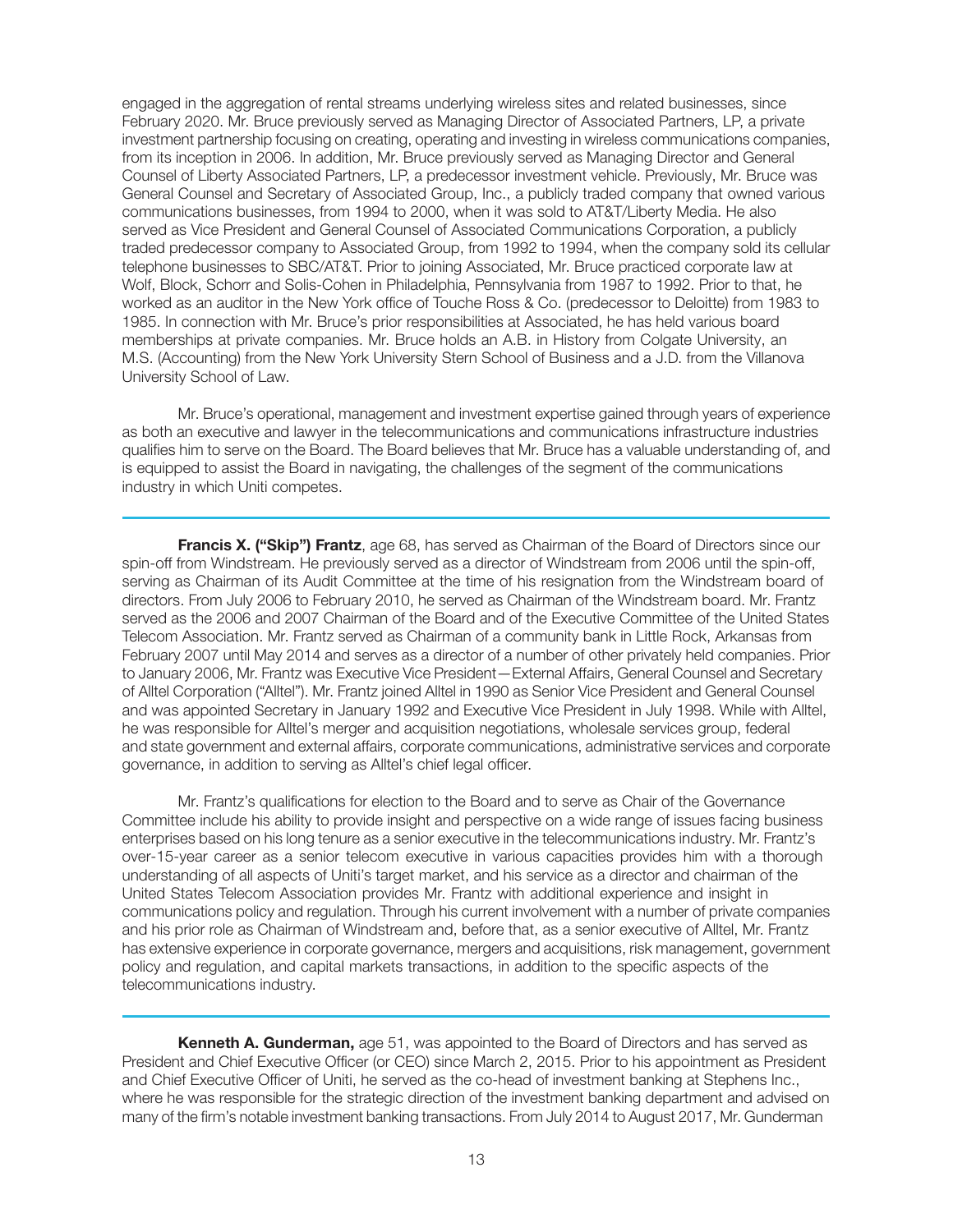engaged in the aggregation of rental streams underlying wireless sites and related businesses, since February 2020. Mr. Bruce previously served as Managing Director of Associated Partners, LP, a private investment partnership focusing on creating, operating and investing in wireless communications companies, from its inception in 2006. In addition, Mr. Bruce previously served as Managing Director and General Counsel of Liberty Associated Partners, LP, a predecessor investment vehicle. Previously, Mr. Bruce was General Counsel and Secretary of Associated Group, Inc., a publicly traded company that owned various communications businesses, from 1994 to 2000, when it was sold to AT&T/Liberty Media. He also served as Vice President and General Counsel of Associated Communications Corporation, a publicly traded predecessor company to Associated Group, from 1992 to 1994, when the company sold its cellular telephone businesses to SBC/AT&T. Prior to joining Associated, Mr. Bruce practiced corporate law at Wolf, Block, Schorr and Solis-Cohen in Philadelphia, Pennsylvania from 1987 to 1992. Prior to that, he worked as an auditor in the New York office of Touche Ross & Co. (predecessor to Deloitte) from 1983 to 1985. In connection with Mr. Bruce's prior responsibilities at Associated, he has held various board memberships at private companies. Mr. Bruce holds an A.B. in History from Colgate University, an M.S. (Accounting) from the New York University Stern School of Business and a J.D. from the Villanova University School of Law.

Mr. Bruce's operational, management and investment expertise gained through years of experience as both an executive and lawyer in the telecommunications and communications infrastructure industries qualifies him to serve on the Board. The Board believes that Mr. Bruce has a valuable understanding of, and is equipped to assist the Board in navigating, the challenges of the segment of the communications industry in which Uniti competes.

---

**Francis X. ("Skip") Frantz**, age 68, has served as Chairman of the Board of Directors since our spin-off from Windstream. He previously served as a director of Windstream from 2006 until the spin-off, serving as Chairman of its Audit Committee at the time of his resignation from the Windstream board of directors. From July 2006 to February 2010, he served as Chairman of the Windstream board. Mr. Frantz served as the 2006 and 2007 Chairman of the Board and of the Executive Committee of the United States Telecom Association. Mr. Frantz served as Chairman of a community bank in Little Rock, Arkansas from February 2007 until May 2014 and serves as a director of a number of other privately held companies. Prior to January 2006, Mr. Frantz was Executive Vice President—External Affairs, General Counsel and Secretary of Alltel Corporation ("Alltel"). Mr. Frantz joined Alltel in 1990 as Senior Vice President and General Counsel and was appointed Secretary in January 1992 and Executive Vice President in July 1998. While with Alltel, he was responsible for Alltel's merger and acquisition negotiations, wholesale services group, federal and state government and external affairs, corporate communications, administrative services and corporate governance, in addition to serving as Alltel's chief legal officer.

Mr. Frantz's qualifications for election to the Board and to serve as Chair of the Governance Committee include his ability to provide insight and perspective on a wide range of issues facing business enterprises based on his long tenure as a senior executive in the telecommunications industry. Mr. Frantz's over-15-year career as a senior telecom executive in various capacities provides him with a thorough understanding of all aspects of Uniti's target market, and his service as a director and chairman of the United States Telecom Association provides Mr. Frantz with additional experience and insight in communications policy and regulation. Through his current involvement with a number of private companies and his prior role as Chairman of Windstream and, before that, as a senior executive of Alltel, Mr. Frantz has extensive experience in corporate governance, mergers and acquisitions, risk management, government policy and regulation, and capital markets transactions, in addition to the specific aspects of the telecommunications industry.

---

**Kenneth A. Gunderman,** age 51, was appointed to the Board of Directors and has served as President and Chief Executive Officer (or CEO) since March 2, 2015. Prior to his appointment as President and Chief Executive Officer of Uniti, he served as the co-head of investment banking at Stephens Inc., where he was responsible for the strategic direction of the investment banking department and advised on many of the firm's notable investment banking transactions. From July 2014 to August 2017, Mr. Gunderman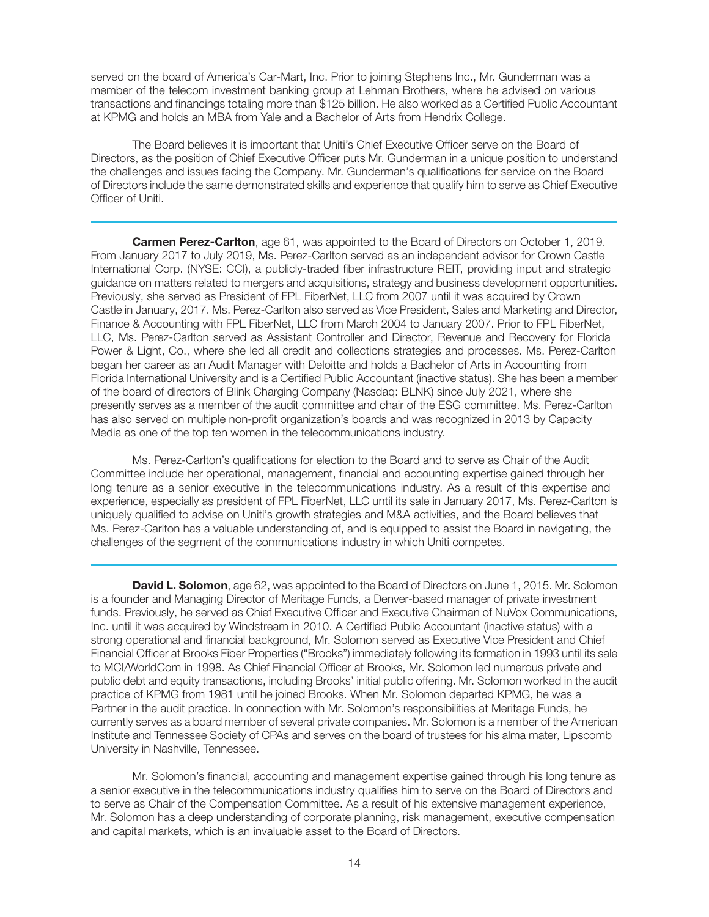served on the board of America's Car-Mart, Inc. Prior to joining Stephens Inc., Mr. Gunderman was a member of the telecom investment banking group at Lehman Brothers, where he advised on various transactions and financings totaling more than $125 billion. He also worked as a Certified Public Accountant at KPMG and holds an MBA from Yale and a Bachelor of Arts from Hendrix College.

The Board believes it is important that Uniti's Chief Executive Officer serve on the Board of Directors, as the position of Chief Executive Officer puts Mr. Gunderman in a unique position to understand the challenges and issues facing the Company. Mr. Gunderman's qualifications for service on the Board of Directors include the same demonstrated skills and experience that qualify him to serve as Chief Executive Officer of Uniti.

---

**Carmen Perez-Carlton**, age 61, was appointed to the Board of Directors on October 1, 2019. From January 2017 to July 2019, Ms. Perez-Carlton served as an independent advisor for Crown Castle International Corp. (NYSE: CCI), a publicly-traded fiber infrastructure REIT, providing input and strategic guidance on matters related to mergers and acquisitions, strategy and business development opportunities. Previously, she served as President of FPL FiberNet, LLC from 2007 until it was acquired by Crown Castle in January, 2017. Ms. Perez-Carlton also served as Vice President, Sales and Marketing and Director, Finance & Accounting with FPL FiberNet, LLC from March 2004 to January 2007. Prior to FPL FiberNet, LLC, Ms. Perez-Carlton served as Assistant Controller and Director, Revenue and Recovery for Florida Power & Light, Co., where she led all credit and collections strategies and processes. Ms. Perez-Carlton began her career as an Audit Manager with Deloitte and holds a Bachelor of Arts in Accounting from Florida International University and is a Certified Public Accountant (inactive status). She has been a member of the board of directors of Blink Charging Company (Nasdaq: BLNK) since July 2021, where she presently serves as a member of the audit committee and chair of the ESG committee. Ms. Perez-Carlton has also served on multiple non-profit organization's boards and was recognized in 2013 by Capacity Media as one of the top ten women in the telecommunications industry.

Ms. Perez-Carlton's qualifications for election to the Board and to serve as Chair of the Audit Committee include her operational, management, financial and accounting expertise gained through her long tenure as a senior executive in the telecommunications industry. As a result of this expertise and experience, especially as president of FPL FiberNet, LLC until its sale in January 2017, Ms. Perez-Carlton is uniquely qualified to advise on Uniti's growth strategies and M&A activities, and the Board believes that Ms. Perez-Carlton has a valuable understanding of, and is equipped to assist the Board in navigating, the challenges of the segment of the communications industry in which Uniti competes.

---

**David L. Solomon**, age 62, was appointed to the Board of Directors on June 1, 2015. Mr. Solomon is a founder and Managing Director of Meritage Funds, a Denver-based manager of private investment funds. Previously, he served as Chief Executive Officer and Executive Chairman of NuVox Communications, Inc. until it was acquired by Windstream in 2010. A Certified Public Accountant (inactive status) with a strong operational and financial background, Mr. Solomon served as Executive Vice President and Chief Financial Officer at Brooks Fiber Properties ("Brooks") immediately following its formation in 1993 until its sale to MCI/WorldCom in 1998. As Chief Financial Officer at Brooks, Mr. Solomon led numerous private and public debt and equity transactions, including Brooks' initial public offering. Mr. Solomon worked in the audit practice of KPMG from 1981 until he joined Brooks. When Mr. Solomon departed KPMG, he was a Partner in the audit practice. In connection with Mr. Solomon's responsibilities at Meritage Funds, he currently serves as a board member of several private companies. Mr. Solomon is a member of the American Institute and Tennessee Society of CPAs and serves on the board of trustees for his alma mater, Lipscomb University in Nashville, Tennessee.

Mr. Solomon's financial, accounting and management expertise gained through his long tenure as a senior executive in the telecommunications industry qualifies him to serve on the Board of Directors and to serve as Chair of the Compensation Committee. As a result of his extensive management experience, Mr. Solomon has a deep understanding of corporate planning, risk management, executive compensation and capital markets, which is an invaluable asset to the Board of Directors.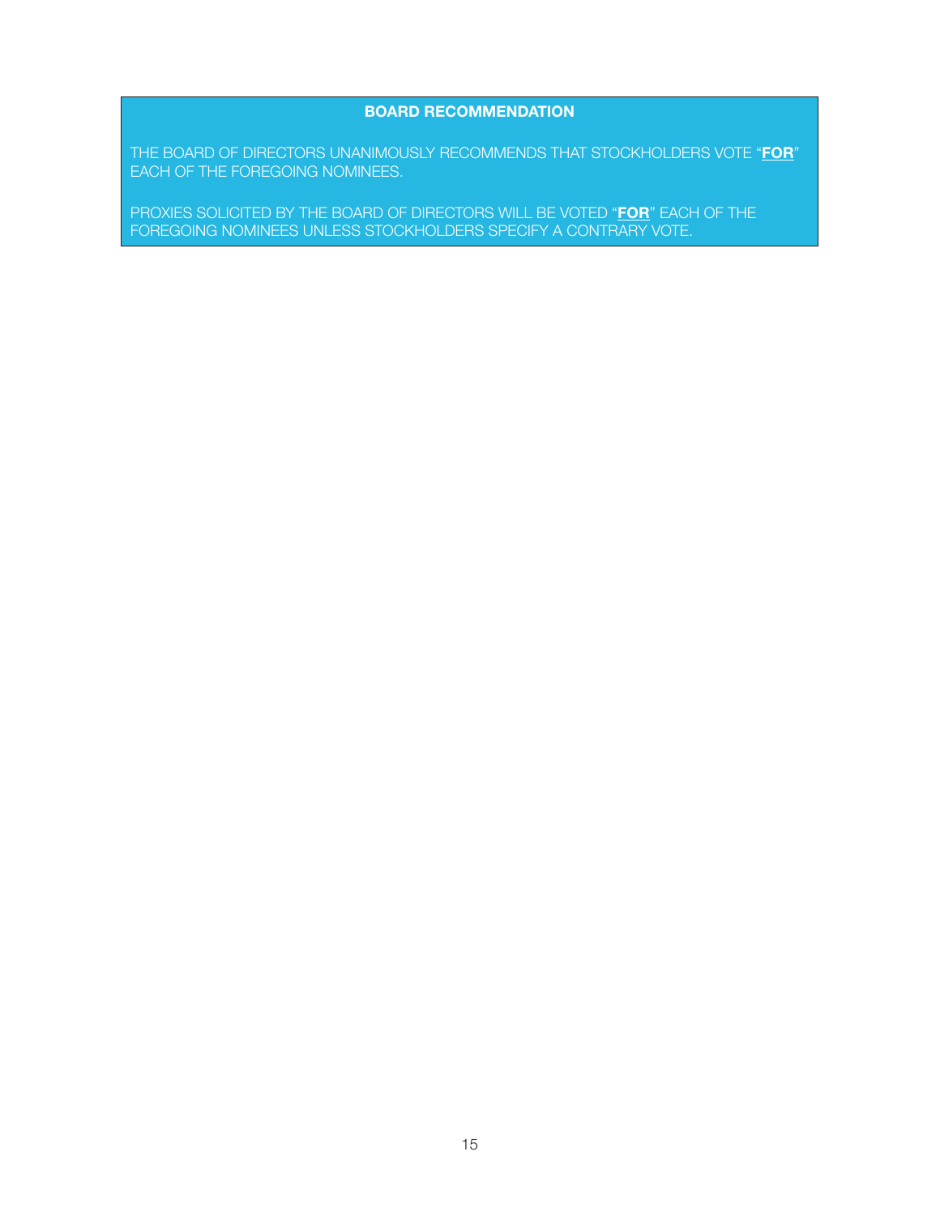**BOARD RECOMMENDATION**

THE BOARD OF DIRECTORS UNANIMOUSLY RECOMMENDS THAT STOCKHOLDERS VOTE "**FOR**" EACH OF THE FOREGOING NOMINEES.

PROXIES SOLICITED BY THE BOARD OF DIRECTORS WILL BE VOTED "**FOR**" EACH OF THE FOREGOING NOMINEES UNLESS STOCKHOLDERS SPECIFY A CONTRARY VOTE.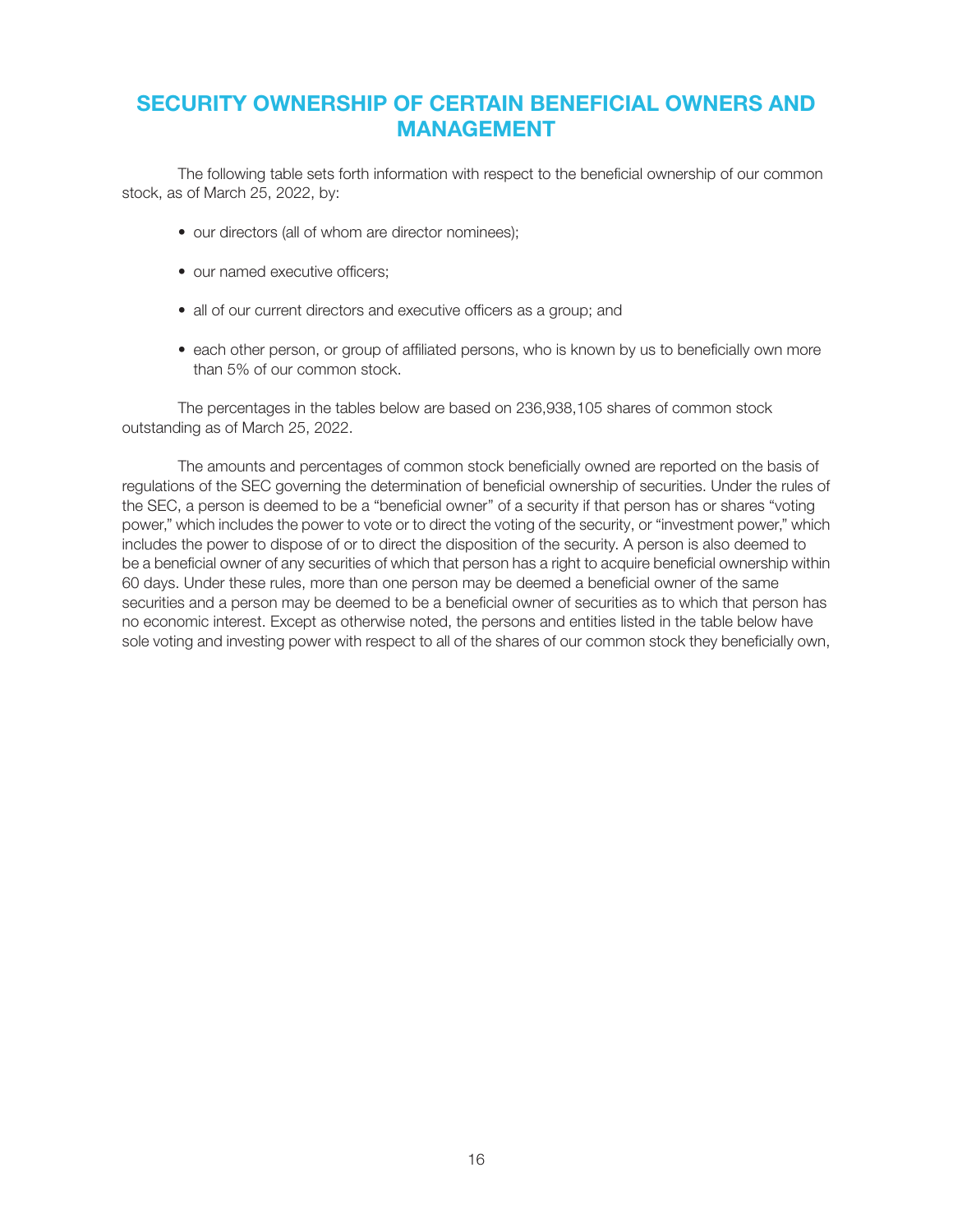# SECURITY OWNERSHIP OF CERTAIN BENEFICIAL OWNERS AND MANAGEMENT

The following table sets forth information with respect to the beneficial ownership of our common stock, as of March 25, 2022, by:

- our directors (all of whom are director nominees);
- our named executive officers;
- all of our current directors and executive officers as a group; and
- each other person, or group of affiliated persons, who is known by us to beneficially own more than 5% of our common stock.

The percentages in the tables below are based on 236,938,105 shares of common stock outstanding as of March 25, 2022.

The amounts and percentages of common stock beneficially owned are reported on the basis of regulations of the SEC governing the determination of beneficial ownership of securities. Under the rules of the SEC, a person is deemed to be a "beneficial owner" of a security if that person has or shares "voting power," which includes the power to vote or to direct the voting of the security, or "investment power," which includes the power to dispose of or to direct the disposition of the security. A person is also deemed to be a beneficial owner of any securities of which that person has a right to acquire beneficial ownership within 60 days. Under these rules, more than one person may be deemed a beneficial owner of the same securities and a person may be deemed to be a beneficial owner of securities as to which that person has no economic interest. Except as otherwise noted, the persons and entities listed in the table below have sole voting and investing power with respect to all of the shares of our common stock they beneficially own,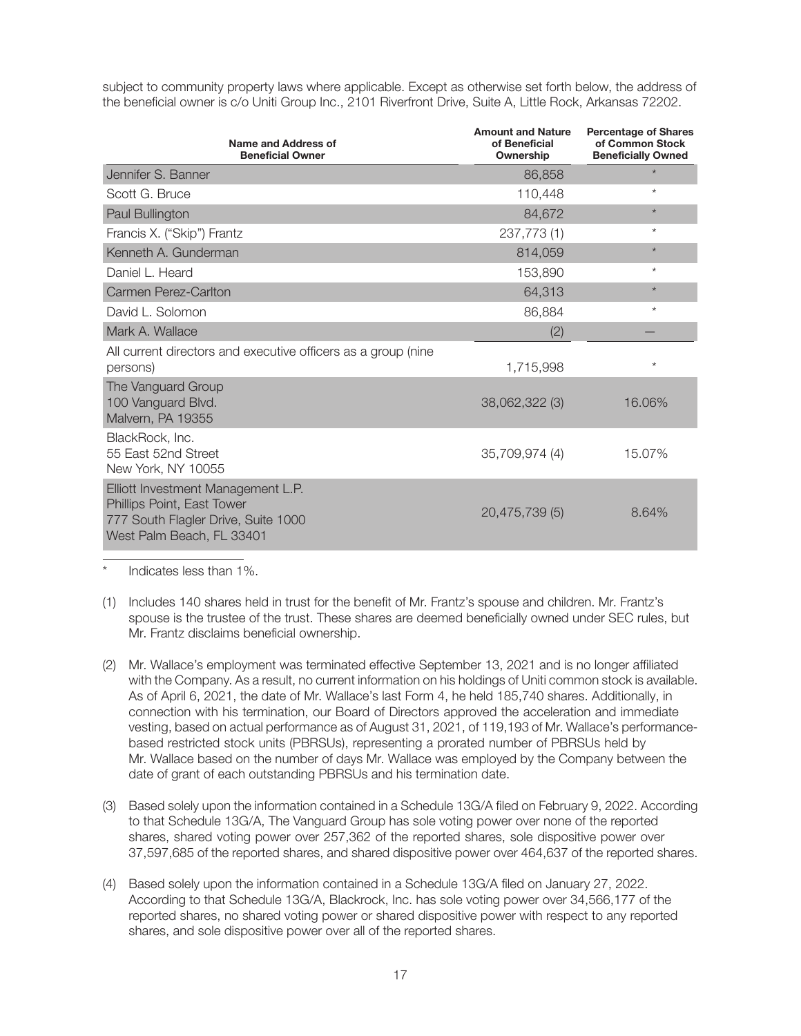subject to community property laws where applicable. Except as otherwise set forth below, the address of the beneficial owner is c/o Uniti Group Inc., 2101 Riverfront Drive, Suite A, Little Rock, Arkansas 72202.

| Name and Address of Beneficial Owner | Amount and Nature of Beneficial Ownership | Percentage of Shares of Common Stock Beneficially Owned |
|---|---|---|
| Jennifer S. Banner | 86,858 | * |
| Scott G. Bruce | 110,448 | * |
| Paul Bullington | 84,672 | * |
| Francis X. ("Skip") Frantz | 237,773 (1) | * |
| Kenneth A. Gunderman | 814,059 | * |
| Daniel L. Heard | 153,890 | * |
| Carmen Perez-Carlton | 64,313 | * |
| David L. Solomon | 86,884 | * |
| Mark A. Wallace | (2) | — |
| All current directors and executive officers as a group (nine persons) | 1,715,998 | * |
| The Vanguard Group<br>100 Vanguard Blvd.<br>Malvern, PA 19355 | 38,062,322 (3) | 16.06% |
| BlackRock, Inc.<br>55 East 52nd Street<br>New York, NY 10055 | 35,709,974 (4) | 15.07% |
| Elliott Investment Management L.P.<br>Phillips Point, East Tower<br>777 South Flagler Drive, Suite 1000<br>West Palm Beach, FL 33401 | 20,475,739 (5) | 8.64% |

\* Indicates less than 1%.

(1) Includes 140 shares held in trust for the benefit of Mr. Frantz's spouse and children. Mr. Frantz's spouse is the trustee of the trust. These shares are deemed beneficially owned under SEC rules, but Mr. Frantz disclaims beneficial ownership.

(2) Mr. Wallace's employment was terminated effective September 13, 2021 and is no longer affiliated with the Company. As a result, no current information on his holdings of Uniti common stock is available. As of April 6, 2021, the date of Mr. Wallace's last Form 4, he held 185,740 shares. Additionally, in connection with his termination, our Board of Directors approved the acceleration and immediate vesting, based on actual performance as of August 31, 2021, of 119,193 of Mr. Wallace's performance-based restricted stock units (PBRSUs), representing a prorated number of PBRSUs held by Mr. Wallace based on the number of days Mr. Wallace was employed by the Company between the date of grant of each outstanding PBRSUs and his termination date.

(3) Based solely upon the information contained in a Schedule 13G/A filed on February 9, 2022. According to that Schedule 13G/A, The Vanguard Group has sole voting power over none of the reported shares, shared voting power over 257,362 of the reported shares, sole dispositive power over 37,597,685 of the reported shares, and shared dispositive power over 464,637 of the reported shares.

(4) Based solely upon the information contained in a Schedule 13G/A filed on January 27, 2022. According to that Schedule 13G/A, Blackrock, Inc. has sole voting power over 34,566,177 of the reported shares, no shared voting power or shared dispositive power with respect to any reported shares, and sole dispositive power over all of the reported shares.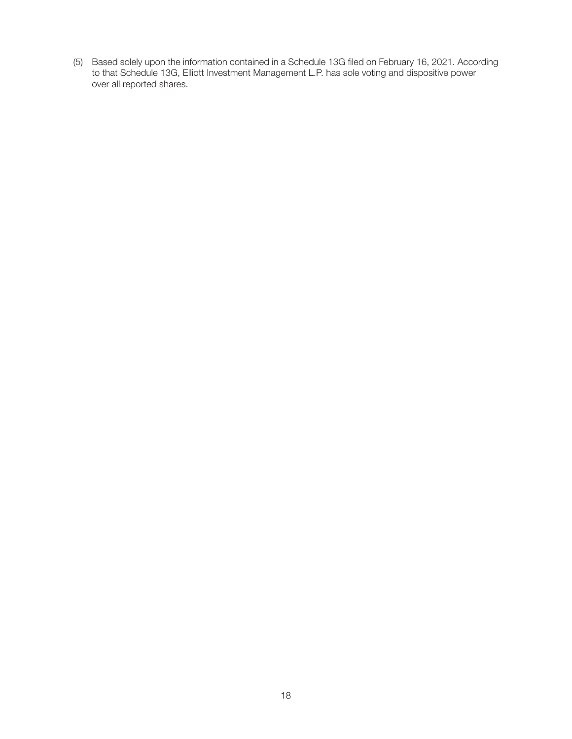(5) Based solely upon the information contained in a Schedule 13G filed on February 16, 2021. According to that Schedule 13G, Elliott Investment Management L.P. has sole voting and dispositive power over all reported shares.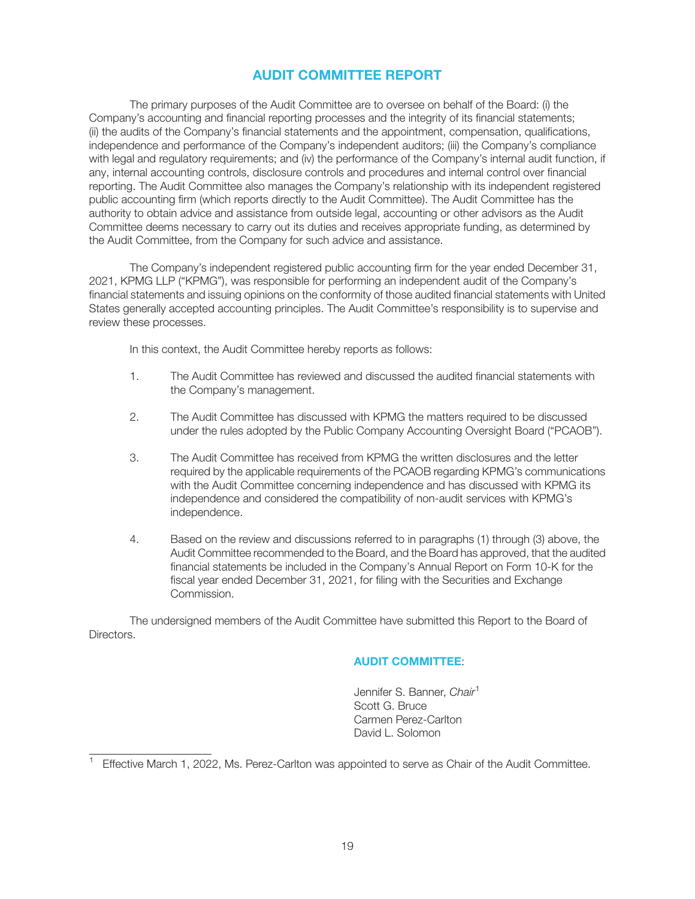# AUDIT COMMITTEE REPORT

The primary purposes of the Audit Committee are to oversee on behalf of the Board: (i) the Company's accounting and financial reporting processes and the integrity of its financial statements; (ii) the audits of the Company's financial statements and the appointment, compensation, qualifications, independence and performance of the Company's independent auditors; (iii) the Company's compliance with legal and regulatory requirements; and (iv) the performance of the Company's internal audit function, if any, internal accounting controls, disclosure controls and procedures and internal control over financial reporting. The Audit Committee also manages the Company's relationship with its independent registered public accounting firm (which reports directly to the Audit Committee). The Audit Committee has the authority to obtain advice and assistance from outside legal, accounting or other advisors as the Audit Committee deems necessary to carry out its duties and receives appropriate funding, as determined by the Audit Committee, from the Company for such advice and assistance.

The Company's independent registered public accounting firm for the year ended December 31, 2021, KPMG LLP ("KPMG"), was responsible for performing an independent audit of the Company's financial statements and issuing opinions on the conformity of those audited financial statements with United States generally accepted accounting principles. The Audit Committee's responsibility is to supervise and review these processes.

In this context, the Audit Committee hereby reports as follows:

1. The Audit Committee has reviewed and discussed the audited financial statements with the Company's management.

2. The Audit Committee has discussed with KPMG the matters required to be discussed under the rules adopted by the Public Company Accounting Oversight Board ("PCAOB").

3. The Audit Committee has received from KPMG the written disclosures and the letter required by the applicable requirements of the PCAOB regarding KPMG's communications with the Audit Committee concerning independence and has discussed with KPMG its independence and considered the compatibility of non-audit services with KPMG's independence.

4. Based on the review and discussions referred to in paragraphs (1) through (3) above, the Audit Committee recommended to the Board, and the Board has approved, that the audited financial statements be included in the Company's Annual Report on Form 10-K for the fiscal year ended December 31, 2021, for filing with the Securities and Exchange Commission.

The undersigned members of the Audit Committee have submitted this Report to the Board of Directors.

**AUDIT COMMITTEE**:

Jennifer S. Banner, *Chair*[1]
Scott G. Bruce
Carmen Perez-Carlton
David L. Solomon

[1] Effective March 1, 2022, Ms. Perez-Carlton was appointed to serve as Chair of the Audit Committee.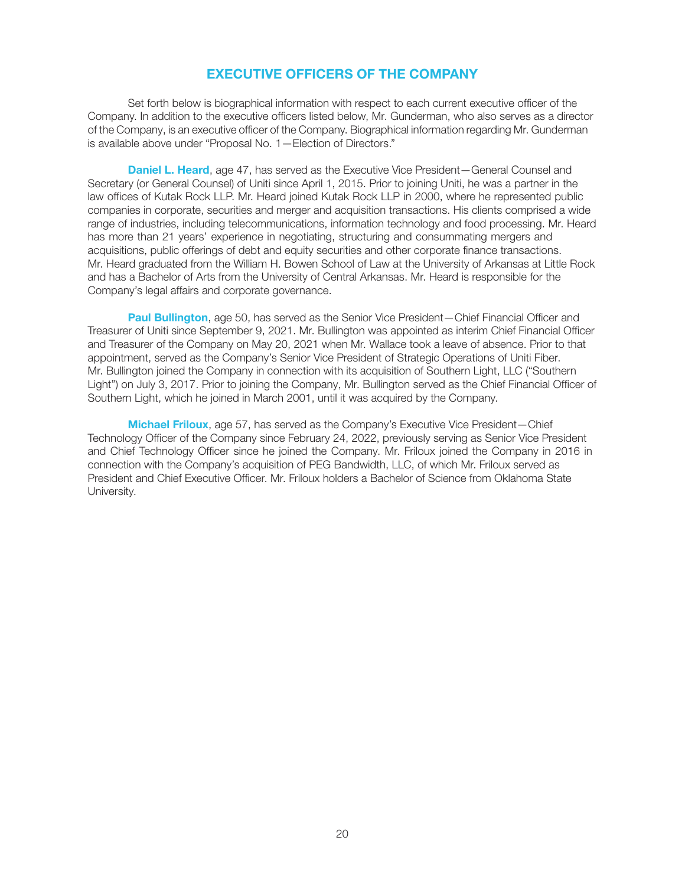# EXECUTIVE OFFICERS OF THE COMPANY

Set forth below is biographical information with respect to each current executive officer of the Company. In addition to the executive officers listed below, Mr. Gunderman, who also serves as a director of the Company, is an executive officer of the Company. Biographical information regarding Mr. Gunderman is available above under "Proposal No. 1—Election of Directors."

**Daniel L. Heard**, age 47, has served as the Executive Vice President—General Counsel and Secretary (or General Counsel) of Uniti since April 1, 2015. Prior to joining Uniti, he was a partner in the law offices of Kutak Rock LLP. Mr. Heard joined Kutak Rock LLP in 2000, where he represented public companies in corporate, securities and merger and acquisition transactions. His clients comprised a wide range of industries, including telecommunications, information technology and food processing. Mr. Heard has more than 21 years' experience in negotiating, structuring and consummating mergers and acquisitions, public offerings of debt and equity securities and other corporate finance transactions. Mr. Heard graduated from the William H. Bowen School of Law at the University of Arkansas at Little Rock and has a Bachelor of Arts from the University of Central Arkansas. Mr. Heard is responsible for the Company's legal affairs and corporate governance.

**Paul Bullington**, age 50, has served as the Senior Vice President—Chief Financial Officer and Treasurer of Uniti since September 9, 2021. Mr. Bullington was appointed as interim Chief Financial Officer and Treasurer of the Company on May 20, 2021 when Mr. Wallace took a leave of absence. Prior to that appointment, served as the Company's Senior Vice President of Strategic Operations of Uniti Fiber. Mr. Bullington joined the Company in connection with its acquisition of Southern Light, LLC ("Southern Light") on July 3, 2017. Prior to joining the Company, Mr. Bullington served as the Chief Financial Officer of Southern Light, which he joined in March 2001, until it was acquired by the Company.

**Michael Friloux**, age 57, has served as the Company's Executive Vice President—Chief Technology Officer of the Company since February 24, 2022, previously serving as Senior Vice President and Chief Technology Officer since he joined the Company. Mr. Friloux joined the Company in 2016 in connection with the Company's acquisition of PEG Bandwidth, LLC, of which Mr. Friloux served as President and Chief Executive Officer. Mr. Friloux holders a Bachelor of Science from Oklahoma State University.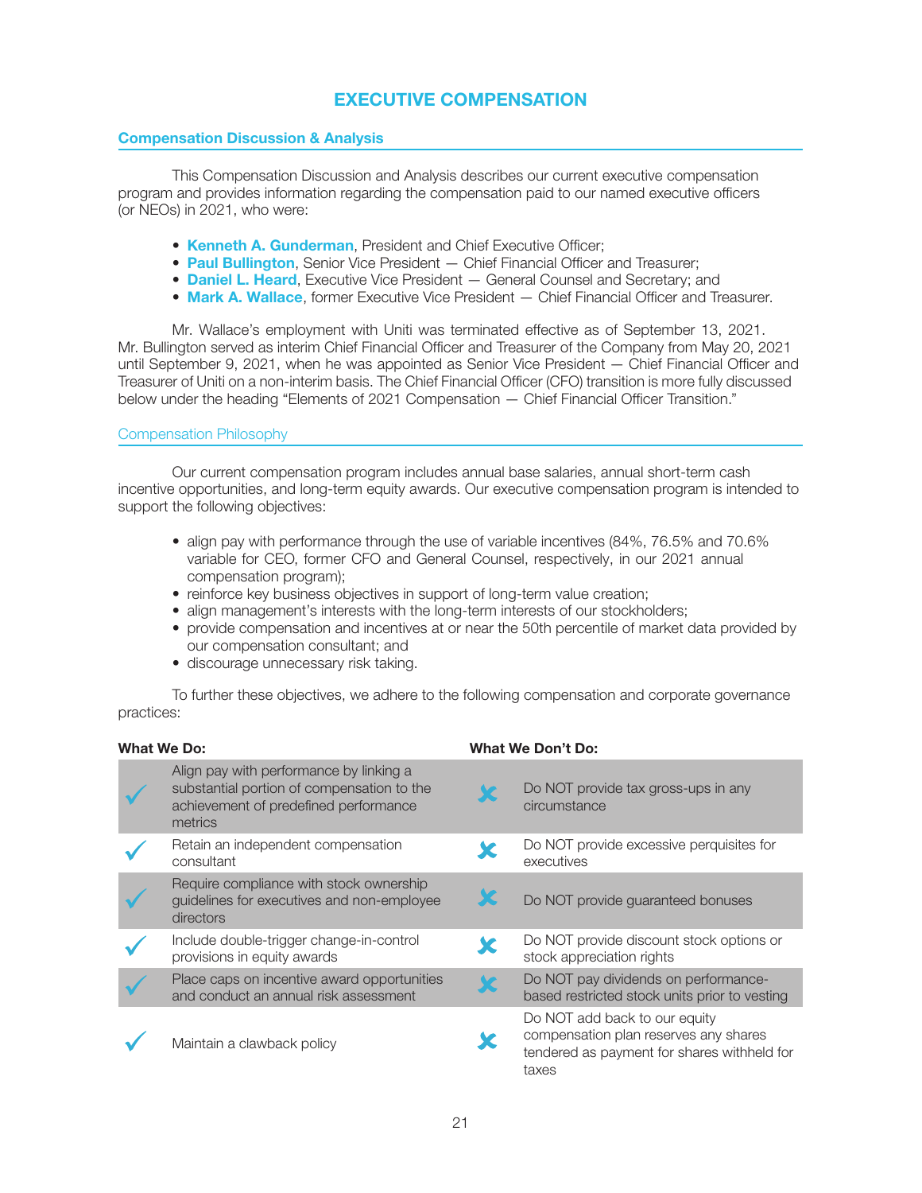# EXECUTIVE COMPENSATION

## Compensation Discussion & Analysis

This Compensation Discussion and Analysis describes our current executive compensation program and provides information regarding the compensation paid to our named executive officers (or NEOs) in 2021, who were:

- **Kenneth A. Gunderman**, President and Chief Executive Officer;
- **Paul Bullington**, Senior Vice President — Chief Financial Officer and Treasurer;
- **Daniel L. Heard**, Executive Vice President — General Counsel and Secretary; and
- **Mark A. Wallace**, former Executive Vice President — Chief Financial Officer and Treasurer.

Mr. Wallace's employment with Uniti was terminated effective as of September 13, 2021. Mr. Bullington served as interim Chief Financial Officer and Treasurer of the Company from May 20, 2021 until September 9, 2021, when he was appointed as Senior Vice President — Chief Financial Officer and Treasurer of Uniti on a non-interim basis. The Chief Financial Officer (CFO) transition is more fully discussed below under the heading "Elements of 2021 Compensation — Chief Financial Officer Transition."

### Compensation Philosophy

Our current compensation program includes annual base salaries, annual short-term cash incentive opportunities, and long-term equity awards. Our executive compensation program is intended to support the following objectives:

- align pay with performance through the use of variable incentives (84%, 76.5% and 70.6% variable for CEO, former CFO and General Counsel, respectively, in our 2021 annual compensation program);
- reinforce key business objectives in support of long-term value creation;
- align management's interests with the long-term interests of our stockholders;
- provide compensation and incentives at or near the 50th percentile of market data provided by our compensation consultant; and
- discourage unnecessary risk taking.

To further these objectives, we adhere to the following compensation and corporate governance practices:

| | What We Do: | | What We Don't Do: |
|---|---|---|---|
| ✓ | Align pay with performance by linking a substantial portion of compensation to the achievement of predefined performance metrics | ✗ | Do NOT provide tax gross-ups in any circumstance |
| ✓ | Retain an independent compensation consultant | ✗ | Do NOT provide excessive perquisites for executives |
| ✓ | Require compliance with stock ownership guidelines for executives and non-employee directors | ✗ | Do NOT provide guaranteed bonuses |
| ✓ | Include double-trigger change-in-control provisions in equity awards | ✗ | Do NOT provide discount stock options or stock appreciation rights |
| ✓ | Place caps on incentive award opportunities and conduct an annual risk assessment | ✗ | Do NOT pay dividends on performance-based restricted stock units prior to vesting |
| ✓ | Maintain a clawback policy | ✗ | Do NOT add back to our equity compensation plan reserves any shares tendered as payment for shares withheld for taxes |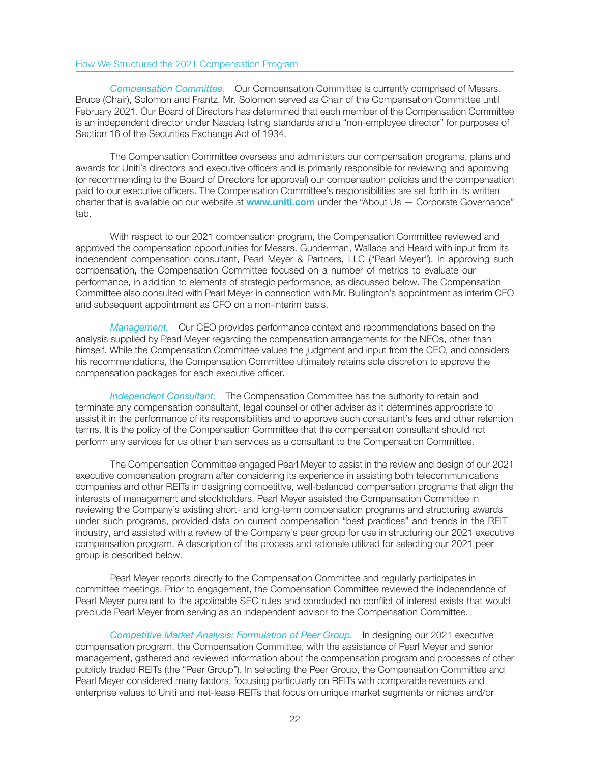### How We Structured the 2021 Compensation Program

*Compensation Committee.* Our Compensation Committee is currently comprised of Messrs. Bruce (Chair), Solomon and Frantz. Mr. Solomon served as Chair of the Compensation Committee until February 2021. Our Board of Directors has determined that each member of the Compensation Committee is an independent director under Nasdaq listing standards and a "non-employee director" for purposes of Section 16 of the Securities Exchange Act of 1934.

The Compensation Committee oversees and administers our compensation programs, plans and awards for Uniti's directors and executive officers and is primarily responsible for reviewing and approving (or recommending to the Board of Directors for approval) our compensation policies and the compensation paid to our executive officers. The Compensation Committee's responsibilities are set forth in its written charter that is available on our website at **www.uniti.com** under the "About Us — Corporate Governance" tab.

With respect to our 2021 compensation program, the Compensation Committee reviewed and approved the compensation opportunities for Messrs. Gunderman, Wallace and Heard with input from its independent compensation consultant, Pearl Meyer & Partners, LLC ("Pearl Meyer"). In approving such compensation, the Compensation Committee focused on a number of metrics to evaluate our performance, in addition to elements of strategic performance, as discussed below. The Compensation Committee also consulted with Pearl Meyer in connection with Mr. Bullington's appointment as interim CFO and subsequent appointment as CFO on a non-interim basis.

*Management.* Our CEO provides performance context and recommendations based on the analysis supplied by Pearl Meyer regarding the compensation arrangements for the NEOs, other than himself. While the Compensation Committee values the judgment and input from the CEO, and considers his recommendations, the Compensation Committee ultimately retains sole discretion to approve the compensation packages for each executive officer.

*Independent Consultant.* The Compensation Committee has the authority to retain and terminate any compensation consultant, legal counsel or other adviser as it determines appropriate to assist it in the performance of its responsibilities and to approve such consultant's fees and other retention terms. It is the policy of the Compensation Committee that the compensation consultant should not perform any services for us other than services as a consultant to the Compensation Committee.

The Compensation Committee engaged Pearl Meyer to assist in the review and design of our 2021 executive compensation program after considering its experience in assisting both telecommunications companies and other REITs in designing competitive, well-balanced compensation programs that align the interests of management and stockholders. Pearl Meyer assisted the Compensation Committee in reviewing the Company's existing short- and long-term compensation programs and structuring awards under such programs, provided data on current compensation "best practices" and trends in the REIT industry, and assisted with a review of the Company's peer group for use in structuring our 2021 executive compensation program. A description of the process and rationale utilized for selecting our 2021 peer group is described below.

Pearl Meyer reports directly to the Compensation Committee and regularly participates in committee meetings. Prior to engagement, the Compensation Committee reviewed the independence of Pearl Meyer pursuant to the applicable SEC rules and concluded no conflict of interest exists that would preclude Pearl Meyer from serving as an independent advisor to the Compensation Committee.

*Competitive Market Analysis; Formulation of Peer Group.* In designing our 2021 executive compensation program, the Compensation Committee, with the assistance of Pearl Meyer and senior management, gathered and reviewed information about the compensation program and processes of other publicly traded REITs (the "Peer Group"). In selecting the Peer Group, the Compensation Committee and Pearl Meyer considered many factors, focusing particularly on REITs with comparable revenues and enterprise values to Uniti and net-lease REITs that focus on unique market segments or niches and/or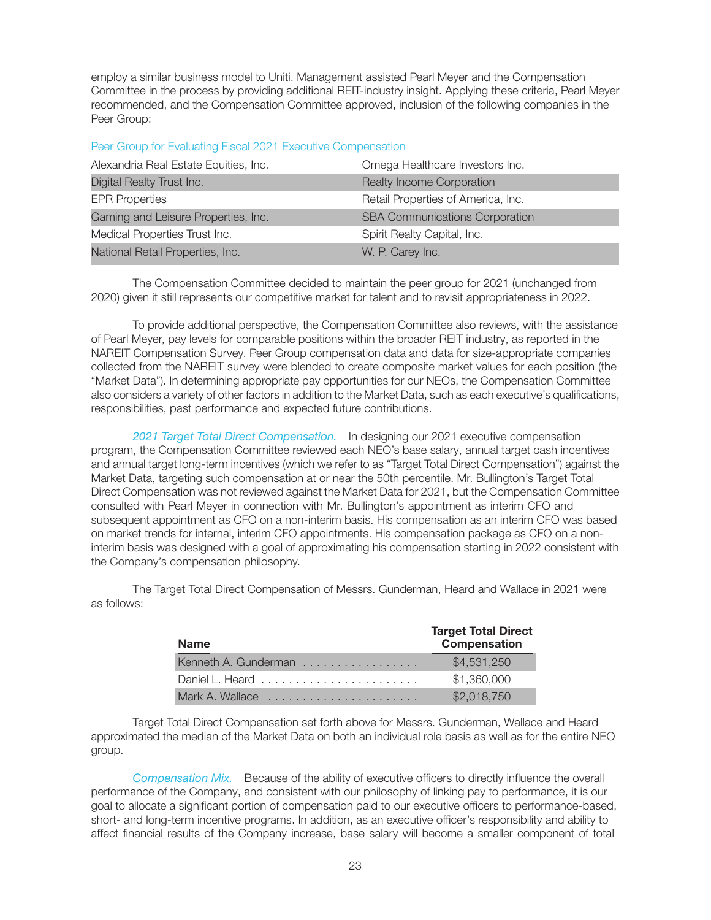employ a similar business model to Uniti. Management assisted Pearl Meyer and the Compensation Committee in the process by providing additional REIT-industry insight. Applying these criteria, Pearl Meyer recommended, and the Compensation Committee approved, inclusion of the following companies in the Peer Group:

Peer Group for Evaluating Fiscal 2021 Executive Compensation

| | |
|---|---|
| Alexandria Real Estate Equities, Inc. | Omega Healthcare Investors Inc. |
| Digital Realty Trust Inc. | Realty Income Corporation |
| EPR Properties | Retail Properties of America, Inc. |
| Gaming and Leisure Properties, Inc. | SBA Communications Corporation |
| Medical Properties Trust Inc. | Spirit Realty Capital, Inc. |
| National Retail Properties, Inc. | W. P. Carey Inc. |

The Compensation Committee decided to maintain the peer group for 2021 (unchanged from 2020) given it still represents our competitive market for talent and to revisit appropriateness in 2022.

To provide additional perspective, the Compensation Committee also reviews, with the assistance of Pearl Meyer, pay levels for comparable positions within the broader REIT industry, as reported in the NAREIT Compensation Survey. Peer Group compensation data and data for size-appropriate companies collected from the NAREIT survey were blended to create composite market values for each position (the "Market Data"). In determining appropriate pay opportunities for our NEOs, the Compensation Committee also considers a variety of other factors in addition to the Market Data, such as each executive's qualifications, responsibilities, past performance and expected future contributions.

*2021 Target Total Direct Compensation.* In designing our 2021 executive compensation program, the Compensation Committee reviewed each NEO's base salary, annual target cash incentives and annual target long-term incentives (which we refer to as "Target Total Direct Compensation") against the Market Data, targeting such compensation at or near the 50th percentile. Mr. Bullington's Target Total Direct Compensation was not reviewed against the Market Data for 2021, but the Compensation Committee consulted with Pearl Meyer in connection with Mr. Bullington's appointment as interim CFO and subsequent appointment as CFO on a non-interim basis. His compensation as an interim CFO was based on market trends for internal, interim CFO appointments. His compensation package as CFO on a non-interim basis was designed with a goal of approximating his compensation starting in 2022 consistent with the Company's compensation philosophy.

The Target Total Direct Compensation of Messrs. Gunderman, Heard and Wallace in 2021 were as follows:

| Name | Target Total Direct Compensation |
|---|---|
| Kenneth A. Gunderman | $4,531,250 |
| Daniel L. Heard | $1,360,000 |
| Mark A. Wallace | $2,018,750 |

Target Total Direct Compensation set forth above for Messrs. Gunderman, Wallace and Heard approximated the median of the Market Data on both an individual role basis as well as for the entire NEO group.

*Compensation Mix.* Because of the ability of executive officers to directly influence the overall performance of the Company, and consistent with our philosophy of linking pay to performance, it is our goal to allocate a significant portion of compensation paid to our executive officers to performance-based, short- and long-term incentive programs. In addition, as an executive officer's responsibility and ability to affect financial results of the Company increase, base salary will become a smaller component of total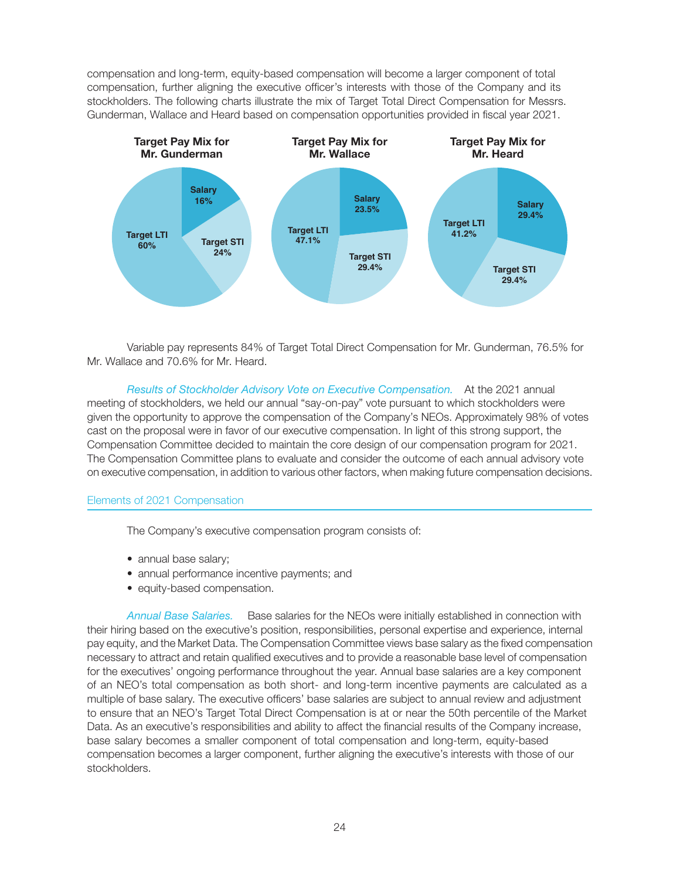compensation and long-term, equity-based compensation will become a larger component of total compensation, further aligning the executive officer's interests with those of the Company and its stockholders. The following charts illustrate the mix of Target Total Direct Compensation for Messrs. Gunderman, Wallace and Heard based on compensation opportunities provided in fiscal year 2021.

**Target Pay Mix for Mr. Gunderman**

- Salary 16%
- Target STI 24%
- Target LTI 60%

**Target Pay Mix for Mr. Wallace**

- Salary 23.5%
- Target STI 29.4%
- Target LTI 47.1%

**Target Pay Mix for Mr. Heard**

- Salary 29.4%
- Target STI 29.4%
- Target LTI 41.2%

Variable pay represents 84% of Target Total Direct Compensation for Mr. Gunderman, 76.5% for Mr. Wallace and 70.6% for Mr. Heard.

*Results of Stockholder Advisory Vote on Executive Compensation.* At the 2021 annual meeting of stockholders, we held our annual "say-on-pay" vote pursuant to which stockholders were given the opportunity to approve the compensation of the Company's NEOs. Approximately 98% of votes cast on the proposal were in favor of our executive compensation. In light of this strong support, the Compensation Committee decided to maintain the core design of our compensation program for 2021. The Compensation Committee plans to evaluate and consider the outcome of each annual advisory vote on executive compensation, in addition to various other factors, when making future compensation decisions.

## Elements of 2021 Compensation

The Company's executive compensation program consists of:

- annual base salary;
- annual performance incentive payments; and
- equity-based compensation.

*Annual Base Salaries.* Base salaries for the NEOs were initially established in connection with their hiring based on the executive's position, responsibilities, personal expertise and experience, internal pay equity, and the Market Data. The Compensation Committee views base salary as the fixed compensation necessary to attract and retain qualified executives and to provide a reasonable base level of compensation for the executives' ongoing performance throughout the year. Annual base salaries are a key component of an NEO's total compensation as both short- and long-term incentive payments are calculated as a multiple of base salary. The executive officers' base salaries are subject to annual review and adjustment to ensure that an NEO's Target Total Direct Compensation is at or near the 50th percentile of the Market Data. As an executive's responsibilities and ability to affect the financial results of the Company increase, base salary becomes a smaller component of total compensation and long-term, equity-based compensation becomes a larger component, further aligning the executive's interests with those of our stockholders.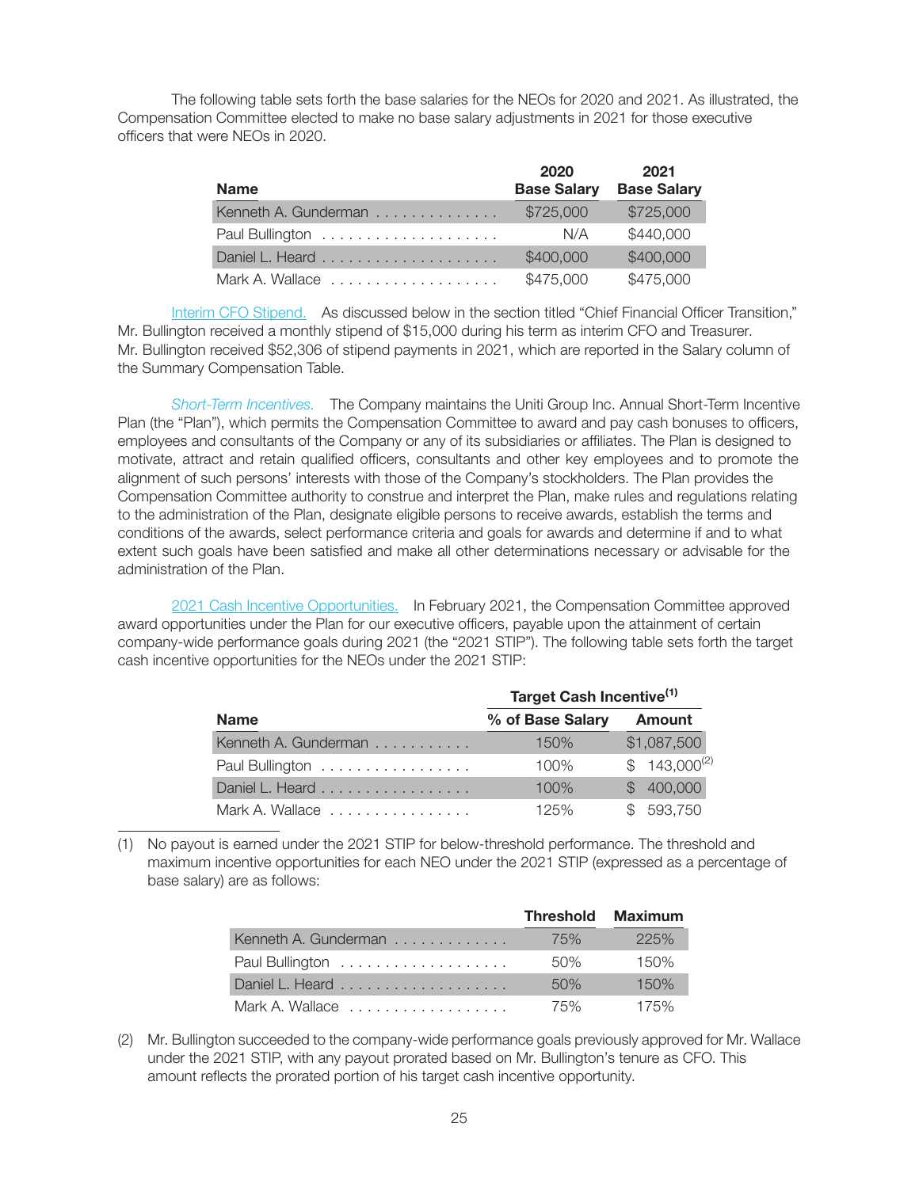The following table sets forth the base salaries for the NEOs for 2020 and 2021. As illustrated, the Compensation Committee elected to make no base salary adjustments in 2021 for those executive officers that were NEOs in 2020.

| Name | 2020 Base Salary | 2021 Base Salary |
|---|---|---|
| Kenneth A. Gunderman | $725,000 | $725,000 |
| Paul Bullington | N/A | $440,000 |
| Daniel L. Heard | $400,000 | $400,000 |
| Mark A. Wallace | $475,000 | $475,000 |

Interim CFO Stipend. As discussed below in the section titled "Chief Financial Officer Transition," Mr. Bullington received a monthly stipend of $15,000 during his term as interim CFO and Treasurer. Mr. Bullington received $52,306 of stipend payments in 2021, which are reported in the Salary column of the Summary Compensation Table.

*Short-Term Incentives.* The Company maintains the Uniti Group Inc. Annual Short-Term Incentive Plan (the "Plan"), which permits the Compensation Committee to award and pay cash bonuses to officers, employees and consultants of the Company or any of its subsidiaries or affiliates. The Plan is designed to motivate, attract and retain qualified officers, consultants and other key employees and to promote the alignment of such persons' interests with those of the Company's stockholders. The Plan provides the Compensation Committee authority to construe and interpret the Plan, make rules and regulations relating to the administration of the Plan, designate eligible persons to receive awards, establish the terms and conditions of the awards, select performance criteria and goals for awards and determine if and to what extent such goals have been satisfied and make all other determinations necessary or advisable for the administration of the Plan.

2021 Cash Incentive Opportunities. In February 2021, the Compensation Committee approved award opportunities under the Plan for our executive officers, payable upon the attainment of certain company-wide performance goals during 2021 (the "2021 STIP"). The following table sets forth the target cash incentive opportunities for the NEOs under the 2021 STIP:

| | Target Cash Incentive(1) | |
|---|---|---|
| Name | % of Base Salary | Amount |
| Kenneth A. Gunderman | 150% | $1,087,500 |
| Paul Bullington | 100% | $ 143,000(2) |
| Daniel L. Heard | 100% | $ 400,000 |
| Mark A. Wallace | 125% | $ 593,750 |

(1) No payout is earned under the 2021 STIP for below-threshold performance. The threshold and maximum incentive opportunities for each NEO under the 2021 STIP (expressed as a percentage of base salary) are as follows:

| | Threshold | Maximum |
|---|---|---|
| Kenneth A. Gunderman | 75% | 225% |
| Paul Bullington | 50% | 150% |
| Daniel L. Heard | 50% | 150% |
| Mark A. Wallace | 75% | 175% |

(2) Mr. Bullington succeeded to the company-wide performance goals previously approved for Mr. Wallace under the 2021 STIP, with any payout prorated based on Mr. Bullington's tenure as CFO. This amount reflects the prorated portion of his target cash incentive opportunity.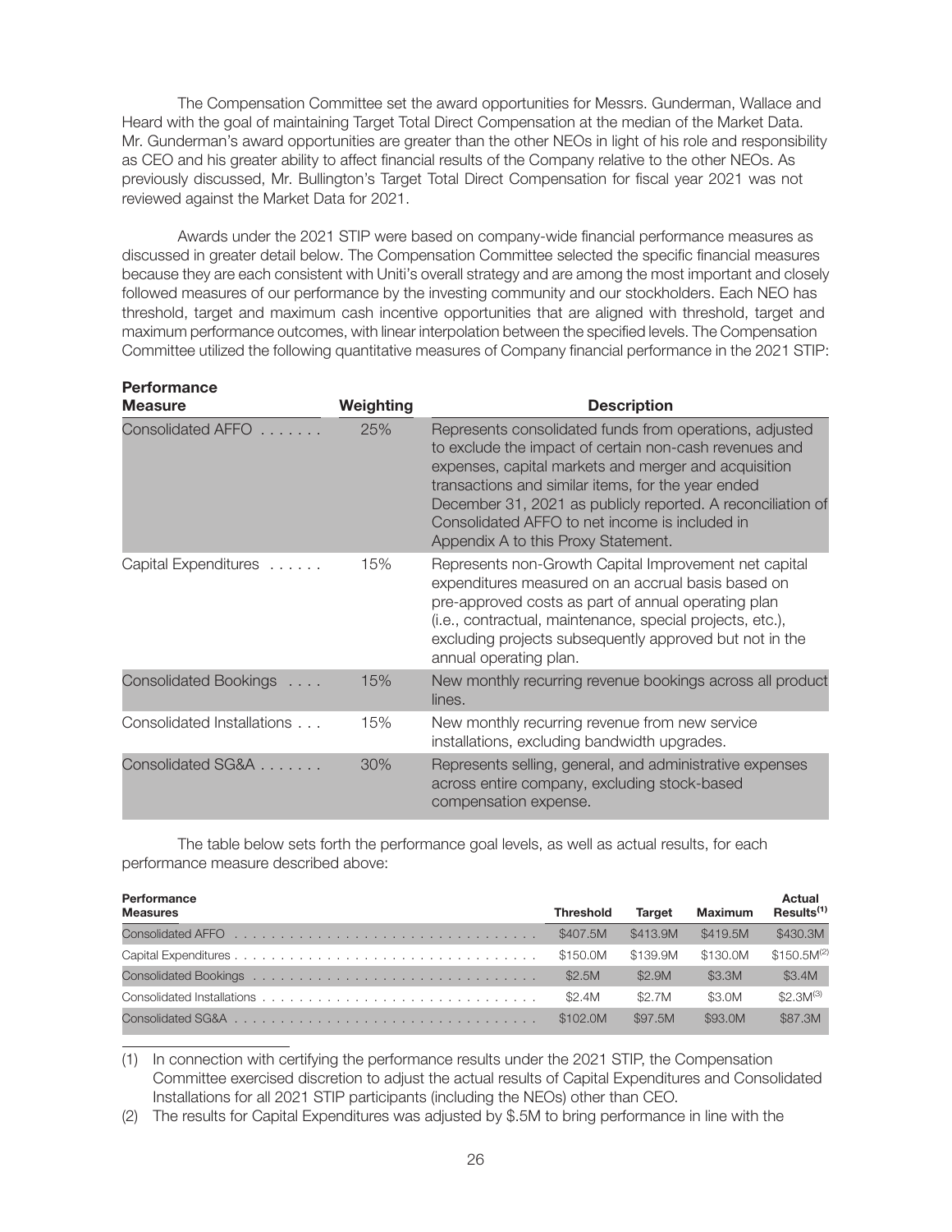The Compensation Committee set the award opportunities for Messrs. Gunderman, Wallace and Heard with the goal of maintaining Target Total Direct Compensation at the median of the Market Data. Mr. Gunderman's award opportunities are greater than the other NEOs in light of his role and responsibility as CEO and his greater ability to affect financial results of the Company relative to the other NEOs. As previously discussed, Mr. Bullington's Target Total Direct Compensation for fiscal year 2021 was not reviewed against the Market Data for 2021.

Awards under the 2021 STIP were based on company-wide financial performance measures as discussed in greater detail below. The Compensation Committee selected the specific financial measures because they are each consistent with Uniti's overall strategy and are among the most important and closely followed measures of our performance by the investing community and our stockholders. Each NEO has threshold, target and maximum cash incentive opportunities that are aligned with threshold, target and maximum performance outcomes, with linear interpolation between the specified levels. The Compensation Committee utilized the following quantitative measures of Company financial performance in the 2021 STIP:

| Performance Measure | Weighting | Description |
|---|---|---|
| Consolidated AFFO | 25% | Represents consolidated funds from operations, adjusted to exclude the impact of certain non-cash revenues and expenses, capital markets and merger and acquisition transactions and similar items, for the year ended December 31, 2021 as publicly reported. A reconciliation of Consolidated AFFO to net income is included in Appendix A to this Proxy Statement. |
| Capital Expenditures | 15% | Represents non-Growth Capital Improvement net capital expenditures measured on an accrual basis based on pre-approved costs as part of annual operating plan (i.e., contractual, maintenance, special projects, etc.), excluding projects subsequently approved but not in the annual operating plan. |
| Consolidated Bookings | 15% | New monthly recurring revenue bookings across all product lines. |
| Consolidated Installations | 15% | New monthly recurring revenue from new service installations, excluding bandwidth upgrades. |
| Consolidated SG&A | 30% | Represents selling, general, and administrative expenses across entire company, excluding stock-based compensation expense. |

The table below sets forth the performance goal levels, as well as actual results, for each performance measure described above:

| Performance Measures | Threshold | Target | Maximum | Actual Results[1] |
|---|---|---|---|---|
| Consolidated AFFO | $407.5M | $413.9M | $419.5M | $430.3M |
| Capital Expenditures | $150.0M | $139.9M | $130.0M | $150.5M[2] |
| Consolidated Bookings | $2.5M | $2.9M | $3.3M | $3.4M |
| Consolidated Installations | $2.4M | $2.7M | $3.0M | $2.3M[3] |
| Consolidated SG&A | $102.0M | $97.5M | $93.0M | $87.3M |

(1) In connection with certifying the performance results under the 2021 STIP, the Compensation Committee exercised discretion to adjust the actual results of Capital Expenditures and Consolidated Installations for all 2021 STIP participants (including the NEOs) other than CEO.

(2) The results for Capital Expenditures was adjusted by $.5M to bring performance in line with the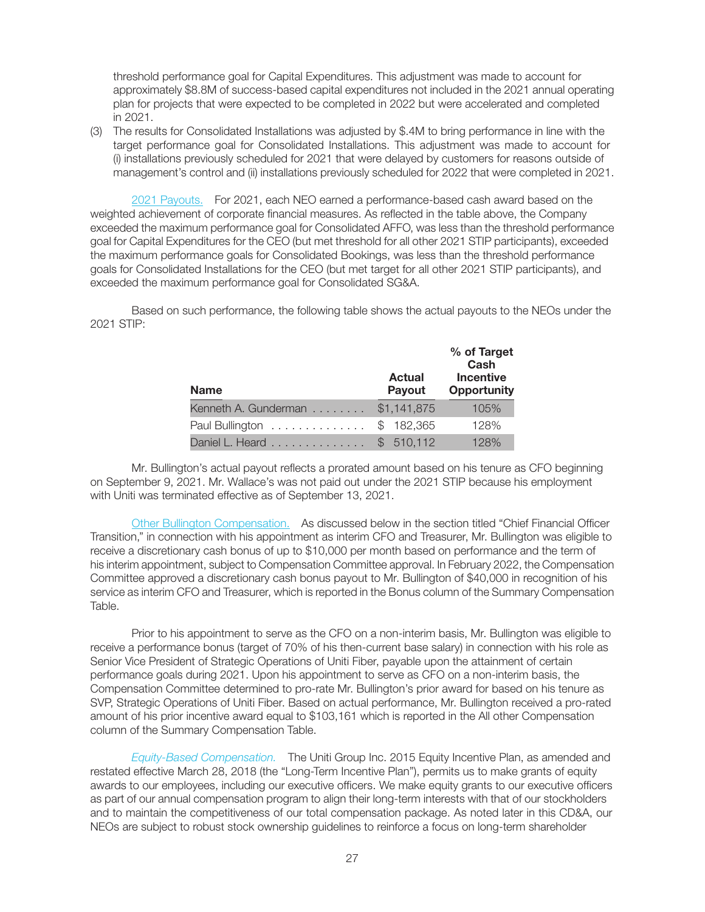threshold performance goal for Capital Expenditures. This adjustment was made to account for approximately $8.8M of success-based capital expenditures not included in the 2021 annual operating plan for projects that were expected to be completed in 2022 but were accelerated and completed in 2021.

(3) The results for Consolidated Installations was adjusted by $.4M to bring performance in line with the target performance goal for Consolidated Installations. This adjustment was made to account for (i) installations previously scheduled for 2021 that were delayed by customers for reasons outside of management's control and (ii) installations previously scheduled for 2022 that were completed in 2021.

2021 Payouts. For 2021, each NEO earned a performance-based cash award based on the weighted achievement of corporate financial measures. As reflected in the table above, the Company exceeded the maximum performance goal for Consolidated AFFO, was less than the threshold performance goal for Capital Expenditures for the CEO (but met threshold for all other 2021 STIP participants), exceeded the maximum performance goals for Consolidated Bookings, was less than the threshold performance goals for Consolidated Installations for the CEO (but met target for all other 2021 STIP participants), and exceeded the maximum performance goal for Consolidated SG&A.

Based on such performance, the following table shows the actual payouts to the NEOs under the 2021 STIP:

| Name | Actual Payout | % of Target Cash Incentive Opportunity |
|---|---|---|
| Kenneth A. Gunderman | $1,141,875 | 105% |
| Paul Bullington | $ 182,365 | 128% |
| Daniel L. Heard | $ 510,112 | 128% |

Mr. Bullington's actual payout reflects a prorated amount based on his tenure as CFO beginning on September 9, 2021. Mr. Wallace's was not paid out under the 2021 STIP because his employment with Uniti was terminated effective as of September 13, 2021.

Other Bullington Compensation. As discussed below in the section titled "Chief Financial Officer Transition," in connection with his appointment as interim CFO and Treasurer, Mr. Bullington was eligible to receive a discretionary cash bonus of up to $10,000 per month based on performance and the term of his interim appointment, subject to Compensation Committee approval. In February 2022, the Compensation Committee approved a discretionary cash bonus payout to Mr. Bullington of $40,000 in recognition of his service as interim CFO and Treasurer, which is reported in the Bonus column of the Summary Compensation Table.

Prior to his appointment to serve as the CFO on a non-interim basis, Mr. Bullington was eligible to receive a performance bonus (target of 70% of his then-current base salary) in connection with his role as Senior Vice President of Strategic Operations of Uniti Fiber, payable upon the attainment of certain performance goals during 2021. Upon his appointment to serve as CFO on a non-interim basis, the Compensation Committee determined to pro-rate Mr. Bullington's prior award for based on his tenure as SVP, Strategic Operations of Uniti Fiber. Based on actual performance, Mr. Bullington received a pro-rated amount of his prior incentive award equal to $103,161 which is reported in the All other Compensation column of the Summary Compensation Table.

*Equity-Based Compensation.* The Uniti Group Inc. 2015 Equity Incentive Plan, as amended and restated effective March 28, 2018 (the "Long-Term Incentive Plan"), permits us to make grants of equity awards to our employees, including our executive officers. We make equity grants to our executive officers as part of our annual compensation program to align their long-term interests with that of our stockholders and to maintain the competitiveness of our total compensation package. As noted later in this CD&A, our NEOs are subject to robust stock ownership guidelines to reinforce a focus on long-term shareholder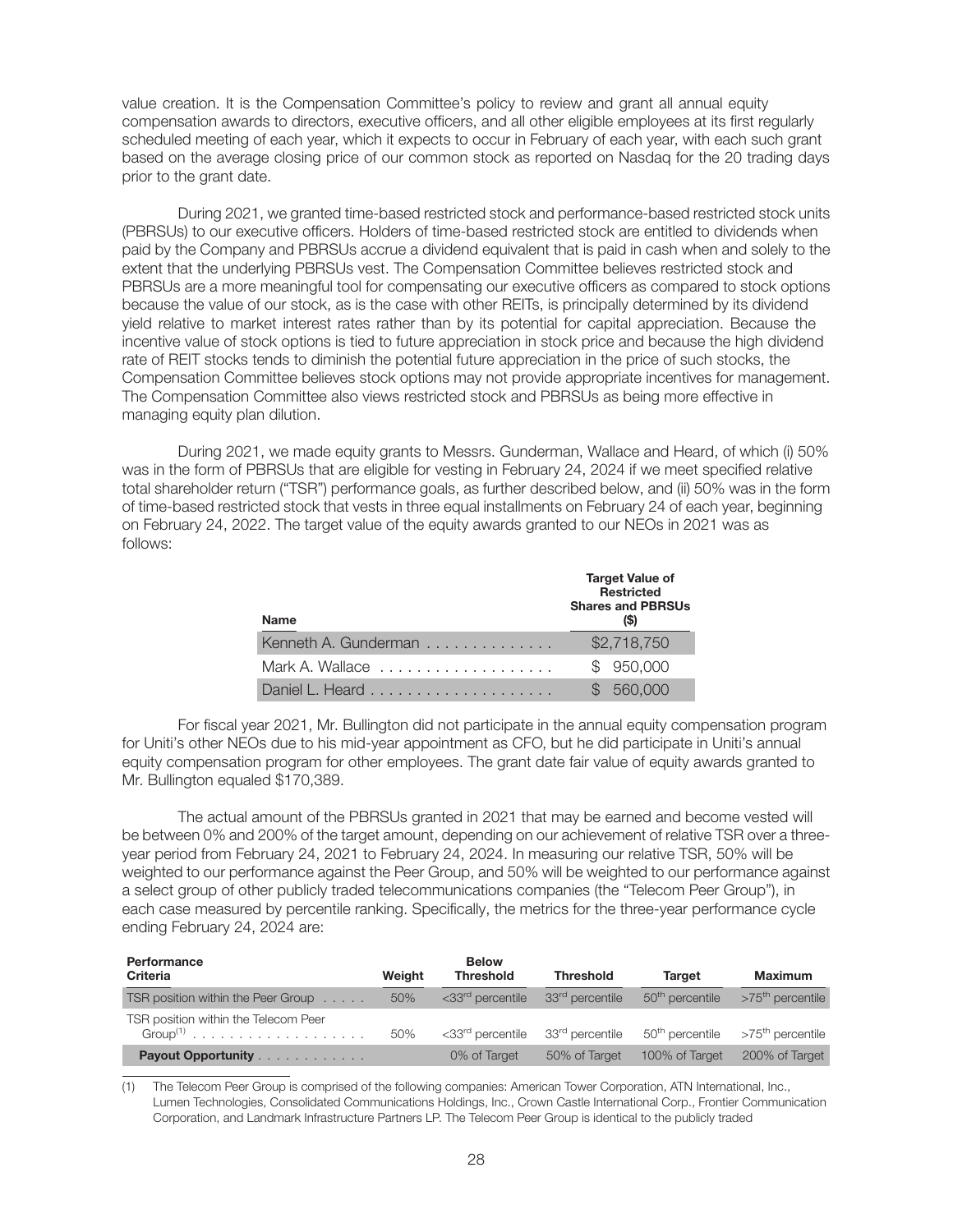value creation. It is the Compensation Committee's policy to review and grant all annual equity compensation awards to directors, executive officers, and all other eligible employees at its first regularly scheduled meeting of each year, which it expects to occur in February of each year, with each such grant based on the average closing price of our common stock as reported on Nasdaq for the 20 trading days prior to the grant date.

During 2021, we granted time-based restricted stock and performance-based restricted stock units (PBRSUs) to our executive officers. Holders of time-based restricted stock are entitled to dividends when paid by the Company and PBRSUs accrue a dividend equivalent that is paid in cash when and solely to the extent that the underlying PBRSUs vest. The Compensation Committee believes restricted stock and PBRSUs are a more meaningful tool for compensating our executive officers as compared to stock options because the value of our stock, as is the case with other REITs, is principally determined by its dividend yield relative to market interest rates rather than by its potential for capital appreciation. Because the incentive value of stock options is tied to future appreciation in stock price and because the high dividend rate of REIT stocks tends to diminish the potential future appreciation in the price of such stocks, the Compensation Committee believes stock options may not provide appropriate incentives for management. The Compensation Committee also views restricted stock and PBRSUs as being more effective in managing equity plan dilution.

During 2021, we made equity grants to Messrs. Gunderman, Wallace and Heard, of which (i) 50% was in the form of PBRSUs that are eligible for vesting in February 24, 2024 if we meet specified relative total shareholder return ("TSR") performance goals, as further described below, and (ii) 50% was in the form of time-based restricted stock that vests in three equal installments on February 24 of each year, beginning on February 24, 2022. The target value of the equity awards granted to our NEOs in 2021 was as follows:

| Name | Target Value of Restricted Shares and PBRSUs ($) |
|---|---|
| Kenneth A. Gunderman | $2,718,750 |
| Mark A. Wallace | $ 950,000 |
| Daniel L. Heard | $ 560,000 |

For fiscal year 2021, Mr. Bullington did not participate in the annual equity compensation program for Uniti's other NEOs due to his mid-year appointment as CFO, but he did participate in Uniti's annual equity compensation program for other employees. The grant date fair value of equity awards granted to Mr. Bullington equaled $170,389.

The actual amount of the PBRSUs granted in 2021 that may be earned and become vested will be between 0% and 200% of the target amount, depending on our achievement of relative TSR over a three-year period from February 24, 2021 to February 24, 2024. In measuring our relative TSR, 50% will be weighted to our performance against the Peer Group, and 50% will be weighted to our performance against a select group of other publicly traded telecommunications companies (the "Telecom Peer Group"), in each case measured by percentile ranking. Specifically, the metrics for the three-year performance cycle ending February 24, 2024 are:

| Performance Criteria | Weight | Below Threshold | Threshold | Target | Maximum |
|---|---|---|---|---|---|
| TSR position within the Peer Group | 50% | <33rd percentile | 33rd percentile | 50th percentile | >75th percentile |
| TSR position within the Telecom Peer Group[1] | 50% | <33rd percentile | 33rd percentile | 50th percentile | >75th percentile |
| **Payout Opportunity** | | 0% of Target | 50% of Target | 100% of Target | 200% of Target |

(1) The Telecom Peer Group is comprised of the following companies: American Tower Corporation, ATN International, Inc., Lumen Technologies, Consolidated Communications Holdings, Inc., Crown Castle International Corp., Frontier Communication Corporation, and Landmark Infrastructure Partners LP. The Telecom Peer Group is identical to the publicly traded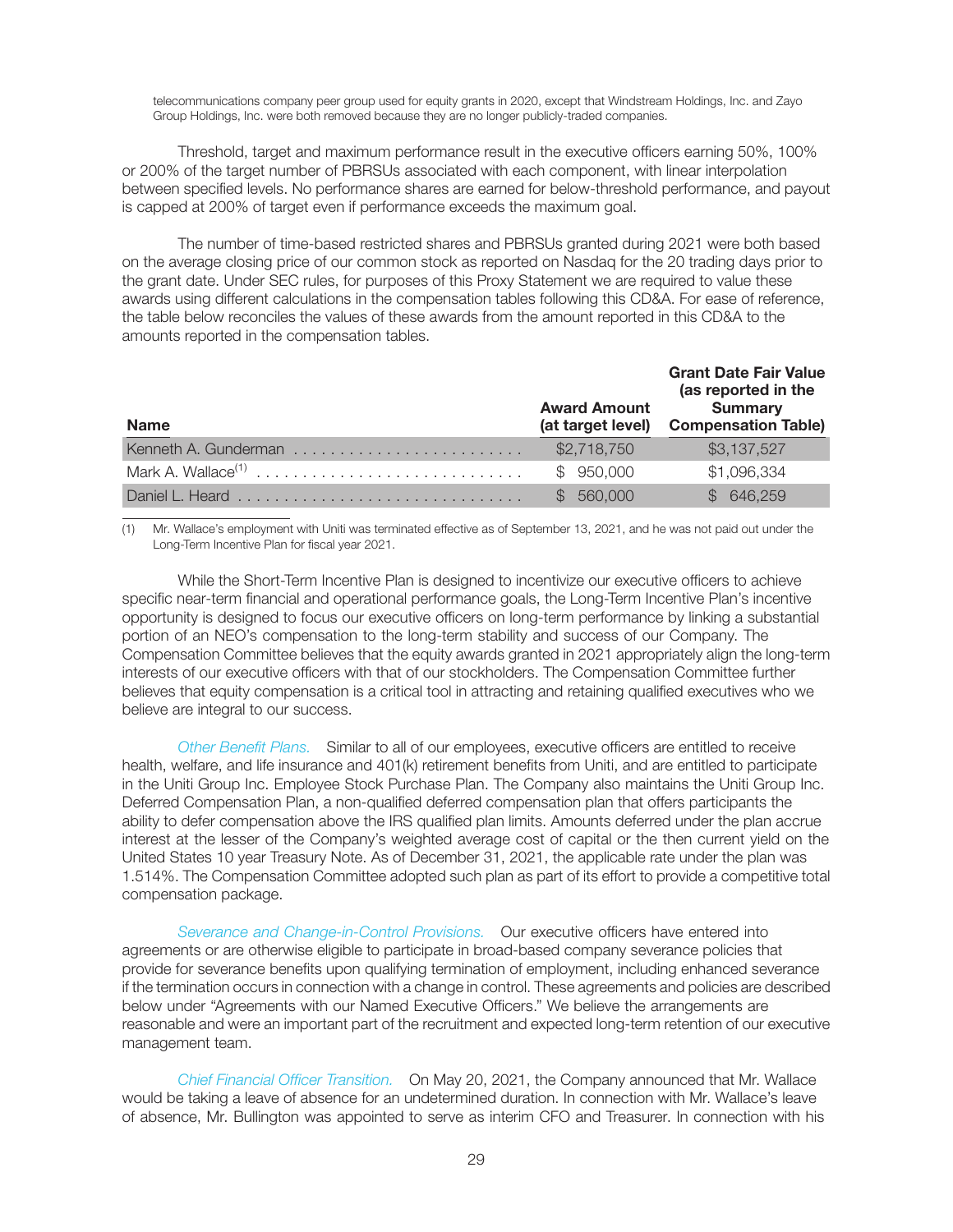telecommunications company peer group used for equity grants in 2020, except that Windstream Holdings, Inc. and Zayo Group Holdings, Inc. were both removed because they are no longer publicly-traded companies.

Threshold, target and maximum performance result in the executive officers earning 50%, 100% or 200% of the target number of PBRSUs associated with each component, with linear interpolation between specified levels. No performance shares are earned for below-threshold performance, and payout is capped at 200% of target even if performance exceeds the maximum goal.

The number of time-based restricted shares and PBRSUs granted during 2021 were both based on the average closing price of our common stock as reported on Nasdaq for the 20 trading days prior to the grant date. Under SEC rules, for purposes of this Proxy Statement we are required to value these awards using different calculations in the compensation tables following this CD&A. For ease of reference, the table below reconciles the values of these awards from the amount reported in this CD&A to the amounts reported in the compensation tables.

| Name | Award Amount (at target level) | Grant Date Fair Value (as reported in the Summary Compensation Table) |
|---|---|---|
| Kenneth A. Gunderman | $2,718,750 | $3,137,527 |
| Mark A. Wallace[(1)] | $ 950,000 | $1,096,334 |
| Daniel L. Heard | $ 560,000 | $ 646,259 |

(1) Mr. Wallace's employment with Uniti was terminated effective as of September 13, 2021, and he was not paid out under the Long-Term Incentive Plan for fiscal year 2021.

While the Short-Term Incentive Plan is designed to incentivize our executive officers to achieve specific near-term financial and operational performance goals, the Long-Term Incentive Plan's incentive opportunity is designed to focus our executive officers on long-term performance by linking a substantial portion of an NEO's compensation to the long-term stability and success of our Company. The Compensation Committee believes that the equity awards granted in 2021 appropriately align the long-term interests of our executive officers with that of our stockholders. The Compensation Committee further believes that equity compensation is a critical tool in attracting and retaining qualified executives who we believe are integral to our success.

*Other Benefit Plans.* Similar to all of our employees, executive officers are entitled to receive health, welfare, and life insurance and 401(k) retirement benefits from Uniti, and are entitled to participate in the Uniti Group Inc. Employee Stock Purchase Plan. The Company also maintains the Uniti Group Inc. Deferred Compensation Plan, a non-qualified deferred compensation plan that offers participants the ability to defer compensation above the IRS qualified plan limits. Amounts deferred under the plan accrue interest at the lesser of the Company's weighted average cost of capital or the then current yield on the United States 10 year Treasury Note. As of December 31, 2021, the applicable rate under the plan was 1.514%. The Compensation Committee adopted such plan as part of its effort to provide a competitive total compensation package.

*Severance and Change-in-Control Provisions.* Our executive officers have entered into agreements or are otherwise eligible to participate in broad-based company severance policies that provide for severance benefits upon qualifying termination of employment, including enhanced severance if the termination occurs in connection with a change in control. These agreements and policies are described below under "Agreements with our Named Executive Officers." We believe the arrangements are reasonable and were an important part of the recruitment and expected long-term retention of our executive management team.

*Chief Financial Officer Transition.* On May 20, 2021, the Company announced that Mr. Wallace would be taking a leave of absence for an undetermined duration. In connection with Mr. Wallace's leave of absence, Mr. Bullington was appointed to serve as interim CFO and Treasurer. In connection with his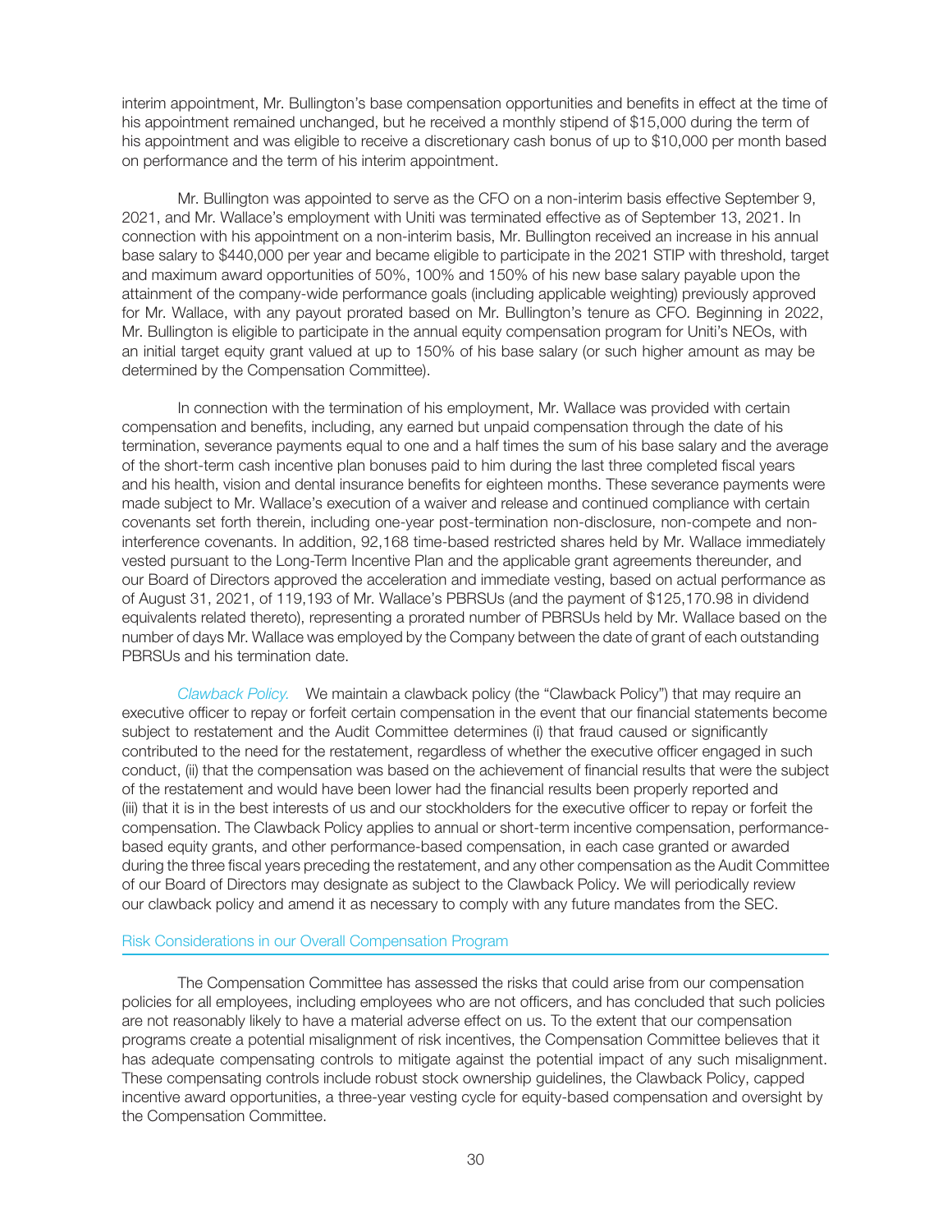interim appointment, Mr. Bullington's base compensation opportunities and benefits in effect at the time of his appointment remained unchanged, but he received a monthly stipend of $15,000 during the term of his appointment and was eligible to receive a discretionary cash bonus of up to $10,000 per month based on performance and the term of his interim appointment.

Mr. Bullington was appointed to serve as the CFO on a non-interim basis effective September 9, 2021, and Mr. Wallace's employment with Uniti was terminated effective as of September 13, 2021. In connection with his appointment on a non-interim basis, Mr. Bullington received an increase in his annual base salary to $440,000 per year and became eligible to participate in the 2021 STIP with threshold, target and maximum award opportunities of 50%, 100% and 150% of his new base salary payable upon the attainment of the company-wide performance goals (including applicable weighting) previously approved for Mr. Wallace, with any payout prorated based on Mr. Bullington's tenure as CFO. Beginning in 2022, Mr. Bullington is eligible to participate in the annual equity compensation program for Uniti's NEOs, with an initial target equity grant valued at up to 150% of his base salary (or such higher amount as may be determined by the Compensation Committee).

In connection with the termination of his employment, Mr. Wallace was provided with certain compensation and benefits, including, any earned but unpaid compensation through the date of his termination, severance payments equal to one and a half times the sum of his base salary and the average of the short-term cash incentive plan bonuses paid to him during the last three completed fiscal years and his health, vision and dental insurance benefits for eighteen months. These severance payments were made subject to Mr. Wallace's execution of a waiver and release and continued compliance with certain covenants set forth therein, including one-year post-termination non-disclosure, non-compete and non-interference covenants. In addition, 92,168 time-based restricted shares held by Mr. Wallace immediately vested pursuant to the Long-Term Incentive Plan and the applicable grant agreements thereunder, and our Board of Directors approved the acceleration and immediate vesting, based on actual performance as of August 31, 2021, of 119,193 of Mr. Wallace's PBRSUs (and the payment of $125,170.98 in dividend equivalents related thereto), representing a prorated number of PBRSUs held by Mr. Wallace based on the number of days Mr. Wallace was employed by the Company between the date of grant of each outstanding PBRSUs and his termination date.

*Clawback Policy.* We maintain a clawback policy (the "Clawback Policy") that may require an executive officer to repay or forfeit certain compensation in the event that our financial statements become subject to restatement and the Audit Committee determines (i) that fraud caused or significantly contributed to the need for the restatement, regardless of whether the executive officer engaged in such conduct, (ii) that the compensation was based on the achievement of financial results that were the subject of the restatement and would have been lower had the financial results been properly reported and (iii) that it is in the best interests of us and our stockholders for the executive officer to repay or forfeit the compensation. The Clawback Policy applies to annual or short-term incentive compensation, performance-based equity grants, and other performance-based compensation, in each case granted or awarded during the three fiscal years preceding the restatement, and any other compensation as the Audit Committee of our Board of Directors may designate as subject to the Clawback Policy. We will periodically review our clawback policy and amend it as necessary to comply with any future mandates from the SEC.

## Risk Considerations in our Overall Compensation Program

The Compensation Committee has assessed the risks that could arise from our compensation policies for all employees, including employees who are not officers, and has concluded that such policies are not reasonably likely to have a material adverse effect on us. To the extent that our compensation programs create a potential misalignment of risk incentives, the Compensation Committee believes that it has adequate compensating controls to mitigate against the potential impact of any such misalignment. These compensating controls include robust stock ownership guidelines, the Clawback Policy, capped incentive award opportunities, a three-year vesting cycle for equity-based compensation and oversight by the Compensation Committee.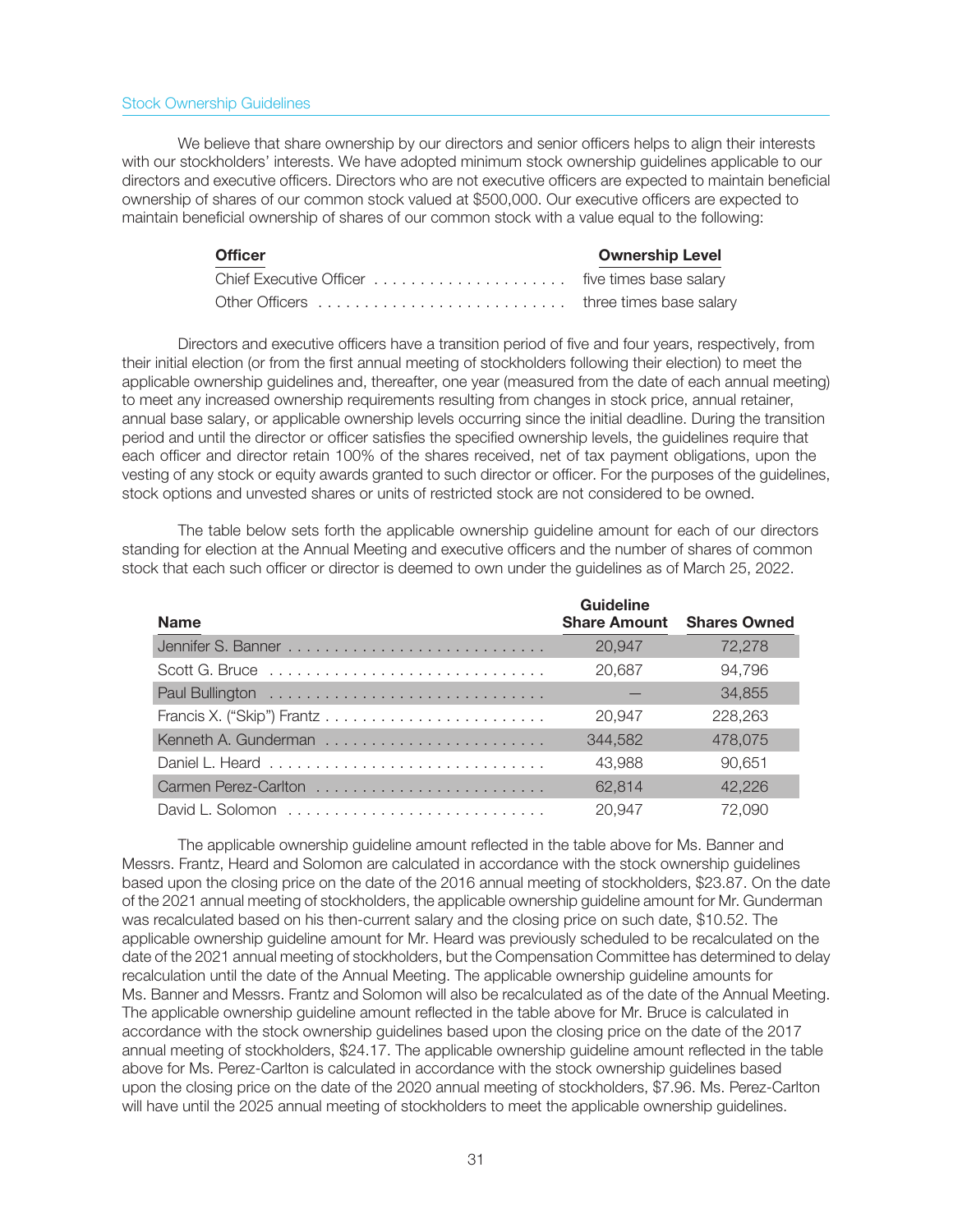## Stock Ownership Guidelines

We believe that share ownership by our directors and senior officers helps to align their interests with our stockholders' interests. We have adopted minimum stock ownership guidelines applicable to our directors and executive officers. Directors who are not executive officers are expected to maintain beneficial ownership of shares of our common stock valued at $500,000. Our executive officers are expected to maintain beneficial ownership of shares of our common stock with a value equal to the following:

| Officer | Ownership Level |
| --- | --- |
| Chief Executive Officer | five times base salary |
| Other Officers | three times base salary |

Directors and executive officers have a transition period of five and four years, respectively, from their initial election (or from the first annual meeting of stockholders following their election) to meet the applicable ownership guidelines and, thereafter, one year (measured from the date of each annual meeting) to meet any increased ownership requirements resulting from changes in stock price, annual retainer, annual base salary, or applicable ownership levels occurring since the initial deadline. During the transition period and until the director or officer satisfies the specified ownership levels, the guidelines require that each officer and director retain 100% of the shares received, net of tax payment obligations, upon the vesting of any stock or equity awards granted to such director or officer. For the purposes of the guidelines, stock options and unvested shares or units of restricted stock are not considered to be owned.

The table below sets forth the applicable ownership guideline amount for each of our directors standing for election at the Annual Meeting and executive officers and the number of shares of common stock that each such officer or director is deemed to own under the guidelines as of March 25, 2022.

| Name | Guideline Share Amount | Shares Owned |
| --- | --- | --- |
| Jennifer S. Banner | 20,947 | 72,278 |
| Scott G. Bruce | 20,687 | 94,796 |
| Paul Bullington | — | 34,855 |
| Francis X. ("Skip") Frantz | 20,947 | 228,263 |
| Kenneth A. Gunderman | 344,582 | 478,075 |
| Daniel L. Heard | 43,988 | 90,651 |
| Carmen Perez-Carlton | 62,814 | 42,226 |
| David L. Solomon | 20,947 | 72,090 |

The applicable ownership guideline amount reflected in the table above for Ms. Banner and Messrs. Frantz, Heard and Solomon are calculated in accordance with the stock ownership guidelines based upon the closing price on the date of the 2016 annual meeting of stockholders, $23.87. On the date of the 2021 annual meeting of stockholders, the applicable ownership guideline amount for Mr. Gunderman was recalculated based on his then-current salary and the closing price on such date, $10.52. The applicable ownership guideline amount for Mr. Heard was previously scheduled to be recalculated on the date of the 2021 annual meeting of stockholders, but the Compensation Committee has determined to delay recalculation until the date of the Annual Meeting. The applicable ownership guideline amounts for Ms. Banner and Messrs. Frantz and Solomon will also be recalculated as of the date of the Annual Meeting. The applicable ownership guideline amount reflected in the table above for Mr. Bruce is calculated in accordance with the stock ownership guidelines based upon the closing price on the date of the 2017 annual meeting of stockholders, $24.17. The applicable ownership guideline amount reflected in the table above for Ms. Perez-Carlton is calculated in accordance with the stock ownership guidelines based upon the closing price on the date of the 2020 annual meeting of stockholders, $7.96. Ms. Perez-Carlton will have until the 2025 annual meeting of stockholders to meet the applicable ownership guidelines.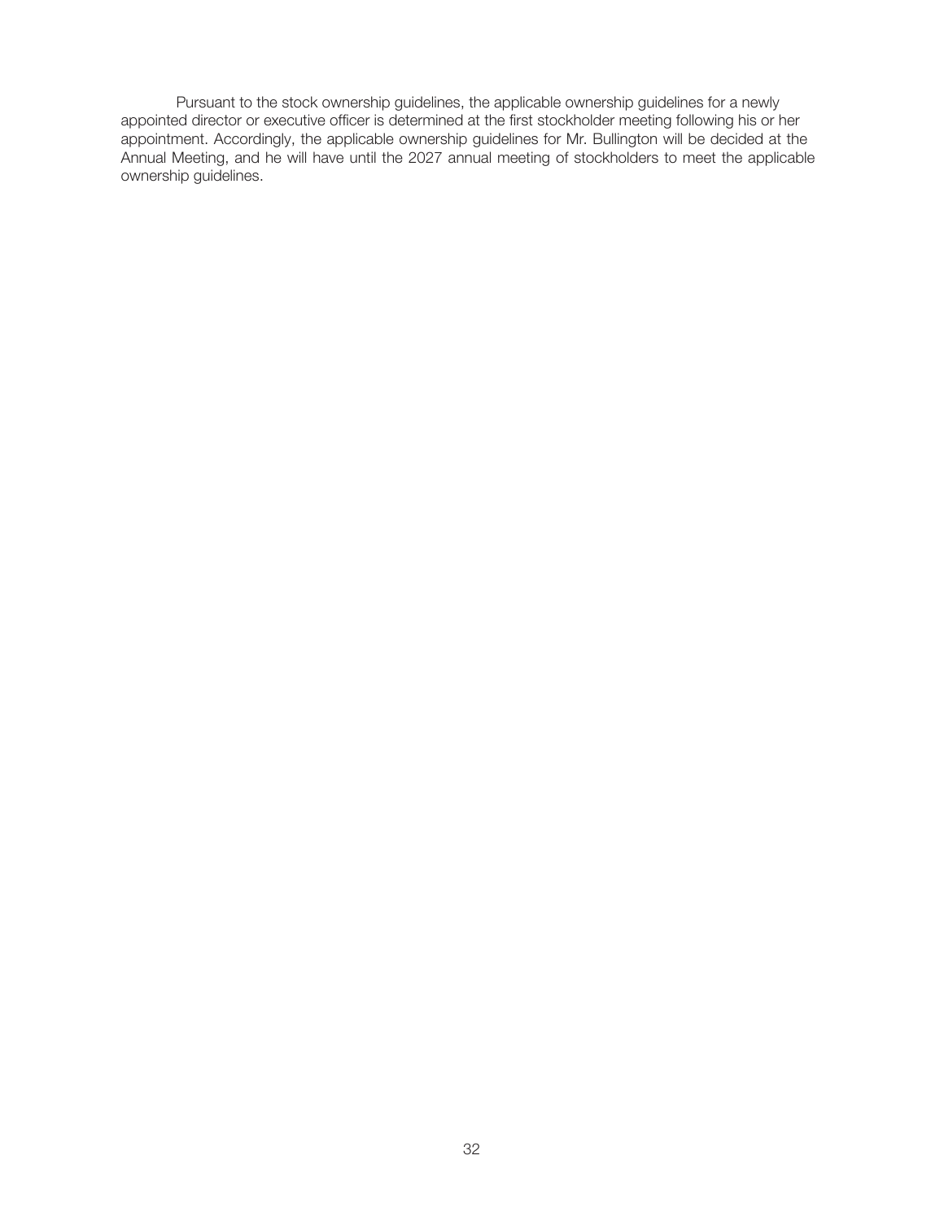Pursuant to the stock ownership guidelines, the applicable ownership guidelines for a newly appointed director or executive officer is determined at the first stockholder meeting following his or her appointment. Accordingly, the applicable ownership guidelines for Mr. Bullington will be decided at the Annual Meeting, and he will have until the 2027 annual meeting of stockholders to meet the applicable ownership guidelines.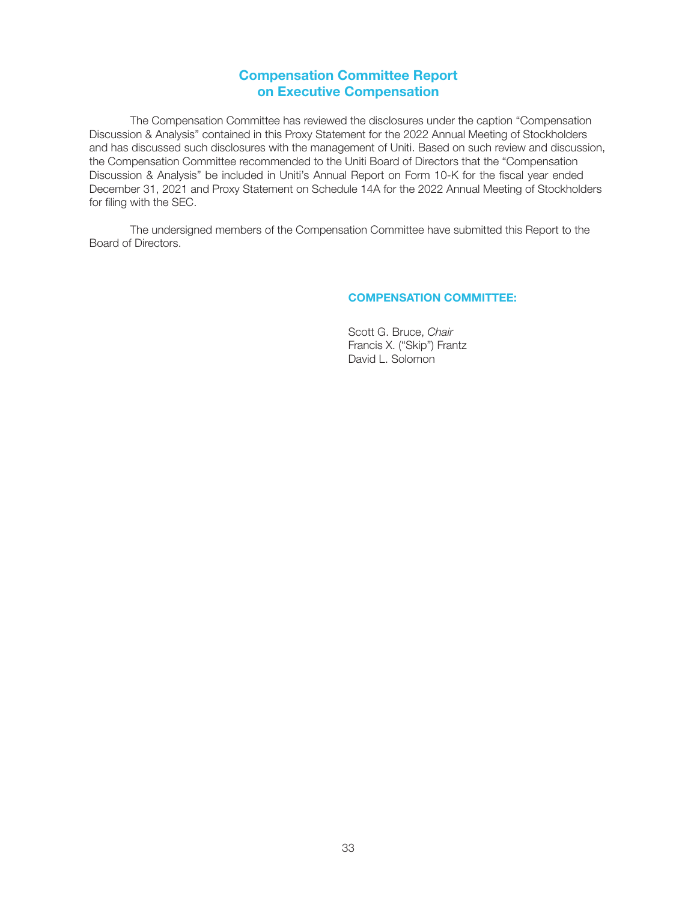# Compensation Committee Report on Executive Compensation

The Compensation Committee has reviewed the disclosures under the caption "Compensation Discussion & Analysis" contained in this Proxy Statement for the 2022 Annual Meeting of Stockholders and has discussed such disclosures with the management of Uniti. Based on such review and discussion, the Compensation Committee recommended to the Uniti Board of Directors that the "Compensation Discussion & Analysis" be included in Uniti's Annual Report on Form 10-K for the fiscal year ended December 31, 2021 and Proxy Statement on Schedule 14A for the 2022 Annual Meeting of Stockholders for filing with the SEC.

The undersigned members of the Compensation Committee have submitted this Report to the Board of Directors.

**COMPENSATION COMMITTEE:**

Scott G. Bruce, *Chair*
Francis X. ("Skip") Frantz
David L. Solomon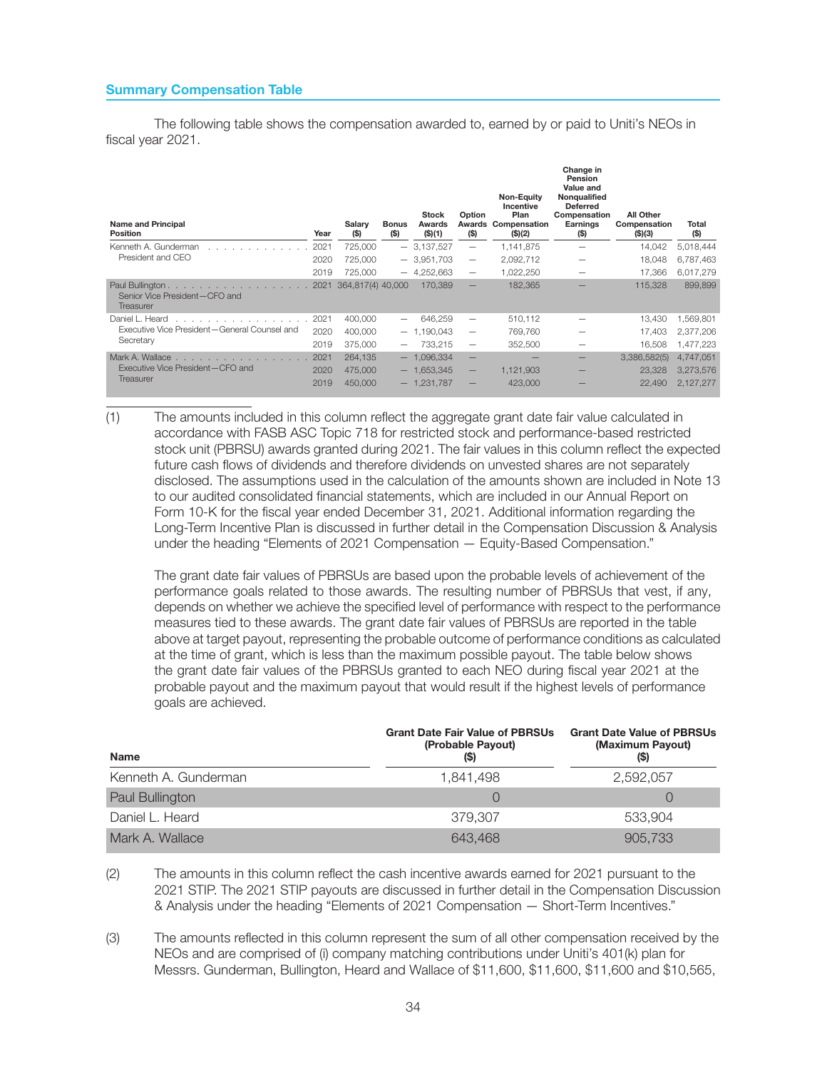## Summary Compensation Table

The following table shows the compensation awarded to, earned by or paid to Uniti's NEOs in fiscal year 2021.

| Name and Principal Position | Year | Salary ($) | Bonus ($) | Stock Awards ($)(1) | Option Awards ($) | Non-Equity Incentive Plan Compensation ($)(2) | Change in Pension Value and Nonqualified Deferred Compensation Earnings ($) | All Other Compensation ($)(3) | Total ($) |
|---|---|---|---|---|---|---|---|---|---|
| Kenneth A. Gunderman | 2021 | 725,000 | — | 3,137,527 | — | 1,141,875 | — | 14,042 | 5,018,444 |
| President and CEO | 2020 | 725,000 | — | 3,951,703 | — | 2,092,712 | — | 18,048 | 6,787,463 |
| | 2019 | 725,000 | — | 4,252,663 | — | 1,022,250 | — | 17,366 | 6,017,279 |
| Paul Bullington | 2021 | 364,817(4) | 40,000 | 170,389 | — | 182,365 | — | 115,328 | 899,899 |
| Senior Vice President—CFO and Treasurer | | | | | | | | | |
| Daniel L. Heard | 2021 | 400,000 | — | 646,259 | — | 510,112 | — | 13,430 | 1,569,801 |
| Executive Vice President—General Counsel and Secretary | 2020 | 400,000 | — | 1,190,043 | — | 769,760 | — | 17,403 | 2,377,206 |
| | 2019 | 375,000 | — | 733,215 | — | 352,500 | — | 16,508 | 1,477,223 |
| Mark A. Wallace | 2021 | 264,135 | — | 1,096,334 | — | — | — | 3,386,582(5) | 4,747,051 |
| Executive Vice President—CFO and Treasurer | 2020 | 475,000 | — | 1,653,345 | — | 1,121,903 | — | 23,328 | 3,273,576 |
| | 2019 | 450,000 | — | 1,231,787 | — | 423,000 | — | 22,490 | 2,127,277 |

(1) The amounts included in this column reflect the aggregate grant date fair value calculated in accordance with FASB ASC Topic 718 for restricted stock and performance-based restricted stock unit (PBRSU) awards granted during 2021. The fair values in this column reflect the expected future cash flows of dividends and therefore dividends on unvested shares are not separately disclosed. The assumptions used in the calculation of the amounts shown are included in Note 13 to our audited consolidated financial statements, which are included in our Annual Report on Form 10-K for the fiscal year ended December 31, 2021. Additional information regarding the Long-Term Incentive Plan is discussed in further detail in the Compensation Discussion & Analysis under the heading "Elements of 2021 Compensation — Equity-Based Compensation."

The grant date fair values of PBRSUs are based upon the probable levels of achievement of the performance goals related to those awards. The resulting number of PBRSUs that vest, if any, depends on whether we achieve the specified level of performance with respect to the performance measures tied to these awards. The grant date fair values of PBRSUs are reported in the table above at target payout, representing the probable outcome of performance conditions as calculated at the time of grant, which is less than the maximum possible payout. The table below shows the grant date fair values of the PBRSUs granted to each NEO during fiscal year 2021 at the probable payout and the maximum payout that would result if the highest levels of performance goals are achieved.

| Name | Grant Date Fair Value of PBRSUs (Probable Payout) ($) | Grant Date Value of PBRSUs (Maximum Payout) ($) |
|---|---|---|
| Kenneth A. Gunderman | 1,841,498 | 2,592,057 |
| Paul Bullington | 0 | 0 |
| Daniel L. Heard | 379,307 | 533,904 |
| Mark A. Wallace | 643,468 | 905,733 |

(2) The amounts in this column reflect the cash incentive awards earned for 2021 pursuant to the 2021 STIP. The 2021 STIP payouts are discussed in further detail in the Compensation Discussion & Analysis under the heading "Elements of 2021 Compensation — Short-Term Incentives."

(3) The amounts reflected in this column represent the sum of all other compensation received by the NEOs and are comprised of (i) company matching contributions under Uniti's 401(k) plan for Messrs. Gunderman, Bullington, Heard and Wallace of $11,600, $11,600, $11,600 and $10,565,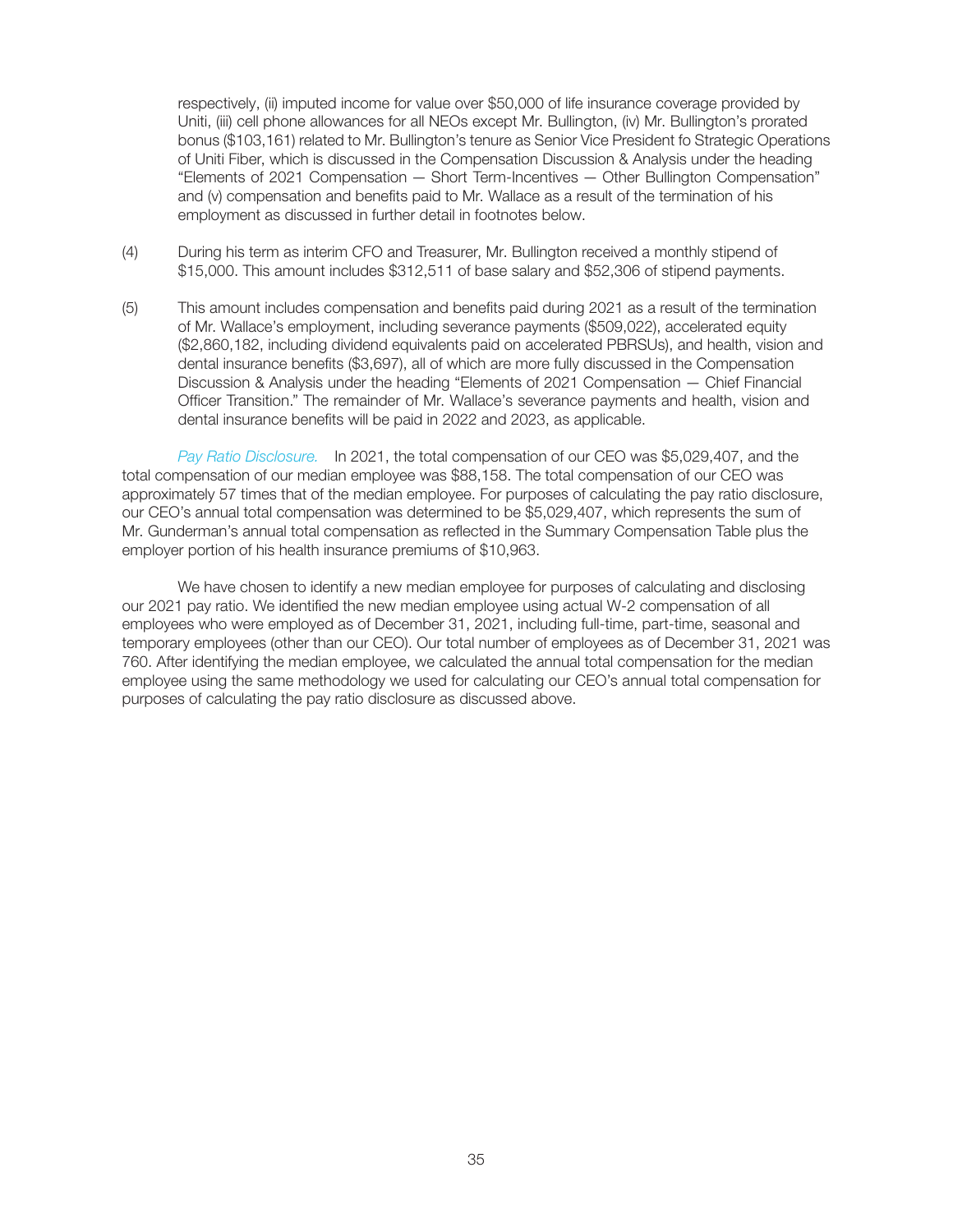respectively, (ii) imputed income for value over $50,000 of life insurance coverage provided by Uniti, (iii) cell phone allowances for all NEOs except Mr. Bullington, (iv) Mr. Bullington's prorated bonus ($103,161) related to Mr. Bullington's tenure as Senior Vice President fo Strategic Operations of Uniti Fiber, which is discussed in the Compensation Discussion & Analysis under the heading "Elements of 2021 Compensation — Short Term-Incentives — Other Bullington Compensation" and (v) compensation and benefits paid to Mr. Wallace as a result of the termination of his employment as discussed in further detail in footnotes below.

(4) During his term as interim CFO and Treasurer, Mr. Bullington received a monthly stipend of $15,000. This amount includes $312,511 of base salary and $52,306 of stipend payments.

(5) This amount includes compensation and benefits paid during 2021 as a result of the termination of Mr. Wallace's employment, including severance payments ($509,022), accelerated equity ($2,860,182, including dividend equivalents paid on accelerated PBRSUs), and health, vision and dental insurance benefits ($3,697), all of which are more fully discussed in the Compensation Discussion & Analysis under the heading "Elements of 2021 Compensation — Chief Financial Officer Transition." The remainder of Mr. Wallace's severance payments and health, vision and dental insurance benefits will be paid in 2022 and 2023, as applicable.

*Pay Ratio Disclosure.* In 2021, the total compensation of our CEO was $5,029,407, and the total compensation of our median employee was $88,158. The total compensation of our CEO was approximately 57 times that of the median employee. For purposes of calculating the pay ratio disclosure, our CEO's annual total compensation was determined to be $5,029,407, which represents the sum of Mr. Gunderman's annual total compensation as reflected in the Summary Compensation Table plus the employer portion of his health insurance premiums of $10,963.

We have chosen to identify a new median employee for purposes of calculating and disclosing our 2021 pay ratio. We identified the new median employee using actual W-2 compensation of all employees who were employed as of December 31, 2021, including full-time, part-time, seasonal and temporary employees (other than our CEO). Our total number of employees as of December 31, 2021 was 760. After identifying the median employee, we calculated the annual total compensation for the median employee using the same methodology we used for calculating our CEO's annual total compensation for purposes of calculating the pay ratio disclosure as discussed above.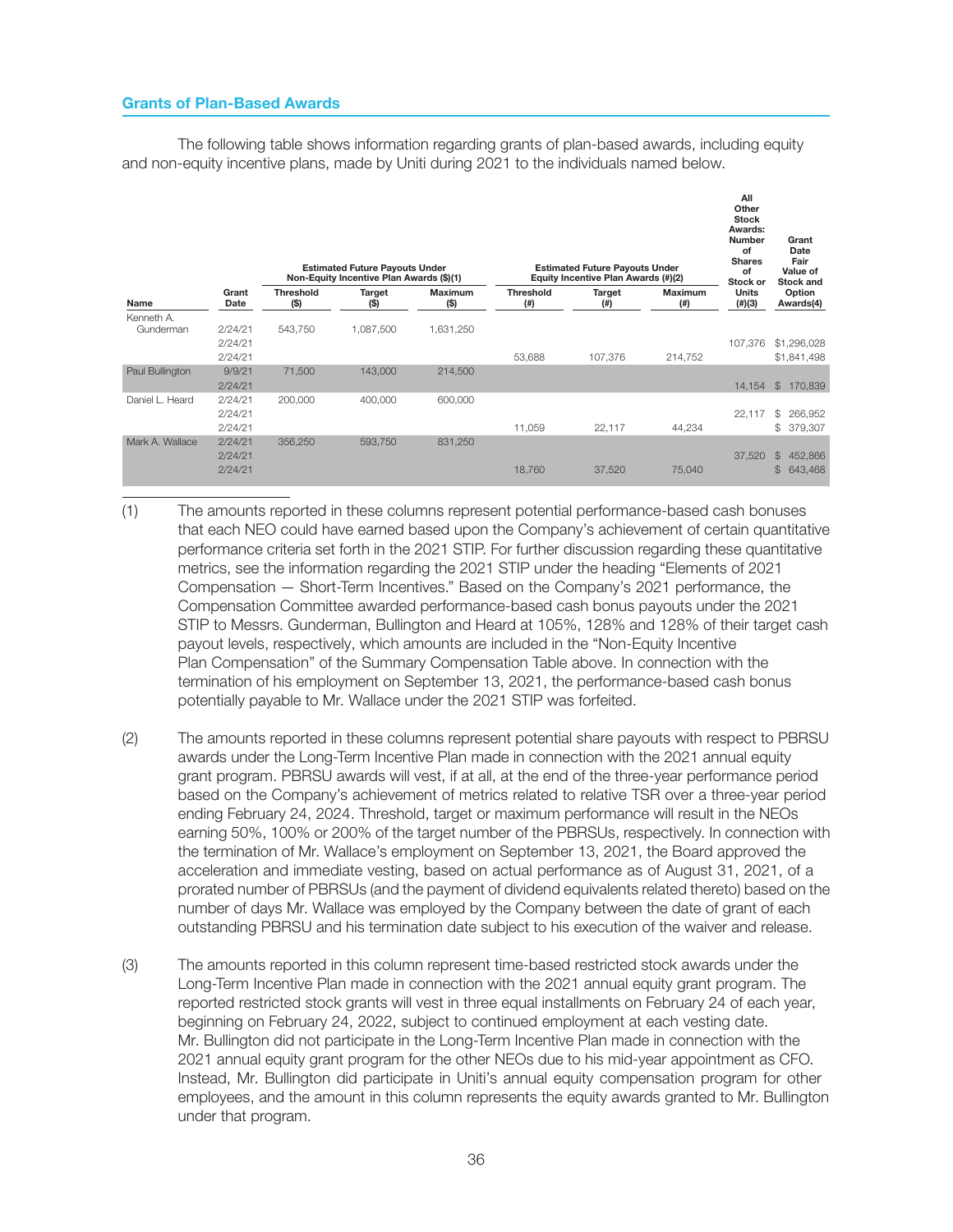## Grants of Plan-Based Awards

The following table shows information regarding grants of plan-based awards, including equity and non-equity incentive plans, made by Uniti during 2021 to the individuals named below.

| Name | Grant Date | Estimated Future Payouts Under Non-Equity Incentive Plan Awards ($)(1) | | | Estimated Future Payouts Under Equity Incentive Plan Awards (#)(2) | | | All Other Stock Awards: Number of Shares of Stock or Units (#)(3) | Grant Date Fair Value of Stock and Option Awards(4) |
|---|---|---|---|---|---|---|---|---|---|
| | | Threshold ($) | Target ($) | Maximum ($) | Threshold (#) | Target (#) | Maximum (#) | | |
| Kenneth A. Gunderman | 2/24/21 | 543,750 | 1,087,500 | 1,631,250 | | | | | |
| | 2/24/21 | | | | | | | 107,376 | $1,296,028 |
| | 2/24/21 | | | | 53,688 | 107,376 | 214,752 | | $1,841,498 |
| Paul Bullington | 9/9/21 | 71,500 | 143,000 | 214,500 | | | | | |
| | 2/24/21 | | | | | | | 14,154 | $ 170,839 |
| Daniel L. Heard | 2/24/21 | 200,000 | 400,000 | 600,000 | | | | | |
| | 2/24/21 | | | | | | | 22,117 | $ 266,952 |
| | 2/24/21 | | | | 11,059 | 22,117 | 44,234 | | $ 379,307 |
| Mark A. Wallace | 2/24/21 | 356,250 | 593,750 | 831,250 | | | | | |
| | 2/24/21 | | | | | | | 37,520 | $ 452,866 |
| | 2/24/21 | | | | 18,760 | 37,520 | 75,040 | | $ 643,468 |

(1) The amounts reported in these columns represent potential performance-based cash bonuses that each NEO could have earned based upon the Company's achievement of certain quantitative performance criteria set forth in the 2021 STIP. For further discussion regarding these quantitative metrics, see the information regarding the 2021 STIP under the heading "Elements of 2021 Compensation — Short-Term Incentives." Based on the Company's 2021 performance, the Compensation Committee awarded performance-based cash bonus payouts under the 2021 STIP to Messrs. Gunderman, Bullington and Heard at 105%, 128% and 128% of their target cash payout levels, respectively, which amounts are included in the "Non-Equity Incentive Plan Compensation" of the Summary Compensation Table above. In connection with the termination of his employment on September 13, 2021, the performance-based cash bonus potentially payable to Mr. Wallace under the 2021 STIP was forfeited.

(2) The amounts reported in these columns represent potential share payouts with respect to PBRSU awards under the Long-Term Incentive Plan made in connection with the 2021 annual equity grant program. PBRSU awards will vest, if at all, at the end of the three-year performance period based on the Company's achievement of metrics related to relative TSR over a three-year period ending February 24, 2024. Threshold, target or maximum performance will result in the NEOs earning 50%, 100% or 200% of the target number of the PBRSUs, respectively. In connection with the termination of Mr. Wallace's employment on September 13, 2021, the Board approved the acceleration and immediate vesting, based on actual performance as of August 31, 2021, of a prorated number of PBRSUs (and the payment of dividend equivalents related thereto) based on the number of days Mr. Wallace was employed by the Company between the date of grant of each outstanding PBRSU and his termination date subject to his execution of the waiver and release.

(3) The amounts reported in this column represent time-based restricted stock awards under the Long-Term Incentive Plan made in connection with the 2021 annual equity grant program. The reported restricted stock grants will vest in three equal installments on February 24 of each year, beginning on February 24, 2022, subject to continued employment at each vesting date. Mr. Bullington did not participate in the Long-Term Incentive Plan made in connection with the 2021 annual equity grant program for the other NEOs due to his mid-year appointment as CFO. Instead, Mr. Bullington did participate in Uniti's annual equity compensation program for other employees, and the amount in this column represents the equity awards granted to Mr. Bullington under that program.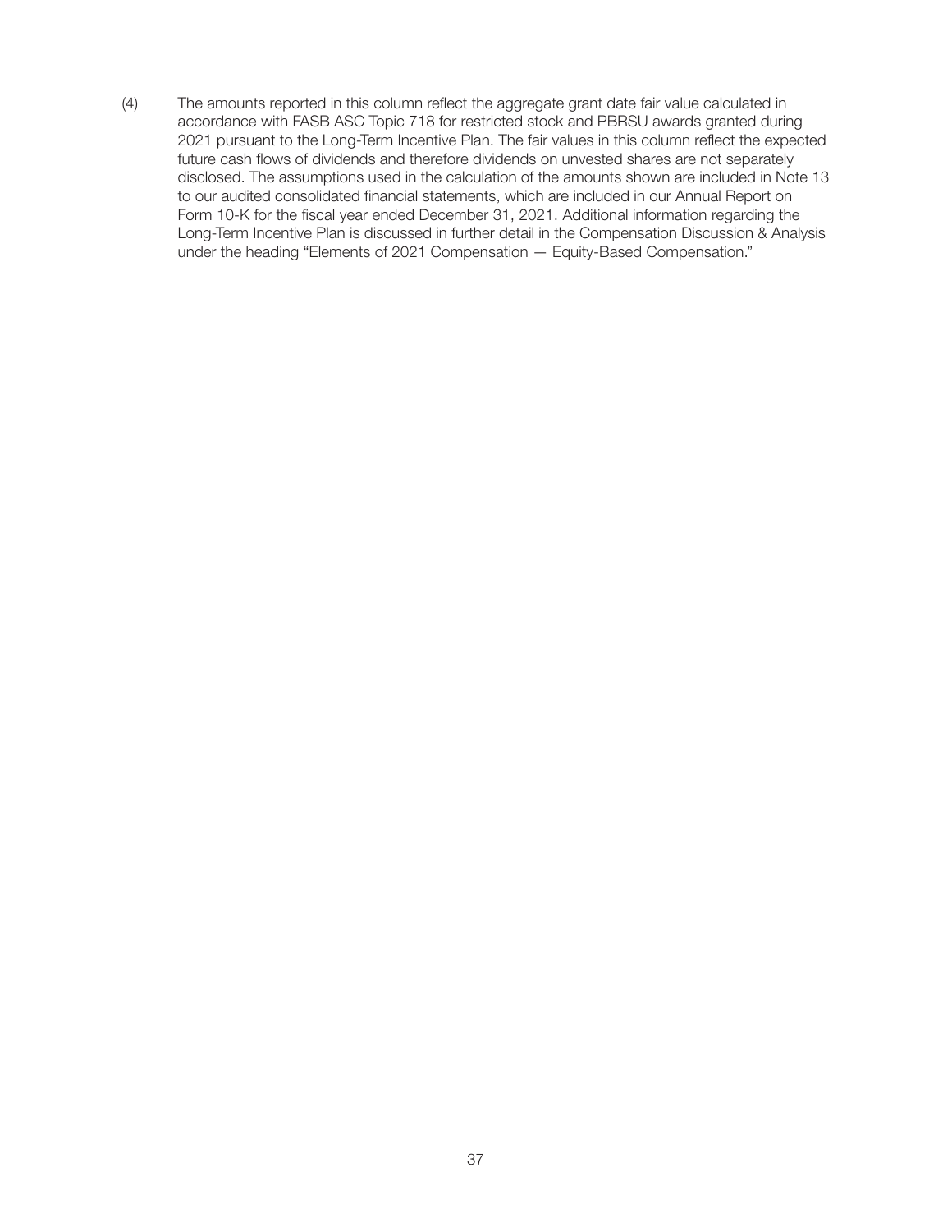(4) The amounts reported in this column reflect the aggregate grant date fair value calculated in accordance with FASB ASC Topic 718 for restricted stock and PBRSU awards granted during 2021 pursuant to the Long-Term Incentive Plan. The fair values in this column reflect the expected future cash flows of dividends and therefore dividends on unvested shares are not separately disclosed. The assumptions used in the calculation of the amounts shown are included in Note 13 to our audited consolidated financial statements, which are included in our Annual Report on Form 10-K for the fiscal year ended December 31, 2021. Additional information regarding the Long-Term Incentive Plan is discussed in further detail in the Compensation Discussion & Analysis under the heading "Elements of 2021 Compensation — Equity-Based Compensation."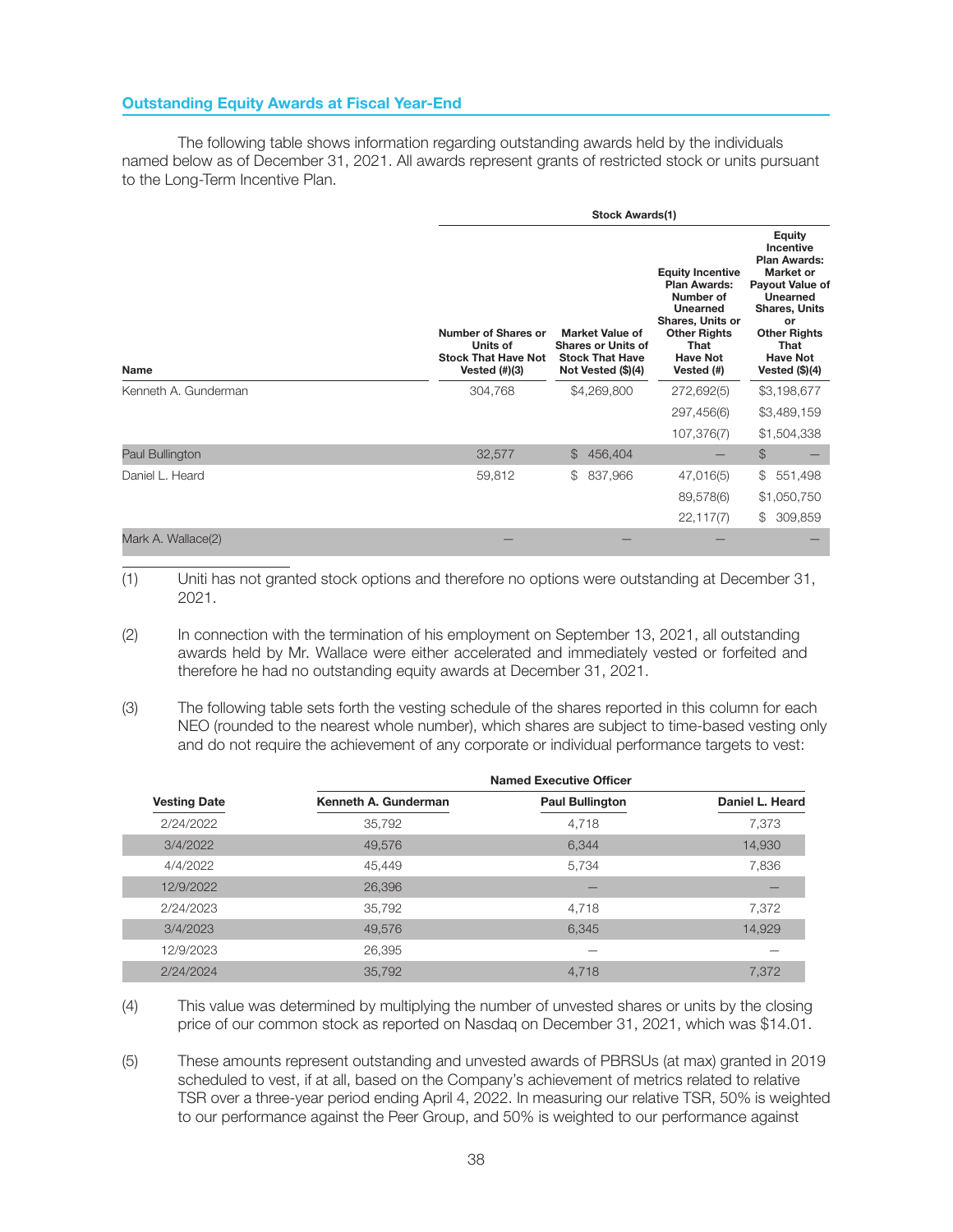## Outstanding Equity Awards at Fiscal Year-End

The following table shows information regarding outstanding awards held by the individuals named below as of December 31, 2021. All awards represent grants of restricted stock or units pursuant to the Long-Term Incentive Plan.

| | Stock Awards(1) | | | |
|---|---|---|---|---|
| Name | Number of Shares or Units of Stock That Have Not Vested (#)(3) | Market Value of Shares or Units of Stock That Have Not Vested ($)(4) | Equity Incentive Plan Awards: Number of Unearned Shares, Units or Other Rights That Have Not Vested (#) | Equity Incentive Plan Awards: Market or Payout Value of Unearned Shares, Units or Other Rights That Have Not Vested ($)(4) |
| Kenneth A. Gunderman | 304,768 | $4,269,800 | 272,692(5) | $3,198,677 |
| | | | 297,456(6) | $3,489,159 |
| | | | 107,376(7) | $1,504,338 |
| Paul Bullington | 32,577 | $ 456,404 | — | $ — |
| Daniel L. Heard | 59,812 | $ 837,966 | 47,016(5) | $ 551,498 |
| | | | 89,578(6) | $1,050,750 |
| | | | 22,117(7) | $ 309,859 |
| Mark A. Wallace(2) | — | — | — | — |

(1) Uniti has not granted stock options and therefore no options were outstanding at December 31, 2021.

(2) In connection with the termination of his employment on September 13, 2021, all outstanding awards held by Mr. Wallace were either accelerated and immediately vested or forfeited and therefore he had no outstanding equity awards at December 31, 2021.

(3) The following table sets forth the vesting schedule of the shares reported in this column for each NEO (rounded to the nearest whole number), which shares are subject to time-based vesting only and do not require the achievement of any corporate or individual performance targets to vest:

| | Named Executive Officer | | |
|---|---|---|---|
| Vesting Date | Kenneth A. Gunderman | Paul Bullington | Daniel L. Heard |
| 2/24/2022 | 35,792 | 4,718 | 7,373 |
| 3/4/2022 | 49,576 | 6,344 | 14,930 |
| 4/4/2022 | 45,449 | 5,734 | 7,836 |
| 12/9/2022 | 26,396 | — | — |
| 2/24/2023 | 35,792 | 4,718 | 7,372 |
| 3/4/2023 | 49,576 | 6,345 | 14,929 |
| 12/9/2023 | 26,395 | — | — |
| 2/24/2024 | 35,792 | 4,718 | 7,372 |

(4) This value was determined by multiplying the number of unvested shares or units by the closing price of our common stock as reported on Nasdaq on December 31, 2021, which was $14.01.

(5) These amounts represent outstanding and unvested awards of PBRSUs (at max) granted in 2019 scheduled to vest, if at all, based on the Company's achievement of metrics related to relative TSR over a three-year period ending April 4, 2022. In measuring our relative TSR, 50% is weighted to our performance against the Peer Group, and 50% is weighted to our performance against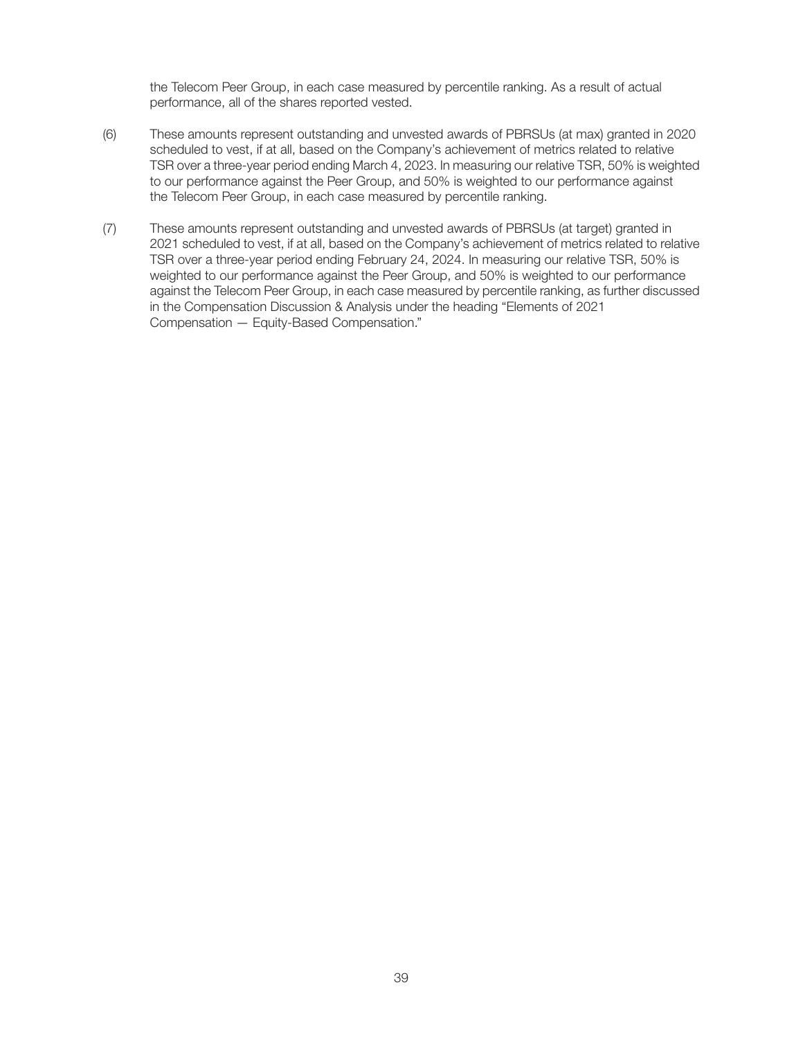the Telecom Peer Group, in each case measured by percentile ranking. As a result of actual performance, all of the shares reported vested.

(6) These amounts represent outstanding and unvested awards of PBRSUs (at max) granted in 2020 scheduled to vest, if at all, based on the Company's achievement of metrics related to relative TSR over a three-year period ending March 4, 2023. In measuring our relative TSR, 50% is weighted to our performance against the Peer Group, and 50% is weighted to our performance against the Telecom Peer Group, in each case measured by percentile ranking.

(7) These amounts represent outstanding and unvested awards of PBRSUs (at target) granted in 2021 scheduled to vest, if at all, based on the Company's achievement of metrics related to relative TSR over a three-year period ending February 24, 2024. In measuring our relative TSR, 50% is weighted to our performance against the Peer Group, and 50% is weighted to our performance against the Telecom Peer Group, in each case measured by percentile ranking, as further discussed in the Compensation Discussion & Analysis under the heading "Elements of 2021 Compensation — Equity-Based Compensation."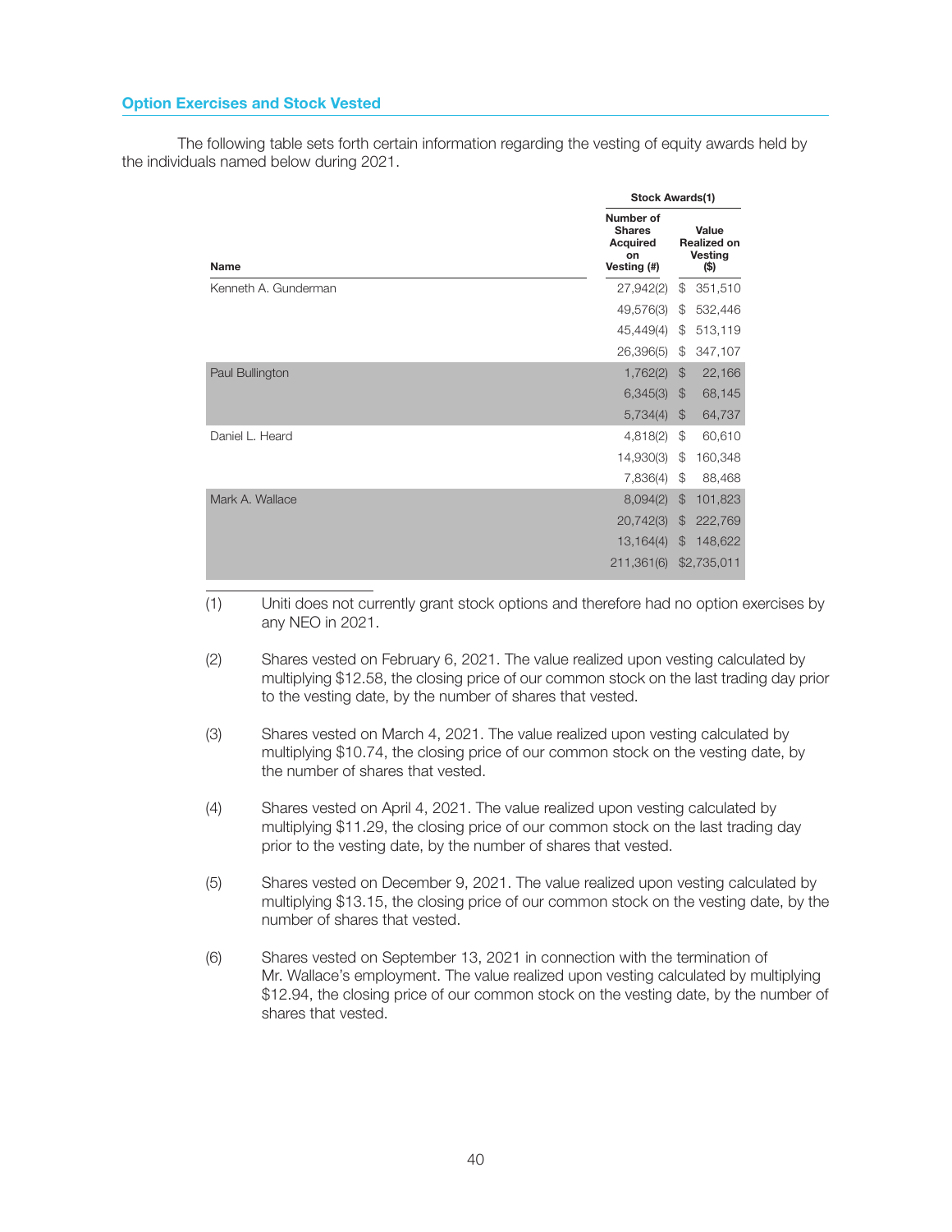## Option Exercises and Stock Vested

The following table sets forth certain information regarding the vesting of equity awards held by the individuals named below during 2021.

| Name | Stock Awards(1) | |
|---|---|---|
| | Number of Shares Acquired on Vesting (#) | Value Realized on Vesting ($) |
| Kenneth A. Gunderman | 27,942(2) | $ 351,510 |
| | 49,576(3) | $ 532,446 |
| | 45,449(4) | $ 513,119 |
| | 26,396(5) | $ 347,107 |
| Paul Bullington | 1,762(2) | $ 22,166 |
| | 6,345(3) | $ 68,145 |
| | 5,734(4) | $ 64,737 |
| Daniel L. Heard | 4,818(2) | $ 60,610 |
| | 14,930(3) | $ 160,348 |
| | 7,836(4) | $ 88,468 |
| Mark A. Wallace | 8,094(2) | $ 101,823 |
| | 20,742(3) | $ 222,769 |
| | 13,164(4) | $ 148,622 |
| | 211,361(6) | $2,735,011 |

(1) Uniti does not currently grant stock options and therefore had no option exercises by any NEO in 2021.

(2) Shares vested on February 6, 2021. The value realized upon vesting calculated by multiplying $12.58, the closing price of our common stock on the last trading day prior to the vesting date, by the number of shares that vested.

(3) Shares vested on March 4, 2021. The value realized upon vesting calculated by multiplying $10.74, the closing price of our common stock on the vesting date, by the number of shares that vested.

(4) Shares vested on April 4, 2021. The value realized upon vesting calculated by multiplying $11.29, the closing price of our common stock on the last trading day prior to the vesting date, by the number of shares that vested.

(5) Shares vested on December 9, 2021. The value realized upon vesting calculated by multiplying $13.15, the closing price of our common stock on the vesting date, by the number of shares that vested.

(6) Shares vested on September 13, 2021 in connection with the termination of Mr. Wallace's employment. The value realized upon vesting calculated by multiplying $12.94, the closing price of our common stock on the vesting date, by the number of shares that vested.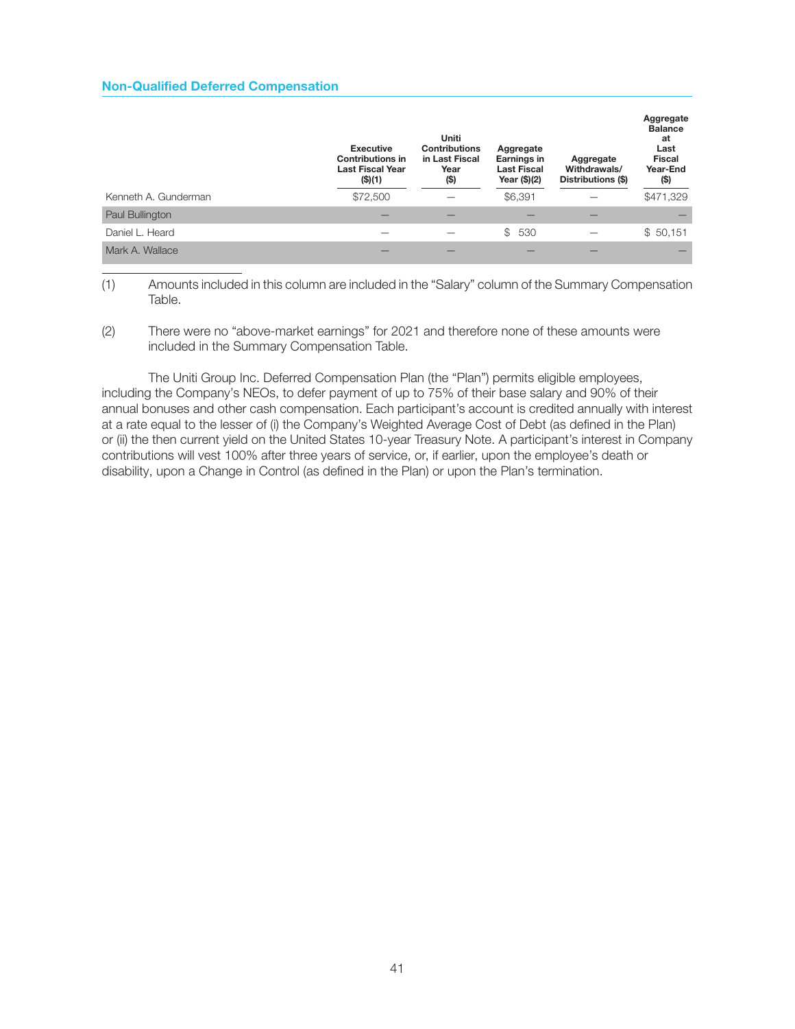## Non-Qualified Deferred Compensation

| | Executive Contributions in Last Fiscal Year ($)(1) | Uniti Contributions in Last Fiscal Year ($) | Aggregate Earnings in Last Fiscal Year ($)(2) | Aggregate Withdrawals/ Distributions ($) | Aggregate Balance at Last Fiscal Year-End ($) |
|---|---|---|---|---|---|
| Kenneth A. Gunderman | $72,500 | — | $6,391 | — | $471,329 |
| Paul Bullington | — | — | — | — | — |
| Daniel L. Heard | — | — | $ 530 | — | $ 50,151 |
| Mark A. Wallace | — | — | — | — | — |

(1) Amounts included in this column are included in the "Salary" column of the Summary Compensation Table.

(2) There were no "above-market earnings" for 2021 and therefore none of these amounts were included in the Summary Compensation Table.

The Uniti Group Inc. Deferred Compensation Plan (the "Plan") permits eligible employees, including the Company's NEOs, to defer payment of up to 75% of their base salary and 90% of their annual bonuses and other cash compensation. Each participant's account is credited annually with interest at a rate equal to the lesser of (i) the Company's Weighted Average Cost of Debt (as defined in the Plan) or (ii) the then current yield on the United States 10-year Treasury Note. A participant's interest in Company contributions will vest 100% after three years of service, or, if earlier, upon the employee's death or disability, upon a Change in Control (as defined in the Plan) or upon the Plan's termination.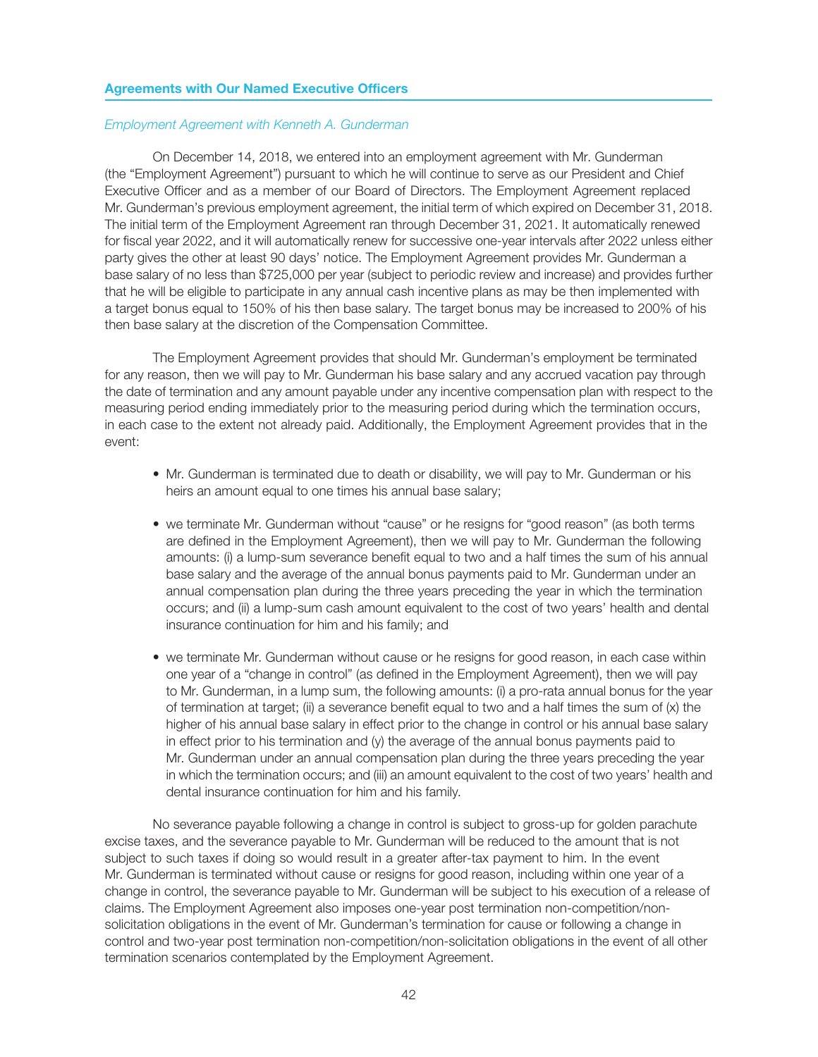## Agreements with Our Named Executive Officers

### *Employment Agreement with Kenneth A. Gunderman*

On December 14, 2018, we entered into an employment agreement with Mr. Gunderman (the "Employment Agreement") pursuant to which he will continue to serve as our President and Chief Executive Officer and as a member of our Board of Directors. The Employment Agreement replaced Mr. Gunderman's previous employment agreement, the initial term of which expired on December 31, 2018. The initial term of the Employment Agreement ran through December 31, 2021. It automatically renewed for fiscal year 2022, and it will automatically renew for successive one-year intervals after 2022 unless either party gives the other at least 90 days' notice. The Employment Agreement provides Mr. Gunderman a base salary of no less than $725,000 per year (subject to periodic review and increase) and provides further that he will be eligible to participate in any annual cash incentive plans as may be then implemented with a target bonus equal to 150% of his then base salary. The target bonus may be increased to 200% of his then base salary at the discretion of the Compensation Committee.

The Employment Agreement provides that should Mr. Gunderman's employment be terminated for any reason, then we will pay to Mr. Gunderman his base salary and any accrued vacation pay through the date of termination and any amount payable under any incentive compensation plan with respect to the measuring period ending immediately prior to the measuring period during which the termination occurs, in each case to the extent not already paid. Additionally, the Employment Agreement provides that in the event:

- Mr. Gunderman is terminated due to death or disability, we will pay to Mr. Gunderman or his heirs an amount equal to one times his annual base salary;
- we terminate Mr. Gunderman without "cause" or he resigns for "good reason" (as both terms are defined in the Employment Agreement), then we will pay to Mr. Gunderman the following amounts: (i) a lump-sum severance benefit equal to two and a half times the sum of his annual base salary and the average of the annual bonus payments paid to Mr. Gunderman under an annual compensation plan during the three years preceding the year in which the termination occurs; and (ii) a lump-sum cash amount equivalent to the cost of two years' health and dental insurance continuation for him and his family; and
- we terminate Mr. Gunderman without cause or he resigns for good reason, in each case within one year of a "change in control" (as defined in the Employment Agreement), then we will pay to Mr. Gunderman, in a lump sum, the following amounts: (i) a pro-rata annual bonus for the year of termination at target; (ii) a severance benefit equal to two and a half times the sum of (x) the higher of his annual base salary in effect prior to the change in control or his annual base salary in effect prior to his termination and (y) the average of the annual bonus payments paid to Mr. Gunderman under an annual compensation plan during the three years preceding the year in which the termination occurs; and (iii) an amount equivalent to the cost of two years' health and dental insurance continuation for him and his family.

No severance payable following a change in control is subject to gross-up for golden parachute excise taxes, and the severance payable to Mr. Gunderman will be reduced to the amount that is not subject to such taxes if doing so would result in a greater after-tax payment to him. In the event Mr. Gunderman is terminated without cause or resigns for good reason, including within one year of a change in control, the severance payable to Mr. Gunderman will be subject to his execution of a release of claims. The Employment Agreement also imposes one-year post termination non-competition/non-solicitation obligations in the event of Mr. Gunderman's termination for cause or following a change in control and two-year post termination non-competition/non-solicitation obligations in the event of all other termination scenarios contemplated by the Employment Agreement.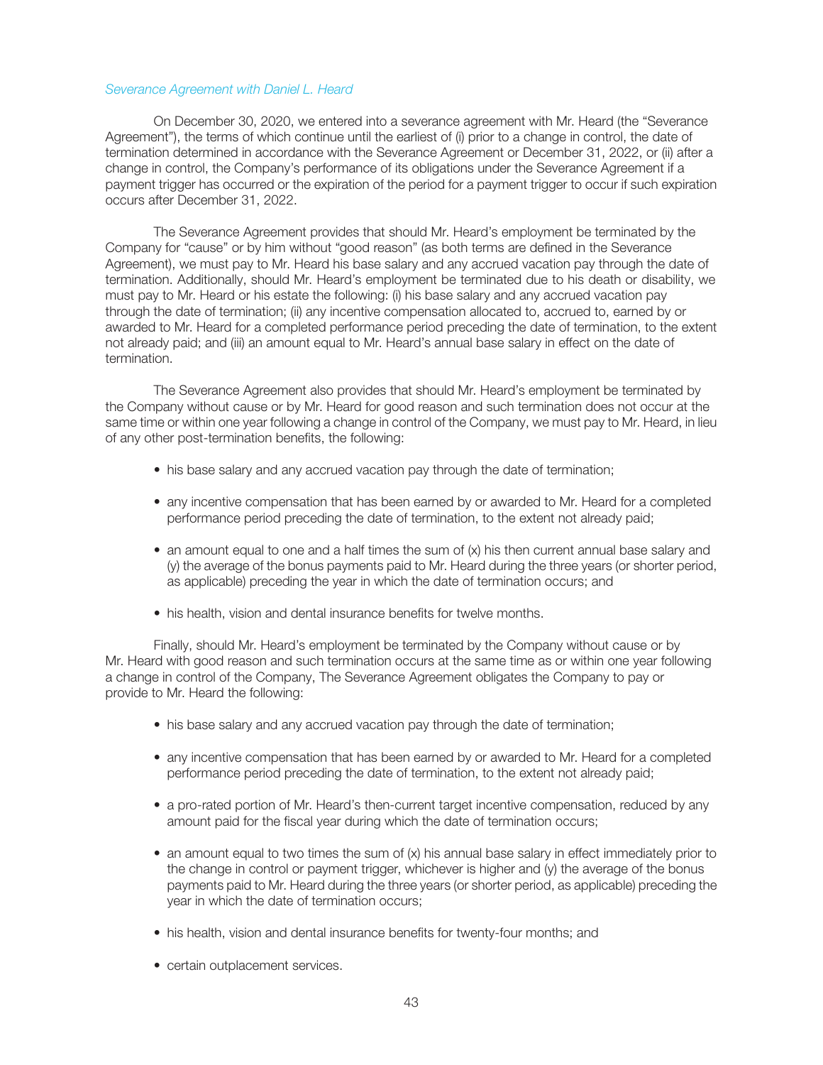*Severance Agreement with Daniel L. Heard*

On December 30, 2020, we entered into a severance agreement with Mr. Heard (the "Severance Agreement"), the terms of which continue until the earliest of (i) prior to a change in control, the date of termination determined in accordance with the Severance Agreement or December 31, 2022, or (ii) after a change in control, the Company's performance of its obligations under the Severance Agreement if a payment trigger has occurred or the expiration of the period for a payment trigger to occur if such expiration occurs after December 31, 2022.

The Severance Agreement provides that should Mr. Heard's employment be terminated by the Company for "cause" or by him without "good reason" (as both terms are defined in the Severance Agreement), we must pay to Mr. Heard his base salary and any accrued vacation pay through the date of termination. Additionally, should Mr. Heard's employment be terminated due to his death or disability, we must pay to Mr. Heard or his estate the following: (i) his base salary and any accrued vacation pay through the date of termination; (ii) any incentive compensation allocated to, accrued to, earned by or awarded to Mr. Heard for a completed performance period preceding the date of termination, to the extent not already paid; and (iii) an amount equal to Mr. Heard's annual base salary in effect on the date of termination.

The Severance Agreement also provides that should Mr. Heard's employment be terminated by the Company without cause or by Mr. Heard for good reason and such termination does not occur at the same time or within one year following a change in control of the Company, we must pay to Mr. Heard, in lieu of any other post-termination benefits, the following:

- his base salary and any accrued vacation pay through the date of termination;
- any incentive compensation that has been earned by or awarded to Mr. Heard for a completed performance period preceding the date of termination, to the extent not already paid;
- an amount equal to one and a half times the sum of (x) his then current annual base salary and (y) the average of the bonus payments paid to Mr. Heard during the three years (or shorter period, as applicable) preceding the year in which the date of termination occurs; and
- his health, vision and dental insurance benefits for twelve months.

Finally, should Mr. Heard's employment be terminated by the Company without cause or by Mr. Heard with good reason and such termination occurs at the same time as or within one year following a change in control of the Company, The Severance Agreement obligates the Company to pay or provide to Mr. Heard the following:

- his base salary and any accrued vacation pay through the date of termination;
- any incentive compensation that has been earned by or awarded to Mr. Heard for a completed performance period preceding the date of termination, to the extent not already paid;
- a pro-rated portion of Mr. Heard's then-current target incentive compensation, reduced by any amount paid for the fiscal year during which the date of termination occurs;
- an amount equal to two times the sum of (x) his annual base salary in effect immediately prior to the change in control or payment trigger, whichever is higher and (y) the average of the bonus payments paid to Mr. Heard during the three years (or shorter period, as applicable) preceding the year in which the date of termination occurs;
- his health, vision and dental insurance benefits for twenty-four months; and
- certain outplacement services.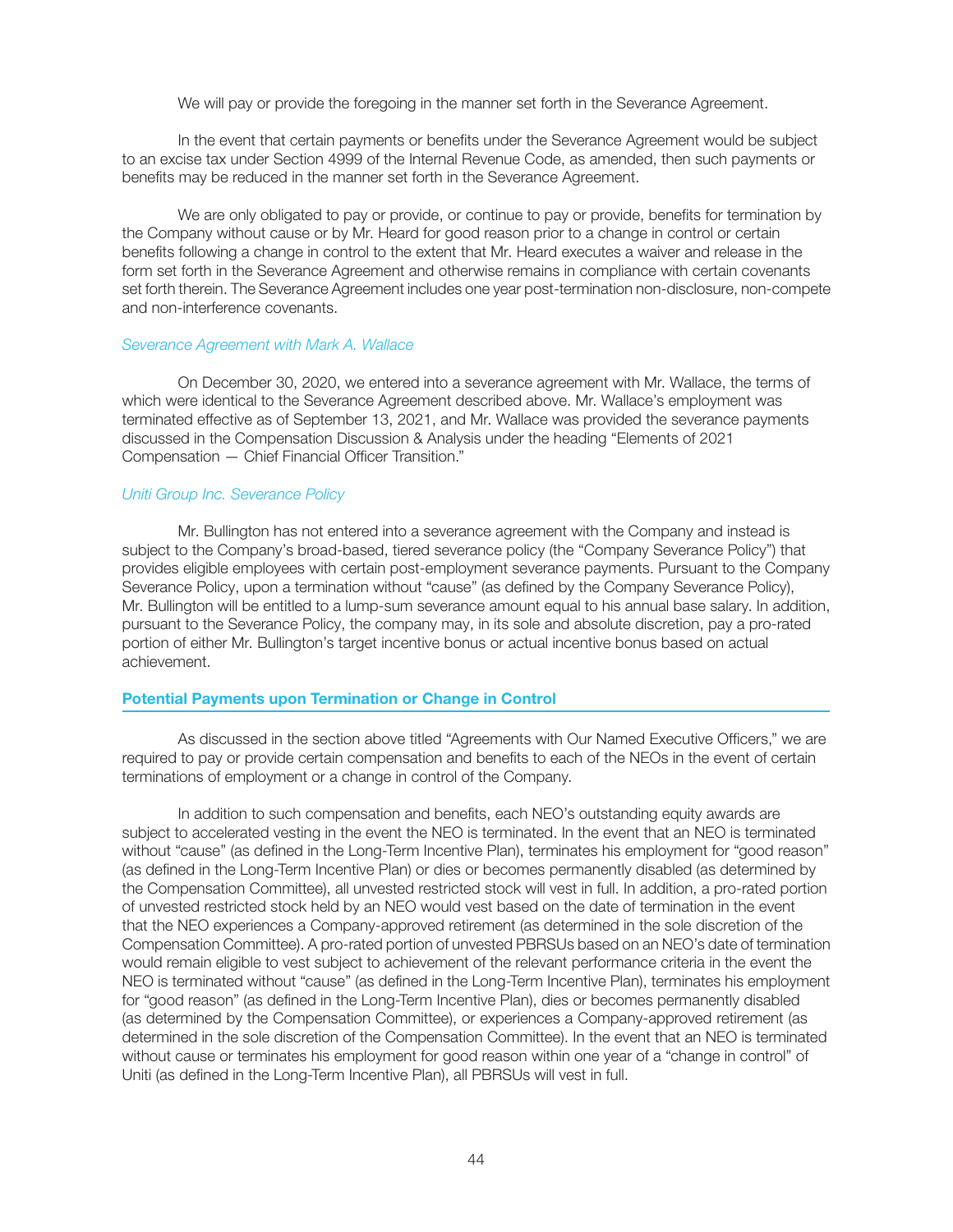We will pay or provide the foregoing in the manner set forth in the Severance Agreement.

In the event that certain payments or benefits under the Severance Agreement would be subject to an excise tax under Section 4999 of the Internal Revenue Code, as amended, then such payments or benefits may be reduced in the manner set forth in the Severance Agreement.

We are only obligated to pay or provide, or continue to pay or provide, benefits for termination by the Company without cause or by Mr. Heard for good reason prior to a change in control or certain benefits following a change in control to the extent that Mr. Heard executes a waiver and release in the form set forth in the Severance Agreement and otherwise remains in compliance with certain covenants set forth therein. The Severance Agreement includes one year post-termination non-disclosure, non-compete and non-interference covenants.

*Severance Agreement with Mark A. Wallace*

On December 30, 2020, we entered into a severance agreement with Mr. Wallace, the terms of which were identical to the Severance Agreement described above. Mr. Wallace's employment was terminated effective as of September 13, 2021, and Mr. Wallace was provided the severance payments discussed in the Compensation Discussion & Analysis under the heading "Elements of 2021 Compensation — Chief Financial Officer Transition."

*Uniti Group Inc. Severance Policy*

Mr. Bullington has not entered into a severance agreement with the Company and instead is subject to the Company's broad-based, tiered severance policy (the "Company Severance Policy") that provides eligible employees with certain post-employment severance payments. Pursuant to the Company Severance Policy, upon a termination without "cause" (as defined by the Company Severance Policy), Mr. Bullington will be entitled to a lump-sum severance amount equal to his annual base salary. In addition, pursuant to the Severance Policy, the company may, in its sole and absolute discretion, pay a pro-rated portion of either Mr. Bullington's target incentive bonus or actual incentive bonus based on actual achievement.

## Potential Payments upon Termination or Change in Control

As discussed in the section above titled "Agreements with Our Named Executive Officers," we are required to pay or provide certain compensation and benefits to each of the NEOs in the event of certain terminations of employment or a change in control of the Company.

In addition to such compensation and benefits, each NEO's outstanding equity awards are subject to accelerated vesting in the event the NEO is terminated. In the event that an NEO is terminated without "cause" (as defined in the Long-Term Incentive Plan), terminates his employment for "good reason" (as defined in the Long-Term Incentive Plan) or dies or becomes permanently disabled (as determined by the Compensation Committee), all unvested restricted stock will vest in full. In addition, a pro-rated portion of unvested restricted stock held by an NEO would vest based on the date of termination in the event that the NEO experiences a Company-approved retirement (as determined in the sole discretion of the Compensation Committee). A pro-rated portion of unvested PBRSUs based on an NEO's date of termination would remain eligible to vest subject to achievement of the relevant performance criteria in the event the NEO is terminated without "cause" (as defined in the Long-Term Incentive Plan), terminates his employment for "good reason" (as defined in the Long-Term Incentive Plan), dies or becomes permanently disabled (as determined by the Compensation Committee), or experiences a Company-approved retirement (as determined in the sole discretion of the Compensation Committee). In the event that an NEO is terminated without cause or terminates his employment for good reason within one year of a "change in control" of Uniti (as defined in the Long-Term Incentive Plan), all PBRSUs will vest in full.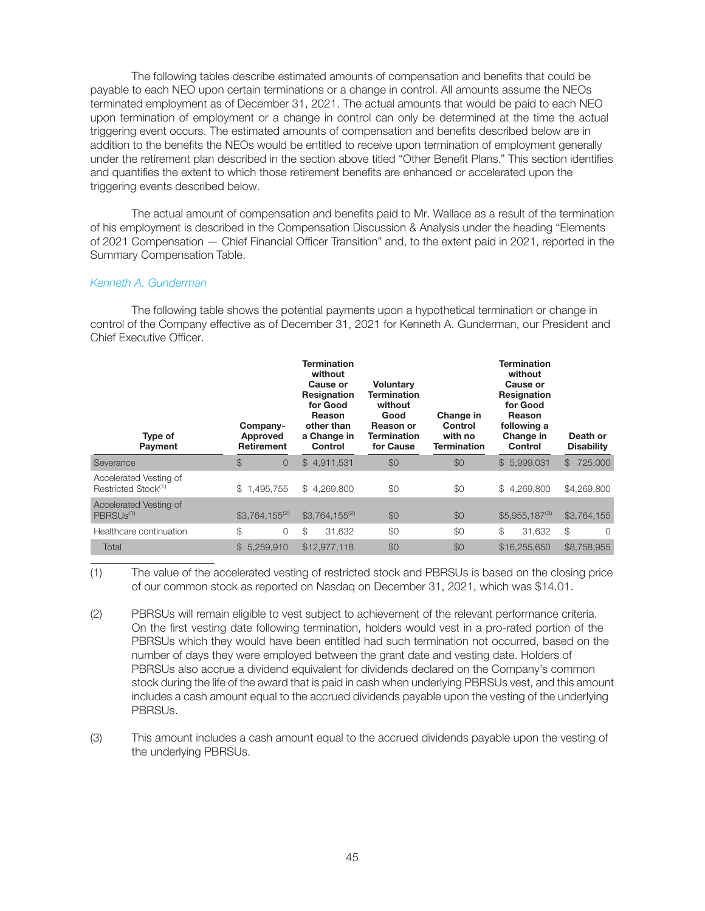The following tables describe estimated amounts of compensation and benefits that could be payable to each NEO upon certain terminations or a change in control. All amounts assume the NEOs terminated employment as of December 31, 2021. The actual amounts that would be paid to each NEO upon termination of employment or a change in control can only be determined at the time the actual triggering event occurs. The estimated amounts of compensation and benefits described below are in addition to the benefits the NEOs would be entitled to receive upon termination of employment generally under the retirement plan described in the section above titled "Other Benefit Plans." This section identifies and quantifies the extent to which those retirement benefits are enhanced or accelerated upon the triggering events described below.

The actual amount of compensation and benefits paid to Mr. Wallace as a result of the termination of his employment is described in the Compensation Discussion & Analysis under the heading "Elements of 2021 Compensation — Chief Financial Officer Transition" and, to the extent paid in 2021, reported in the Summary Compensation Table.

*Kenneth A. Gunderman*

The following table shows the potential payments upon a hypothetical termination or change in control of the Company effective as of December 31, 2021 for Kenneth A. Gunderman, our President and Chief Executive Officer.

| Type of Payment | Company-Approved Retirement | Termination without Cause or Resignation for Good Reason other than a Change in Control | Voluntary Termination without Good Reason or Termination for Cause | Change in Control with no Termination | Termination without Cause or Resignation for Good Reason following a Change in Control | Death or Disability |
|---|---|---|---|---|---|---|
| Severance | $ 0 | $ 4,911,531 | $0 | $0 | $ 5,999,031 | $ 725,000 |
| Accelerated Vesting of Restricted Stock[1] | $ 1,495,755 | $ 4,269,800 | $0 | $0 | $ 4,269,800 | $4,269,800 |
| Accelerated Vesting of PBRSUs[1] | $3,764,155[2] | $3,764,155[2] | $0 | $0 | $5,955,187[3] | $3,764,155 |
| Healthcare continuation | $ 0 | $ 31,632 | $0 | $0 | $ 31,632 | $ 0 |
| Total | $ 5,259,910 | $12,977,118 | $0 | $0 | $16,255,650 | $8,758,955 |

(1) The value of the accelerated vesting of restricted stock and PBRSUs is based on the closing price of our common stock as reported on Nasdaq on December 31, 2021, which was $14.01.

(2) PBRSUs will remain eligible to vest subject to achievement of the relevant performance criteria. On the first vesting date following termination, holders would vest in a pro-rated portion of the PBRSUs which they would have been entitled had such termination not occurred, based on the number of days they were employed between the grant date and vesting date. Holders of PBRSUs also accrue a dividend equivalent for dividends declared on the Company's common stock during the life of the award that is paid in cash when underlying PBRSUs vest, and this amount includes a cash amount equal to the accrued dividends payable upon the vesting of the underlying PBRSUs.

(3) This amount includes a cash amount equal to the accrued dividends payable upon the vesting of the underlying PBRSUs.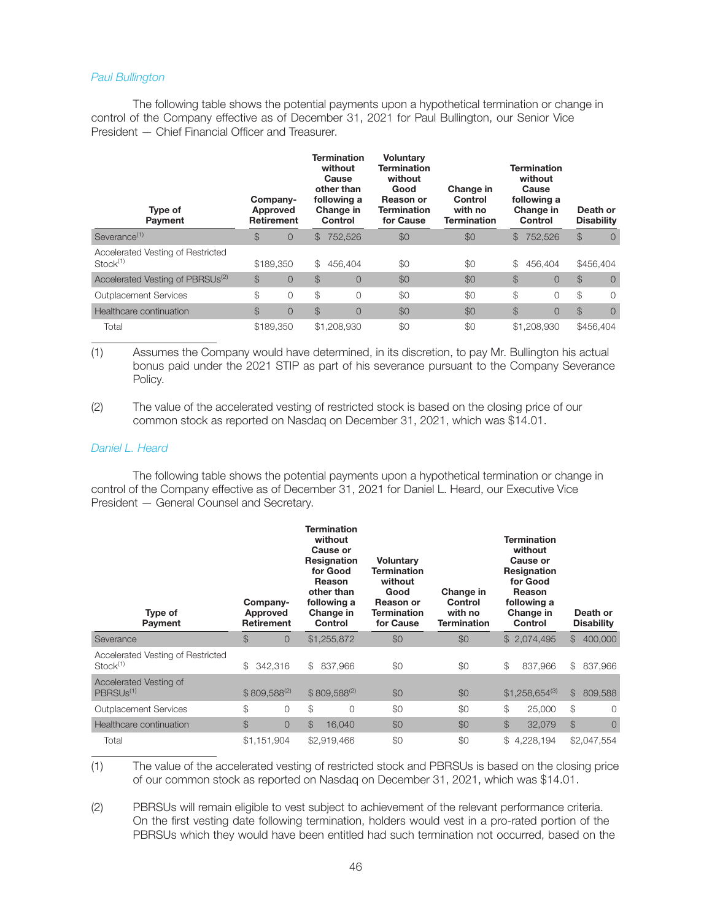*Paul Bullington*

The following table shows the potential payments upon a hypothetical termination or change in control of the Company effective as of December 31, 2021 for Paul Bullington, our Senior Vice President — Chief Financial Officer and Treasurer.

| Type of Payment | Company-Approved Retirement | Termination without Cause other than following a Change in Control | Voluntary Termination without Good Reason or Termination for Cause | Change in Control with no Termination | Termination without Cause following a Change in Control | Death or Disability |
|---|---|---|---|---|---|---|
| Severance[1] | $ 0 | $ 752,526 | $0 | $0 | $ 752,526 | $ 0 |
| Accelerated Vesting of Restricted Stock[1] | $189,350 | $ 456,404 | $0 | $0 | $ 456,404 | $456,404 |
| Accelerated Vesting of PBRSUs[2] | $ 0 | $ 0 | $0 | $0 | $ 0 | $ 0 |
| Outplacement Services | $ 0 | $ 0 | $0 | $0 | $ 0 | $ 0 |
| Healthcare continuation | $ 0 | $ 0 | $0 | $0 | $ 0 | $ 0 |
| Total | $189,350 | $1,208,930 | $0 | $0 | $1,208,930 | $456,404 |

(1) Assumes the Company would have determined, in its discretion, to pay Mr. Bullington his actual bonus paid under the 2021 STIP as part of his severance pursuant to the Company Severance Policy.

(2) The value of the accelerated vesting of restricted stock is based on the closing price of our common stock as reported on Nasdaq on December 31, 2021, which was $14.01.

*Daniel L. Heard*

The following table shows the potential payments upon a hypothetical termination or change in control of the Company effective as of December 31, 2021 for Daniel L. Heard, our Executive Vice President — General Counsel and Secretary.

| Type of Payment | Company-Approved Retirement | Termination without Cause or Resignation for Good Reason other than following a Change in Control | Voluntary Termination without Good Reason or Termination for Cause | Change in Control with no Termination | Termination without Cause or Resignation for Good Reason following a Change in Control | Death or Disability |
|---|---|---|---|---|---|---|
| Severance | $ 0 | $1,255,872 | $0 | $0 | $ 2,074,495 | $ 400,000 |
| Accelerated Vesting of Restricted Stock[1] | $ 342,316 | $ 837,966 | $0 | $0 | $ 837,966 | $ 837,966 |
| Accelerated Vesting of PBRSUs[1] | $ 809,588[2] | $ 809,588[2] | $0 | $0 | $1,258,654[3] | $ 809,588 |
| Outplacement Services | $ 0 | $ 0 | $0 | $0 | $ 25,000 | $ 0 |
| Healthcare continuation | $ 0 | $ 16,040 | $0 | $0 | $ 32,079 | $ 0 |
| Total | $1,151,904 | $2,919,466 | $0 | $0 | $ 4,228,194 | $2,047,554 |

(1) The value of the accelerated vesting of restricted stock and PBRSUs is based on the closing price of our common stock as reported on Nasdaq on December 31, 2021, which was $14.01.

(2) PBRSUs will remain eligible to vest subject to achievement of the relevant performance criteria. On the first vesting date following termination, holders would vest in a pro-rated portion of the PBRSUs which they would have been entitled had such termination not occurred, based on the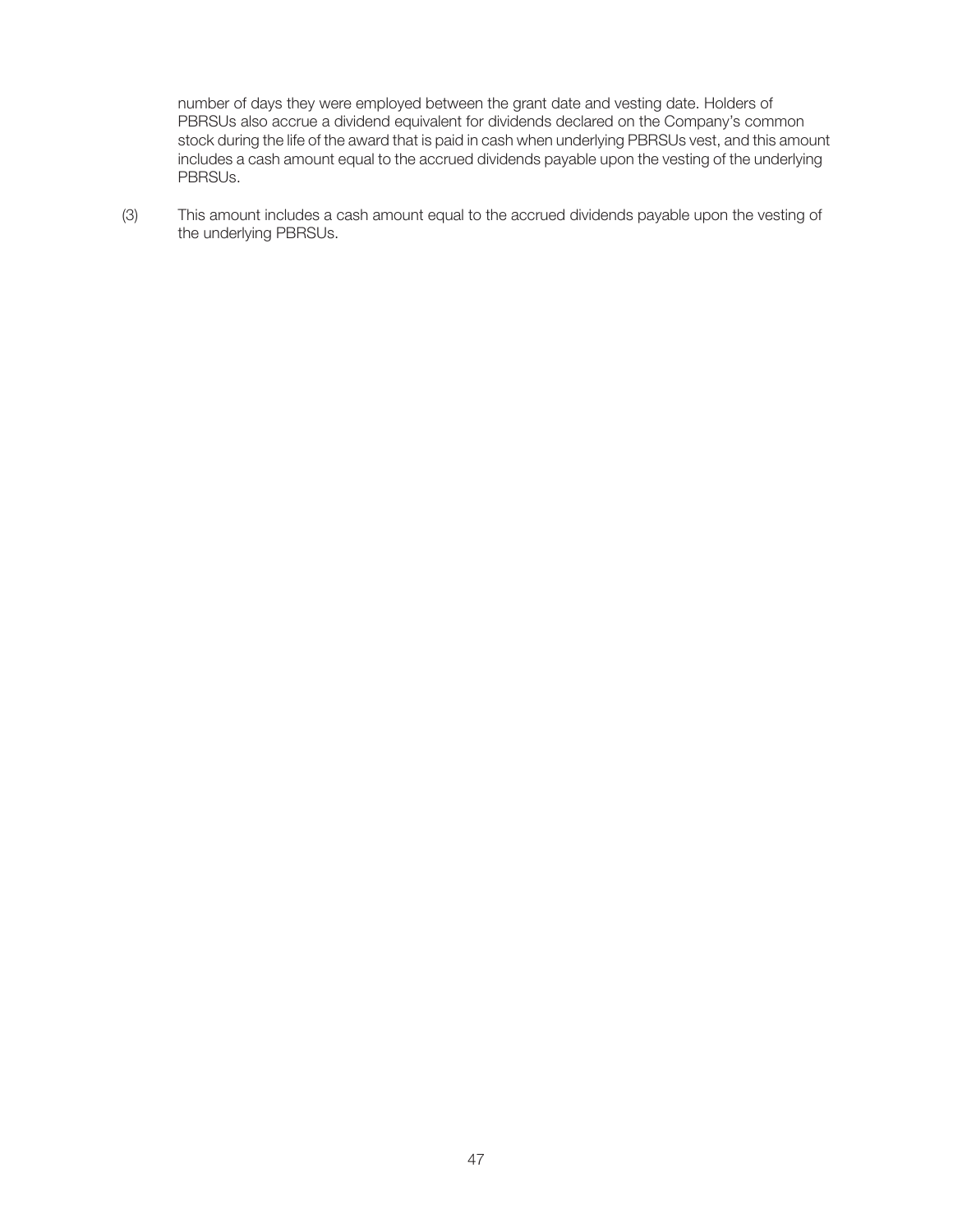number of days they were employed between the grant date and vesting date. Holders of PBRSUs also accrue a dividend equivalent for dividends declared on the Company's common stock during the life of the award that is paid in cash when underlying PBRSUs vest, and this amount includes a cash amount equal to the accrued dividends payable upon the vesting of the underlying PBRSUs.

(3) This amount includes a cash amount equal to the accrued dividends payable upon the vesting of the underlying PBRSUs.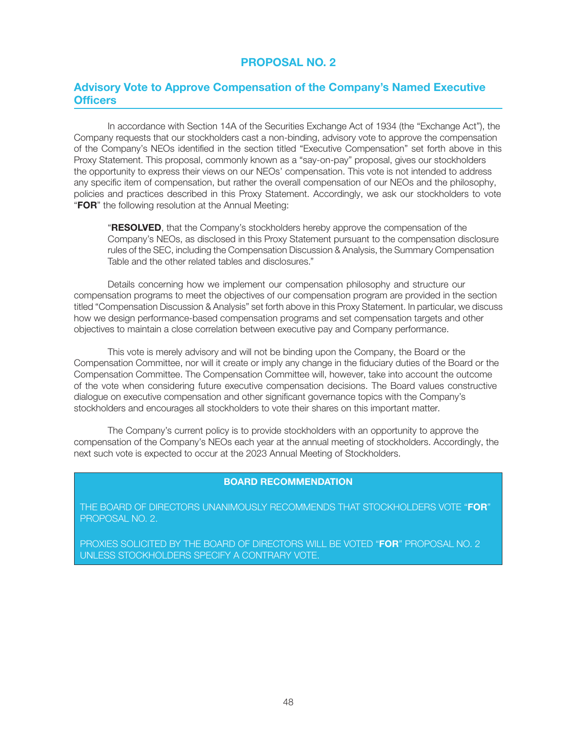# PROPOSAL NO. 2

## Advisory Vote to Approve Compensation of the Company's Named Executive Officers

In accordance with Section 14A of the Securities Exchange Act of 1934 (the "Exchange Act"), the Company requests that our stockholders cast a non-binding, advisory vote to approve the compensation of the Company's NEOs identified in the section titled "Executive Compensation" set forth above in this Proxy Statement. This proposal, commonly known as a "say-on-pay" proposal, gives our stockholders the opportunity to express their views on our NEOs' compensation. This vote is not intended to address any specific item of compensation, but rather the overall compensation of our NEOs and the philosophy, policies and practices described in this Proxy Statement. Accordingly, we ask our stockholders to vote "**FOR**" the following resolution at the Annual Meeting:

> "**RESOLVED**, that the Company's stockholders hereby approve the compensation of the Company's NEOs, as disclosed in this Proxy Statement pursuant to the compensation disclosure rules of the SEC, including the Compensation Discussion & Analysis, the Summary Compensation Table and the other related tables and disclosures."

Details concerning how we implement our compensation philosophy and structure our compensation programs to meet the objectives of our compensation program are provided in the section titled "Compensation Discussion & Analysis" set forth above in this Proxy Statement. In particular, we discuss how we design performance-based compensation programs and set compensation targets and other objectives to maintain a close correlation between executive pay and Company performance.

This vote is merely advisory and will not be binding upon the Company, the Board or the Compensation Committee, nor will it create or imply any change in the fiduciary duties of the Board or the Compensation Committee. The Compensation Committee will, however, take into account the outcome of the vote when considering future executive compensation decisions. The Board values constructive dialogue on executive compensation and other significant governance topics with the Company's stockholders and encourages all stockholders to vote their shares on this important matter.

The Company's current policy is to provide stockholders with an opportunity to approve the compensation of the Company's NEOs each year at the annual meeting of stockholders. Accordingly, the next such vote is expected to occur at the 2023 Annual Meeting of Stockholders.

**BOARD RECOMMENDATION**

THE BOARD OF DIRECTORS UNANIMOUSLY RECOMMENDS THAT STOCKHOLDERS VOTE "**FOR**" PROPOSAL NO. 2.

PROXIES SOLICITED BY THE BOARD OF DIRECTORS WILL BE VOTED "**FOR**" PROPOSAL NO. 2 UNLESS STOCKHOLDERS SPECIFY A CONTRARY VOTE.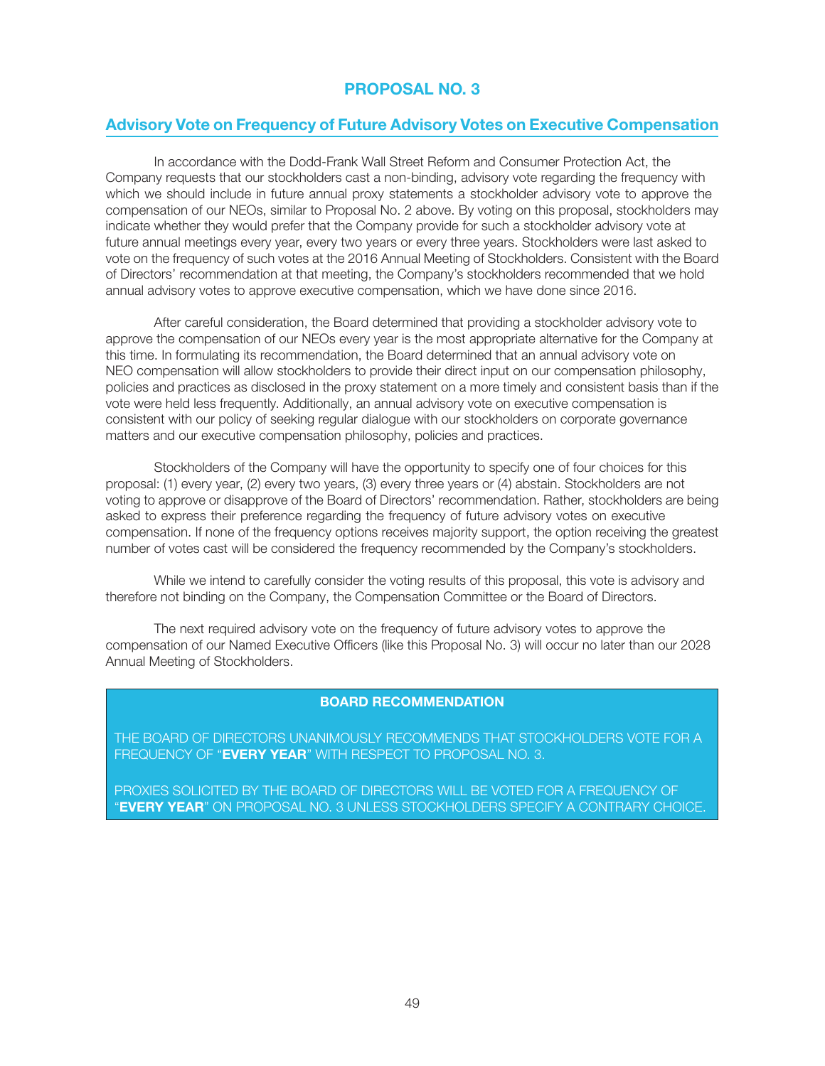# PROPOSAL NO. 3

## Advisory Vote on Frequency of Future Advisory Votes on Executive Compensation

In accordance with the Dodd-Frank Wall Street Reform and Consumer Protection Act, the Company requests that our stockholders cast a non-binding, advisory vote regarding the frequency with which we should include in future annual proxy statements a stockholder advisory vote to approve the compensation of our NEOs, similar to Proposal No. 2 above. By voting on this proposal, stockholders may indicate whether they would prefer that the Company provide for such a stockholder advisory vote at future annual meetings every year, every two years or every three years. Stockholders were last asked to vote on the frequency of such votes at the 2016 Annual Meeting of Stockholders. Consistent with the Board of Directors' recommendation at that meeting, the Company's stockholders recommended that we hold annual advisory votes to approve executive compensation, which we have done since 2016.

After careful consideration, the Board determined that providing a stockholder advisory vote to approve the compensation of our NEOs every year is the most appropriate alternative for the Company at this time. In formulating its recommendation, the Board determined that an annual advisory vote on NEO compensation will allow stockholders to provide their direct input on our compensation philosophy, policies and practices as disclosed in the proxy statement on a more timely and consistent basis than if the vote were held less frequently. Additionally, an annual advisory vote on executive compensation is consistent with our policy of seeking regular dialogue with our stockholders on corporate governance matters and our executive compensation philosophy, policies and practices.

Stockholders of the Company will have the opportunity to specify one of four choices for this proposal: (1) every year, (2) every two years, (3) every three years or (4) abstain. Stockholders are not voting to approve or disapprove of the Board of Directors' recommendation. Rather, stockholders are being asked to express their preference regarding the frequency of future advisory votes on executive compensation. If none of the frequency options receives majority support, the option receiving the greatest number of votes cast will be considered the frequency recommended by the Company's stockholders.

While we intend to carefully consider the voting results of this proposal, this vote is advisory and therefore not binding on the Company, the Compensation Committee or the Board of Directors.

The next required advisory vote on the frequency of future advisory votes to approve the compensation of our Named Executive Officers (like this Proposal No. 3) will occur no later than our 2028 Annual Meeting of Stockholders.

**BOARD RECOMMENDATION**

THE BOARD OF DIRECTORS UNANIMOUSLY RECOMMENDS THAT STOCKHOLDERS VOTE FOR A FREQUENCY OF "**EVERY YEAR**" WITH RESPECT TO PROPOSAL NO. 3.

PROXIES SOLICITED BY THE BOARD OF DIRECTORS WILL BE VOTED FOR A FREQUENCY OF "**EVERY YEAR**" ON PROPOSAL NO. 3 UNLESS STOCKHOLDERS SPECIFY A CONTRARY CHOICE.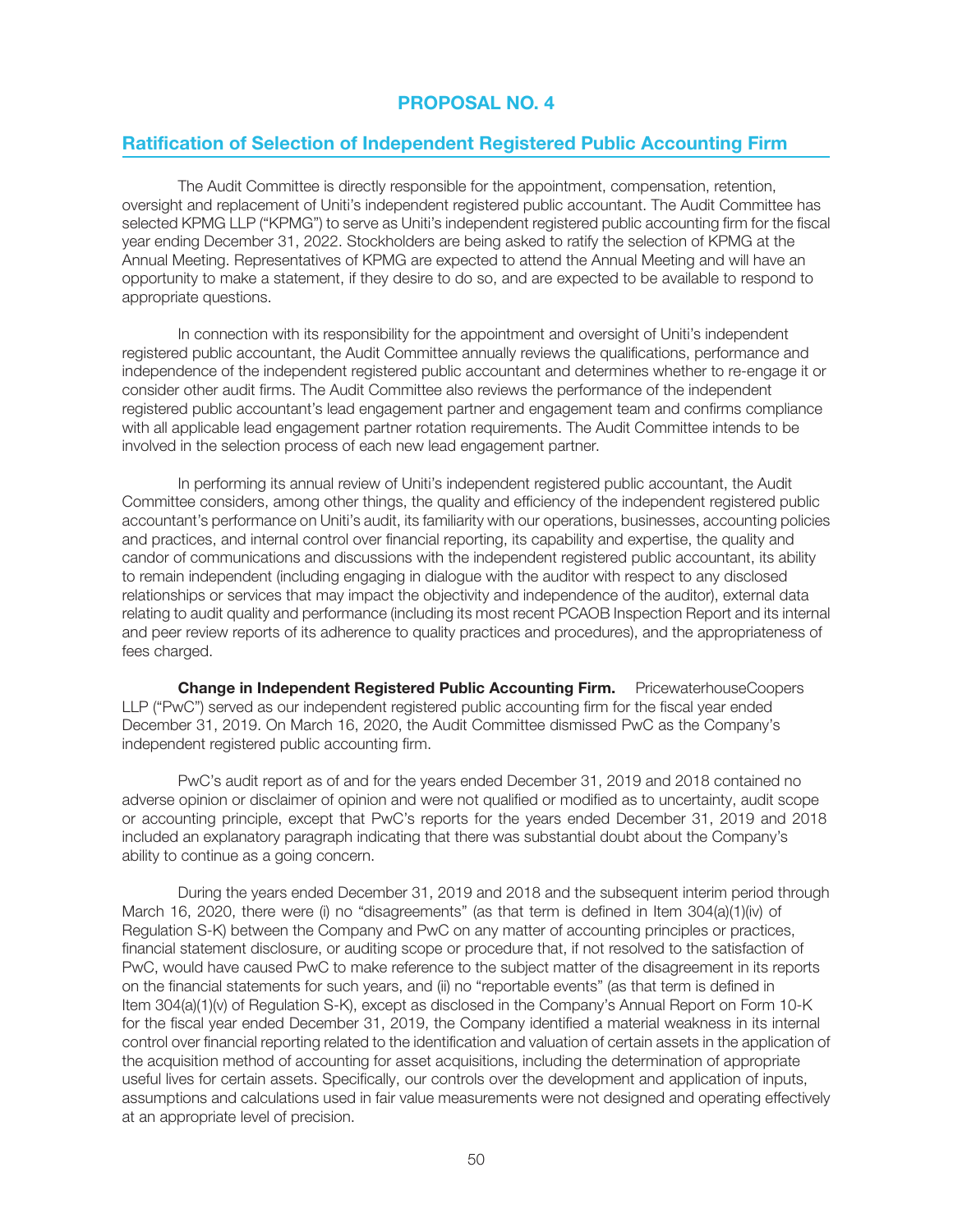# PROPOSAL NO. 4

## Ratification of Selection of Independent Registered Public Accounting Firm

The Audit Committee is directly responsible for the appointment, compensation, retention, oversight and replacement of Uniti's independent registered public accountant. The Audit Committee has selected KPMG LLP ("KPMG") to serve as Uniti's independent registered public accounting firm for the fiscal year ending December 31, 2022. Stockholders are being asked to ratify the selection of KPMG at the Annual Meeting. Representatives of KPMG are expected to attend the Annual Meeting and will have an opportunity to make a statement, if they desire to do so, and are expected to be available to respond to appropriate questions.

In connection with its responsibility for the appointment and oversight of Uniti's independent registered public accountant, the Audit Committee annually reviews the qualifications, performance and independence of the independent registered public accountant and determines whether to re-engage it or consider other audit firms. The Audit Committee also reviews the performance of the independent registered public accountant's lead engagement partner and engagement team and confirms compliance with all applicable lead engagement partner rotation requirements. The Audit Committee intends to be involved in the selection process of each new lead engagement partner.

In performing its annual review of Uniti's independent registered public accountant, the Audit Committee considers, among other things, the quality and efficiency of the independent registered public accountant's performance on Uniti's audit, its familiarity with our operations, businesses, accounting policies and practices, and internal control over financial reporting, its capability and expertise, the quality and candor of communications and discussions with the independent registered public accountant, its ability to remain independent (including engaging in dialogue with the auditor with respect to any disclosed relationships or services that may impact the objectivity and independence of the auditor), external data relating to audit quality and performance (including its most recent PCAOB Inspection Report and its internal and peer review reports of its adherence to quality practices and procedures), and the appropriateness of fees charged.

**Change in Independent Registered Public Accounting Firm.** PricewaterhouseCoopers LLP ("PwC") served as our independent registered public accounting firm for the fiscal year ended December 31, 2019. On March 16, 2020, the Audit Committee dismissed PwC as the Company's independent registered public accounting firm.

PwC's audit report as of and for the years ended December 31, 2019 and 2018 contained no adverse opinion or disclaimer of opinion and were not qualified or modified as to uncertainty, audit scope or accounting principle, except that PwC's reports for the years ended December 31, 2019 and 2018 included an explanatory paragraph indicating that there was substantial doubt about the Company's ability to continue as a going concern.

During the years ended December 31, 2019 and 2018 and the subsequent interim period through March 16, 2020, there were (i) no "disagreements" (as that term is defined in Item 304(a)(1)(iv) of Regulation S-K) between the Company and PwC on any matter of accounting principles or practices, financial statement disclosure, or auditing scope or procedure that, if not resolved to the satisfaction of PwC, would have caused PwC to make reference to the subject matter of the disagreement in its reports on the financial statements for such years, and (ii) no "reportable events" (as that term is defined in Item 304(a)(1)(v) of Regulation S-K), except as disclosed in the Company's Annual Report on Form 10-K for the fiscal year ended December 31, 2019, the Company identified a material weakness in its internal control over financial reporting related to the identification and valuation of certain assets in the application of the acquisition method of accounting for asset acquisitions, including the determination of appropriate useful lives for certain assets. Specifically, our controls over the development and application of inputs, assumptions and calculations used in fair value measurements were not designed and operating effectively at an appropriate level of precision.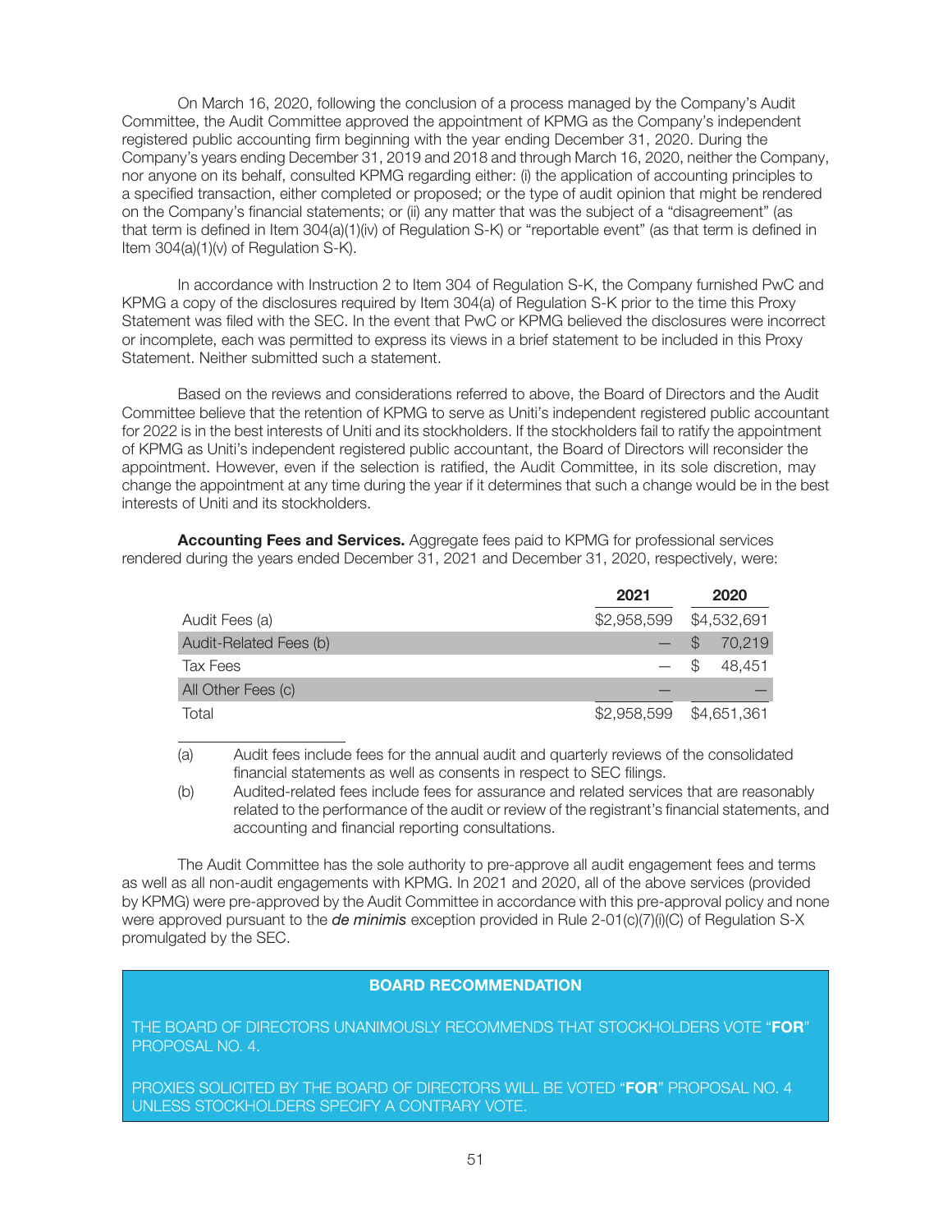On March 16, 2020, following the conclusion of a process managed by the Company's Audit Committee, the Audit Committee approved the appointment of KPMG as the Company's independent registered public accounting firm beginning with the year ending December 31, 2020. During the Company's years ending December 31, 2019 and 2018 and through March 16, 2020, neither the Company, nor anyone on its behalf, consulted KPMG regarding either: (i) the application of accounting principles to a specified transaction, either completed or proposed; or the type of audit opinion that might be rendered on the Company's financial statements; or (ii) any matter that was the subject of a "disagreement" (as that term is defined in Item 304(a)(1)(iv) of Regulation S-K) or "reportable event" (as that term is defined in Item 304(a)(1)(v) of Regulation S-K).

In accordance with Instruction 2 to Item 304 of Regulation S-K, the Company furnished PwC and KPMG a copy of the disclosures required by Item 304(a) of Regulation S-K prior to the time this Proxy Statement was filed with the SEC. In the event that PwC or KPMG believed the disclosures were incorrect or incomplete, each was permitted to express its views in a brief statement to be included in this Proxy Statement. Neither submitted such a statement.

Based on the reviews and considerations referred to above, the Board of Directors and the Audit Committee believe that the retention of KPMG to serve as Uniti's independent registered public accountant for 2022 is in the best interests of Uniti and its stockholders. If the stockholders fail to ratify the appointment of KPMG as Uniti's independent registered public accountant, the Board of Directors will reconsider the appointment. However, even if the selection is ratified, the Audit Committee, in its sole discretion, may change the appointment at any time during the year if it determines that such a change would be in the best interests of Uniti and its stockholders.

**Accounting Fees and Services.** Aggregate fees paid to KPMG for professional services rendered during the years ended December 31, 2021 and December 31, 2020, respectively, were:

| | 2021 | 2020 |
|---|---|---|
| Audit Fees (a) | $2,958,599 | $4,532,691 |
| Audit-Related Fees (b) | — | $ 70,219 |
| Tax Fees | — | $ 48,451 |
| All Other Fees (c) | — | — |
| Total | $2,958,599 | $4,651,361 |

(a) Audit fees include fees for the annual audit and quarterly reviews of the consolidated financial statements as well as consents in respect to SEC filings.

(b) Audited-related fees include fees for assurance and related services that are reasonably related to the performance of the audit or review of the registrant's financial statements, and accounting and financial reporting consultations.

The Audit Committee has the sole authority to pre-approve all audit engagement fees and terms as well as all non-audit engagements with KPMG. In 2021 and 2020, all of the above services (provided by KPMG) were pre-approved by the Audit Committee in accordance with this pre-approval policy and none were approved pursuant to the *de minimis* exception provided in Rule 2-01(c)(7)(i)(C) of Regulation S-X promulgated by the SEC.

**BOARD RECOMMENDATION**

THE BOARD OF DIRECTORS UNANIMOUSLY RECOMMENDS THAT STOCKHOLDERS VOTE "**FOR**" PROPOSAL NO. 4.

PROXIES SOLICITED BY THE BOARD OF DIRECTORS WILL BE VOTED "**FOR**" PROPOSAL NO. 4 UNLESS STOCKHOLDERS SPECIFY A CONTRARY VOTE.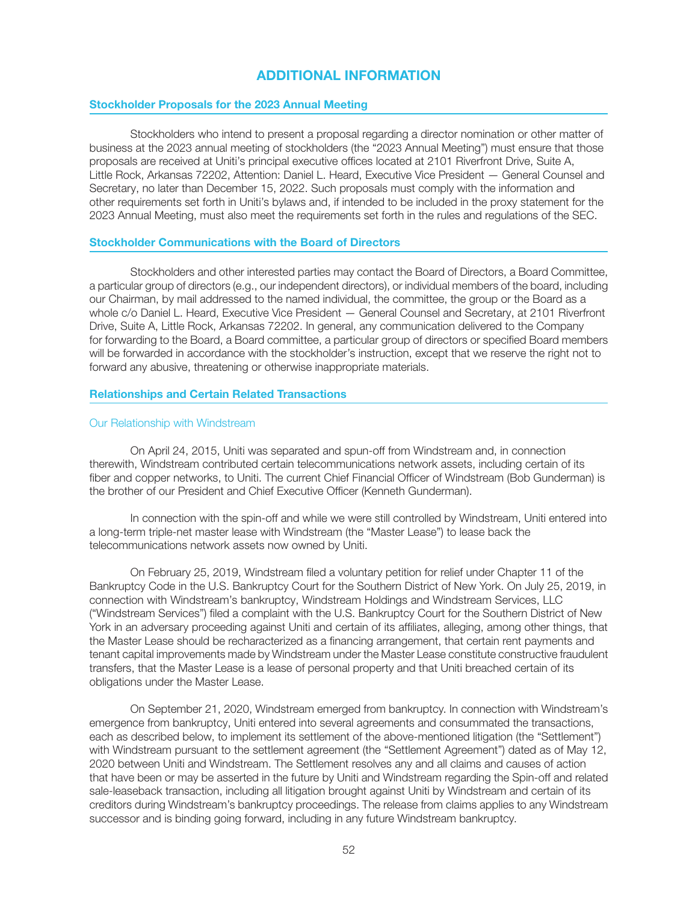# ADDITIONAL INFORMATION

## Stockholder Proposals for the 2023 Annual Meeting

Stockholders who intend to present a proposal regarding a director nomination or other matter of business at the 2023 annual meeting of stockholders (the "2023 Annual Meeting") must ensure that those proposals are received at Uniti's principal executive offices located at 2101 Riverfront Drive, Suite A, Little Rock, Arkansas 72202, Attention: Daniel L. Heard, Executive Vice President — General Counsel and Secretary, no later than December 15, 2022. Such proposals must comply with the information and other requirements set forth in Uniti's bylaws and, if intended to be included in the proxy statement for the 2023 Annual Meeting, must also meet the requirements set forth in the rules and regulations of the SEC.

## Stockholder Communications with the Board of Directors

Stockholders and other interested parties may contact the Board of Directors, a Board Committee, a particular group of directors (e.g., our independent directors), or individual members of the board, including our Chairman, by mail addressed to the named individual, the committee, the group or the Board as a whole c/o Daniel L. Heard, Executive Vice President — General Counsel and Secretary, at 2101 Riverfront Drive, Suite A, Little Rock, Arkansas 72202. In general, any communication delivered to the Company for forwarding to the Board, a Board committee, a particular group of directors or specified Board members will be forwarded in accordance with the stockholder's instruction, except that we reserve the right not to forward any abusive, threatening or otherwise inappropriate materials.

## Relationships and Certain Related Transactions

### Our Relationship with Windstream

On April 24, 2015, Uniti was separated and spun-off from Windstream and, in connection therewith, Windstream contributed certain telecommunications network assets, including certain of its fiber and copper networks, to Uniti. The current Chief Financial Officer of Windstream (Bob Gunderman) is the brother of our President and Chief Executive Officer (Kenneth Gunderman).

In connection with the spin-off and while we were still controlled by Windstream, Uniti entered into a long-term triple-net master lease with Windstream (the "Master Lease") to lease back the telecommunications network assets now owned by Uniti.

On February 25, 2019, Windstream filed a voluntary petition for relief under Chapter 11 of the Bankruptcy Code in the U.S. Bankruptcy Court for the Southern District of New York. On July 25, 2019, in connection with Windstream's bankruptcy, Windstream Holdings and Windstream Services, LLC ("Windstream Services") filed a complaint with the U.S. Bankruptcy Court for the Southern District of New York in an adversary proceeding against Uniti and certain of its affiliates, alleging, among other things, that the Master Lease should be recharacterized as a financing arrangement, that certain rent payments and tenant capital improvements made by Windstream under the Master Lease constitute constructive fraudulent transfers, that the Master Lease is a lease of personal property and that Uniti breached certain of its obligations under the Master Lease.

On September 21, 2020, Windstream emerged from bankruptcy. In connection with Windstream's emergence from bankruptcy, Uniti entered into several agreements and consummated the transactions, each as described below, to implement its settlement of the above-mentioned litigation (the "Settlement") with Windstream pursuant to the settlement agreement (the "Settlement Agreement") dated as of May 12, 2020 between Uniti and Windstream. The Settlement resolves any and all claims and causes of action that have been or may be asserted in the future by Uniti and Windstream regarding the Spin-off and related sale-leaseback transaction, including all litigation brought against Uniti by Windstream and certain of its creditors during Windstream's bankruptcy proceedings. The release from claims applies to any Windstream successor and is binding going forward, including in any future Windstream bankruptcy.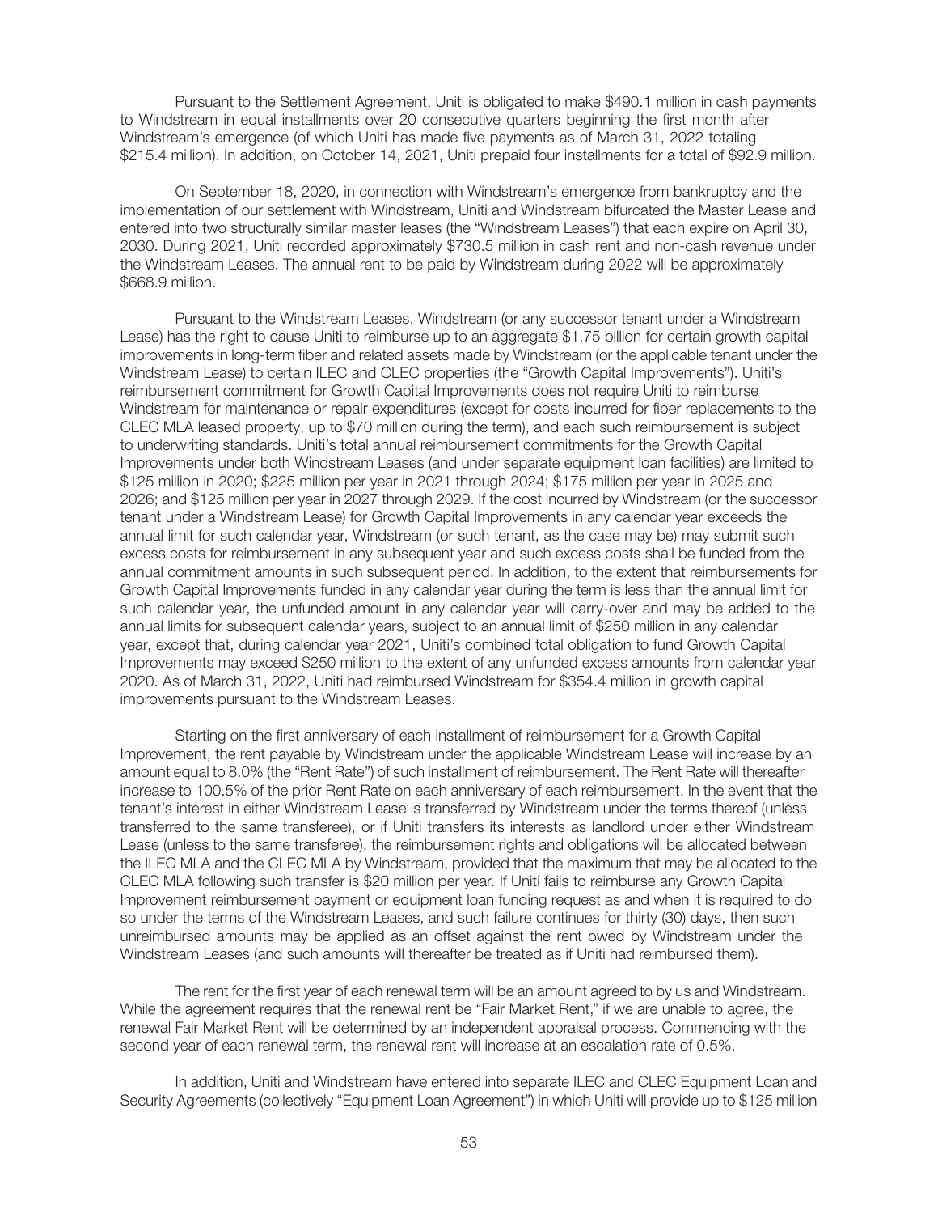Pursuant to the Settlement Agreement, Uniti is obligated to make $490.1 million in cash payments to Windstream in equal installments over 20 consecutive quarters beginning the first month after Windstream's emergence (of which Uniti has made five payments as of March 31, 2022 totaling $215.4 million). In addition, on October 14, 2021, Uniti prepaid four installments for a total of $92.9 million.

On September 18, 2020, in connection with Windstream's emergence from bankruptcy and the implementation of our settlement with Windstream, Uniti and Windstream bifurcated the Master Lease and entered into two structurally similar master leases (the "Windstream Leases") that each expire on April 30, 2030. During 2021, Uniti recorded approximately $730.5 million in cash rent and non-cash revenue under the Windstream Leases. The annual rent to be paid by Windstream during 2022 will be approximately $668.9 million.

Pursuant to the Windstream Leases, Windstream (or any successor tenant under a Windstream Lease) has the right to cause Uniti to reimburse up to an aggregate $1.75 billion for certain growth capital improvements in long-term fiber and related assets made by Windstream (or the applicable tenant under the Windstream Lease) to certain ILEC and CLEC properties (the "Growth Capital Improvements"). Uniti's reimbursement commitment for Growth Capital Improvements does not require Uniti to reimburse Windstream for maintenance or repair expenditures (except for costs incurred for fiber replacements to the CLEC MLA leased property, up to $70 million during the term), and each such reimbursement is subject to underwriting standards. Uniti's total annual reimbursement commitments for the Growth Capital Improvements under both Windstream Leases (and under separate equipment loan facilities) are limited to $125 million in 2020; $225 million per year in 2021 through 2024; $175 million per year in 2025 and 2026; and $125 million per year in 2027 through 2029. If the cost incurred by Windstream (or the successor tenant under a Windstream Lease) for Growth Capital Improvements in any calendar year exceeds the annual limit for such calendar year, Windstream (or such tenant, as the case may be) may submit such excess costs for reimbursement in any subsequent year and such excess costs shall be funded from the annual commitment amounts in such subsequent period. In addition, to the extent that reimbursements for Growth Capital Improvements funded in any calendar year during the term is less than the annual limit for such calendar year, the unfunded amount in any calendar year will carry-over and may be added to the annual limits for subsequent calendar years, subject to an annual limit of $250 million in any calendar year, except that, during calendar year 2021, Uniti's combined total obligation to fund Growth Capital Improvements may exceed $250 million to the extent of any unfunded excess amounts from calendar year 2020. As of March 31, 2022, Uniti had reimbursed Windstream for $354.4 million in growth capital improvements pursuant to the Windstream Leases.

Starting on the first anniversary of each installment of reimbursement for a Growth Capital Improvement, the rent payable by Windstream under the applicable Windstream Lease will increase by an amount equal to 8.0% (the "Rent Rate") of such installment of reimbursement. The Rent Rate will thereafter increase to 100.5% of the prior Rent Rate on each anniversary of each reimbursement. In the event that the tenant's interest in either Windstream Lease is transferred by Windstream under the terms thereof (unless transferred to the same transferee), or if Uniti transfers its interests as landlord under either Windstream Lease (unless to the same transferee), the reimbursement rights and obligations will be allocated between the ILEC MLA and the CLEC MLA by Windstream, provided that the maximum that may be allocated to the CLEC MLA following such transfer is $20 million per year. If Uniti fails to reimburse any Growth Capital Improvement reimbursement payment or equipment loan funding request as and when it is required to do so under the terms of the Windstream Leases, and such failure continues for thirty (30) days, then such unreimbursed amounts may be applied as an offset against the rent owed by Windstream under the Windstream Leases (and such amounts will thereafter be treated as if Uniti had reimbursed them).

The rent for the first year of each renewal term will be an amount agreed to by us and Windstream. While the agreement requires that the renewal rent be "Fair Market Rent," if we are unable to agree, the renewal Fair Market Rent will be determined by an independent appraisal process. Commencing with the second year of each renewal term, the renewal rent will increase at an escalation rate of 0.5%.

In addition, Uniti and Windstream have entered into separate ILEC and CLEC Equipment Loan and Security Agreements (collectively "Equipment Loan Agreement") in which Uniti will provide up to $125 million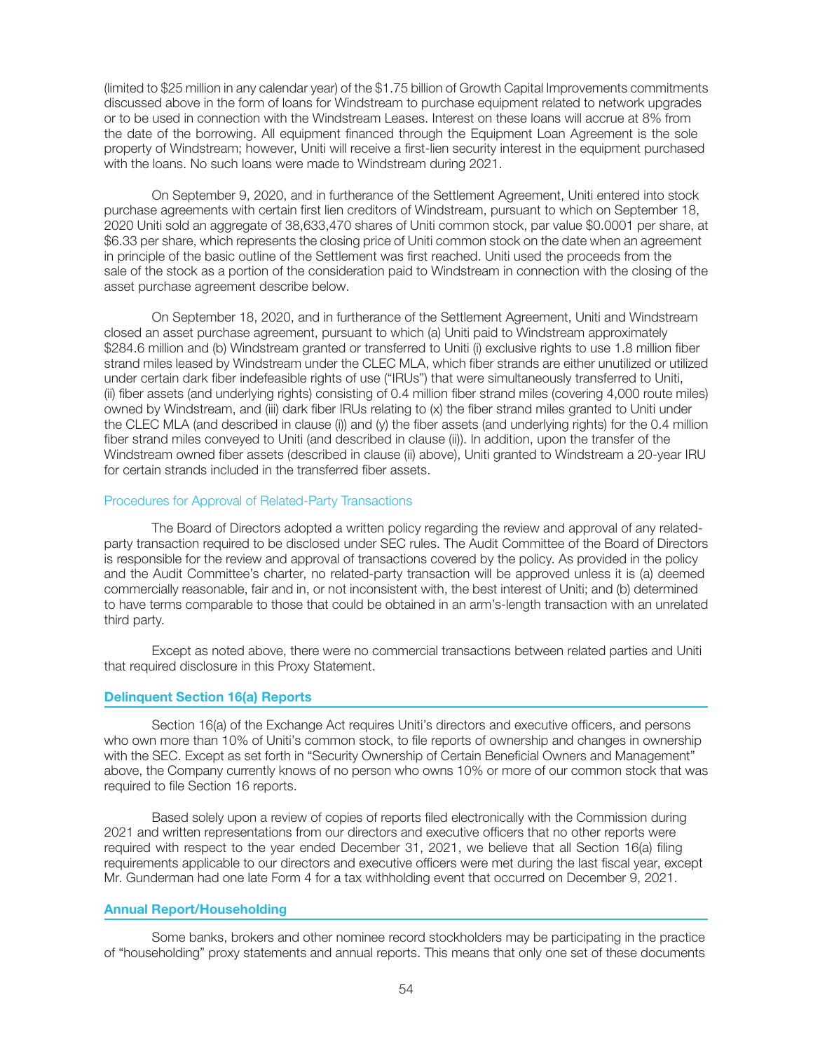(limited to $25 million in any calendar year) of the $1.75 billion of Growth Capital Improvements commitments discussed above in the form of loans for Windstream to purchase equipment related to network upgrades or to be used in connection with the Windstream Leases. Interest on these loans will accrue at 8% from the date of the borrowing. All equipment financed through the Equipment Loan Agreement is the sole property of Windstream; however, Uniti will receive a first-lien security interest in the equipment purchased with the loans. No such loans were made to Windstream during 2021.

On September 9, 2020, and in furtherance of the Settlement Agreement, Uniti entered into stock purchase agreements with certain first lien creditors of Windstream, pursuant to which on September 18, 2020 Uniti sold an aggregate of 38,633,470 shares of Uniti common stock, par value $0.0001 per share, at $6.33 per share, which represents the closing price of Uniti common stock on the date when an agreement in principle of the basic outline of the Settlement was first reached. Uniti used the proceeds from the sale of the stock as a portion of the consideration paid to Windstream in connection with the closing of the asset purchase agreement describe below.

On September 18, 2020, and in furtherance of the Settlement Agreement, Uniti and Windstream closed an asset purchase agreement, pursuant to which (a) Uniti paid to Windstream approximately $284.6 million and (b) Windstream granted or transferred to Uniti (i) exclusive rights to use 1.8 million fiber strand miles leased by Windstream under the CLEC MLA, which fiber strands are either unutilized or utilized under certain dark fiber indefeasible rights of use ("IRUs") that were simultaneously transferred to Uniti, (ii) fiber assets (and underlying rights) consisting of 0.4 million fiber strand miles (covering 4,000 route miles) owned by Windstream, and (iii) dark fiber IRUs relating to (x) the fiber strand miles granted to Uniti under the CLEC MLA (and described in clause (i)) and (y) the fiber assets (and underlying rights) for the 0.4 million fiber strand miles conveyed to Uniti (and described in clause (ii)). In addition, upon the transfer of the Windstream owned fiber assets (described in clause (ii) above), Uniti granted to Windstream a 20-year IRU for certain strands included in the transferred fiber assets.

### Procedures for Approval of Related-Party Transactions

The Board of Directors adopted a written policy regarding the review and approval of any related-party transaction required to be disclosed under SEC rules. The Audit Committee of the Board of Directors is responsible for the review and approval of transactions covered by the policy. As provided in the policy and the Audit Committee's charter, no related-party transaction will be approved unless it is (a) deemed commercially reasonable, fair and in, or not inconsistent with, the best interest of Uniti; and (b) determined to have terms comparable to those that could be obtained in an arm's-length transaction with an unrelated third party.

Except as noted above, there were no commercial transactions between related parties and Uniti that required disclosure in this Proxy Statement.

## Delinquent Section 16(a) Reports

Section 16(a) of the Exchange Act requires Uniti's directors and executive officers, and persons who own more than 10% of Uniti's common stock, to file reports of ownership and changes in ownership with the SEC. Except as set forth in "Security Ownership of Certain Beneficial Owners and Management" above, the Company currently knows of no person who owns 10% or more of our common stock that was required to file Section 16 reports.

Based solely upon a review of copies of reports filed electronically with the Commission during 2021 and written representations from our directors and executive officers that no other reports were required with respect to the year ended December 31, 2021, we believe that all Section 16(a) filing requirements applicable to our directors and executive officers were met during the last fiscal year, except Mr. Gunderman had one late Form 4 for a tax withholding event that occurred on December 9, 2021.

## Annual Report/Householding

Some banks, brokers and other nominee record stockholders may be participating in the practice of "householding" proxy statements and annual reports. This means that only one set of these documents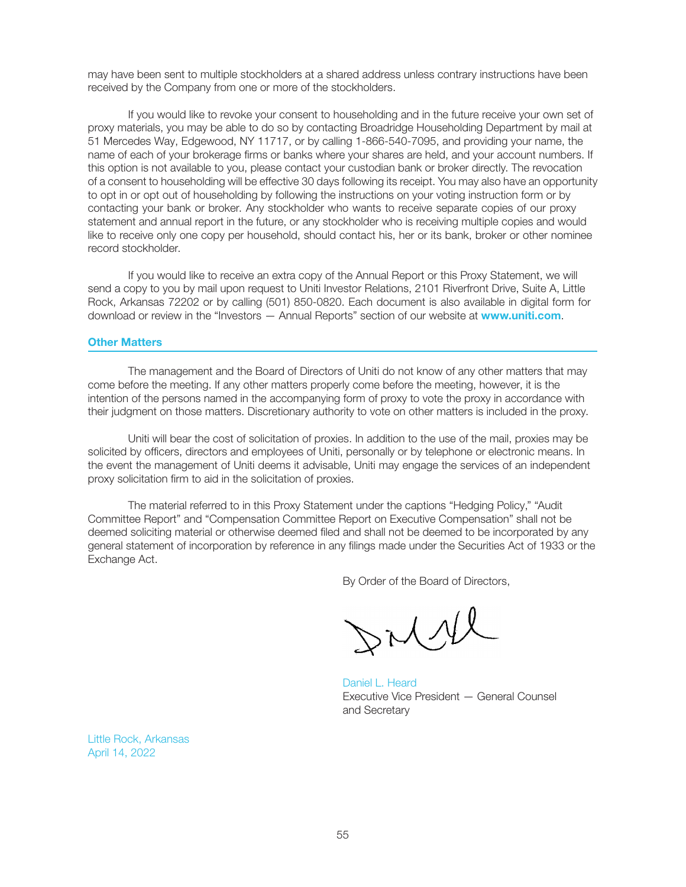may have been sent to multiple stockholders at a shared address unless contrary instructions have been received by the Company from one or more of the stockholders.

If you would like to revoke your consent to householding and in the future receive your own set of proxy materials, you may be able to do so by contacting Broadridge Householding Department by mail at 51 Mercedes Way, Edgewood, NY 11717, or by calling 1-866-540-7095, and providing your name, the name of each of your brokerage firms or banks where your shares are held, and your account numbers. If this option is not available to you, please contact your custodian bank or broker directly. The revocation of a consent to householding will be effective 30 days following its receipt. You may also have an opportunity to opt in or opt out of householding by following the instructions on your voting instruction form or by contacting your bank or broker. Any stockholder who wants to receive separate copies of our proxy statement and annual report in the future, or any stockholder who is receiving multiple copies and would like to receive only one copy per household, should contact his, her or its bank, broker or other nominee record stockholder.

If you would like to receive an extra copy of the Annual Report or this Proxy Statement, we will send a copy to you by mail upon request to Uniti Investor Relations, 2101 Riverfront Drive, Suite A, Little Rock, Arkansas 72202 or by calling (501) 850-0820. Each document is also available in digital form for download or review in the "Investors — Annual Reports" section of our website at **www.uniti.com**.

## Other Matters

The management and the Board of Directors of Uniti do not know of any other matters that may come before the meeting. If any other matters properly come before the meeting, however, it is the intention of the persons named in the accompanying form of proxy to vote the proxy in accordance with their judgment on those matters. Discretionary authority to vote on other matters is included in the proxy.

Uniti will bear the cost of solicitation of proxies. In addition to the use of the mail, proxies may be solicited by officers, directors and employees of Uniti, personally or by telephone or electronic means. In the event the management of Uniti deems it advisable, Uniti may engage the services of an independent proxy solicitation firm to aid in the solicitation of proxies.

The material referred to in this Proxy Statement under the captions "Hedging Policy," "Audit Committee Report" and "Compensation Committee Report on Executive Compensation" shall not be deemed soliciting material or otherwise deemed filed and shall not be deemed to be incorporated by any general statement of incorporation by reference in any filings made under the Securities Act of 1933 or the Exchange Act.

By Order of the Board of Directors,

Daniel L. Heard
Executive Vice President — General Counsel and Secretary

Little Rock, Arkansas
April 14, 2022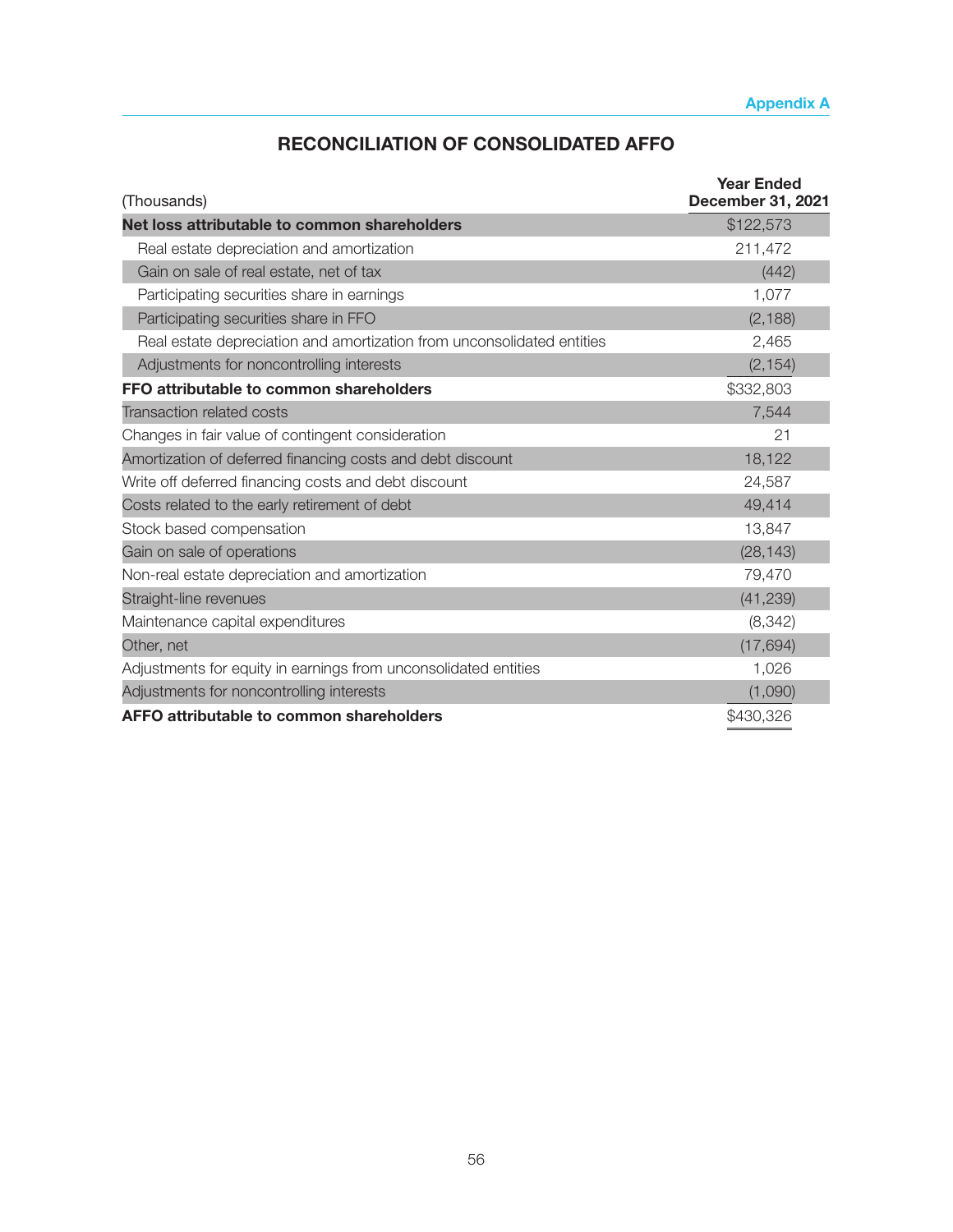Appendix A

## RECONCILIATION OF CONSOLIDATED AFFO

| (Thousands) | Year Ended December 31, 2021 |
|---|---|
| **Net loss attributable to common shareholders** | $122,573 |
| Real estate depreciation and amortization | 211,472 |
| Gain on sale of real estate, net of tax | (442) |
| Participating securities share in earnings | 1,077 |
| Participating securities share in FFO | (2,188) |
| Real estate depreciation and amortization from unconsolidated entities | 2,465 |
| Adjustments for noncontrolling interests | (2,154) |
| **FFO attributable to common shareholders** | $332,803 |
| Transaction related costs | 7,544 |
| Changes in fair value of contingent consideration | 21 |
| Amortization of deferred financing costs and debt discount | 18,122 |
| Write off deferred financing costs and debt discount | 24,587 |
| Costs related to the early retirement of debt | 49,414 |
| Stock based compensation | 13,847 |
| Gain on sale of operations | (28,143) |
| Non-real estate depreciation and amortization | 79,470 |
| Straight-line revenues | (41,239) |
| Maintenance capital expenditures | (8,342) |
| Other, net | (17,694) |
| Adjustments for equity in earnings from unconsolidated entities | 1,026 |
| Adjustments for noncontrolling interests | (1,090) |
| **AFFO attributable to common shareholders** | $430,326 |